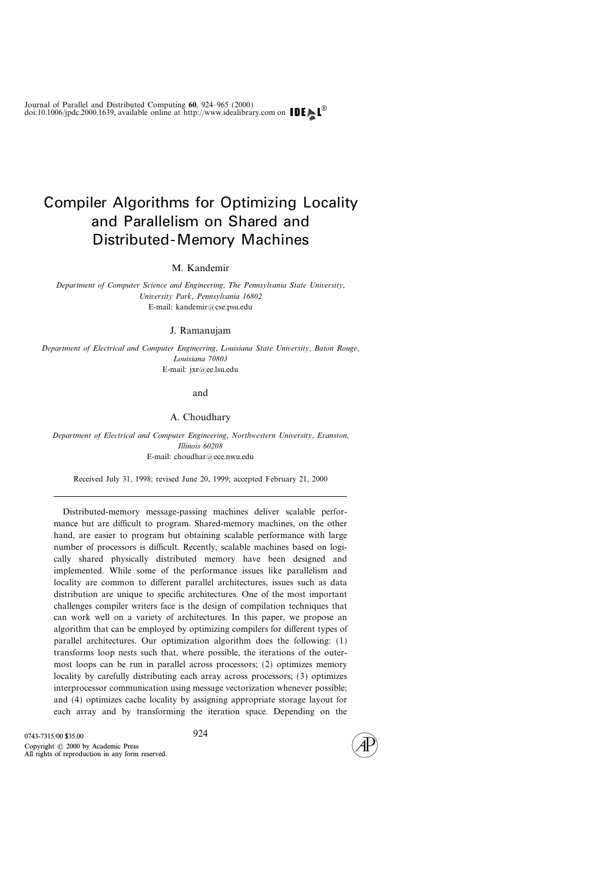Journal of Parallel and Distributed Computing 60, 924–965 (2000)
doi:10.1006/jpdc.2000.1639, available online at http://www.idealibrary.com on IDEAL®

# Compiler Algorithms for Optimizing Locality and Parallelism on Shared and Distributed-Memory Machines

M. Kandemir

*Department of Computer Science and Engineering, The Pennsylvania State University, University Park, Pennsylvania 16802*
E-mail: kandemir@cse.psu.edu

J. Ramanujam

*Department of Electrical and Computer Engineering, Louisiana State University, Baton Rouge, Louisiana 70803*
E-mail: jxr@ee.lsu.edu

and

A. Choudhary

*Department of Electrical and Computer Engineering, Northwestern University, Evanston, Illinois 60208*
E-mail: choudhar@ece.nwu.edu

Received July 31, 1998; revised June 20, 1999; accepted February 21, 2000

---

Distributed-memory message-passing machines deliver scalable performance but are difficult to program. Shared-memory machines, on the other hand, are easier to program but obtaining scalable performance with large number of processors is difficult. Recently, scalable machines based on logically shared physically distributed memory have been designed and implemented. While some of the performance issues like parallelism and locality are common to different parallel architectures, issues such as data distribution are unique to specific architectures. One of the most important challenges compiler writers face is the design of compilation techniques that can work well on a variety of architectures. In this paper, we propose an algorithm that can be employed by optimizing compilers for different types of parallel architectures. Our optimization algorithm does the following: (1) transforms loop nests such that, where possible, the iterations of the outermost loops can be run in parallel across processors; (2) optimizes memory locality by carefully distributing each array across processors; (3) optimizes interprocessor communication using message vectorization whenever possible; and (4) optimizes cache locality by assigning appropriate storage layout for each array and by transforming the iteration space. Depending on the

0743-7315/00 $35.00
Copyright © 2000 by Academic Press
All rights of reproduction in any form reserved.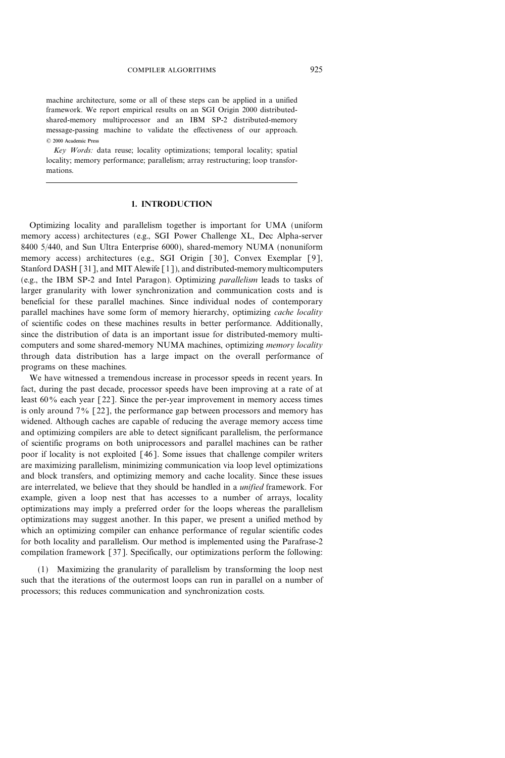machine architecture, some or all of these steps can be applied in a unified framework. We report empirical results on an SGI Origin 2000 distributed-shared-memory multiprocessor and an IBM SP-2 distributed-memory message-passing machine to validate the effectiveness of our approach. © 2000 Academic Press

*Key Words:* data reuse; locality optimizations; temporal locality; spatial locality; memory performance; parallelism; array restructuring; loop transformations.

---

## 1. INTRODUCTION

Optimizing locality and parallelism together is important for UMA (uniform memory access) architectures (e.g., SGI Power Challenge XL, Dec Alpha-server 8400 5/440, and Sun Ultra Enterprise 6000), shared-memory NUMA (nonuniform memory access) architectures (e.g., SGI Origin [30], Convex Exemplar [9], Stanford DASH [31], and MIT Alewife [1]), and distributed-memory multicomputers (e.g., the IBM SP-2 and Intel Paragon). Optimizing *parallelism* leads to tasks of larger granularity with lower synchronization and communication costs and is beneficial for these parallel machines. Since individual nodes of contemporary parallel machines have some form of memory hierarchy, optimizing *cache locality* of scientific codes on these machines results in better performance. Additionally, since the distribution of data is an important issue for distributed-memory multicomputers and some shared-memory NUMA machines, optimizing *memory locality* through data distribution has a large impact on the overall performance of programs on these machines.

We have witnessed a tremendous increase in processor speeds in recent years. In fact, during the past decade, processor speeds have been improving at a rate of at least 60% each year [22]. Since the per-year improvement in memory access times is only around 7% [22], the performance gap between processors and memory has widened. Although caches are capable of reducing the average memory access time and optimizing compilers are able to detect significant parallelism, the performance of scientific programs on both uniprocessors and parallel machines can be rather poor if locality is not exploited [46]. Some issues that challenge compiler writers are maximizing parallelism, minimizing communication via loop level optimizations and block transfers, and optimizing memory and cache locality. Since these issues are interrelated, we believe that they should be handled in a *unified* framework. For example, given a loop nest that has accesses to a number of arrays, locality optimizations may imply a preferred order for the loops whereas the parallelism optimizations may suggest another. In this paper, we present a unified method by which an optimizing compiler can enhance performance of regular scientific codes for both locality and parallelism. Our method is implemented using the Parafrase-2 compilation framework [37]. Specifically, our optimizations perform the following:

(1) Maximizing the granularity of parallelism by transforming the loop nest such that the iterations of the outermost loops can run in parallel on a number of processors; this reduces communication and synchronization costs.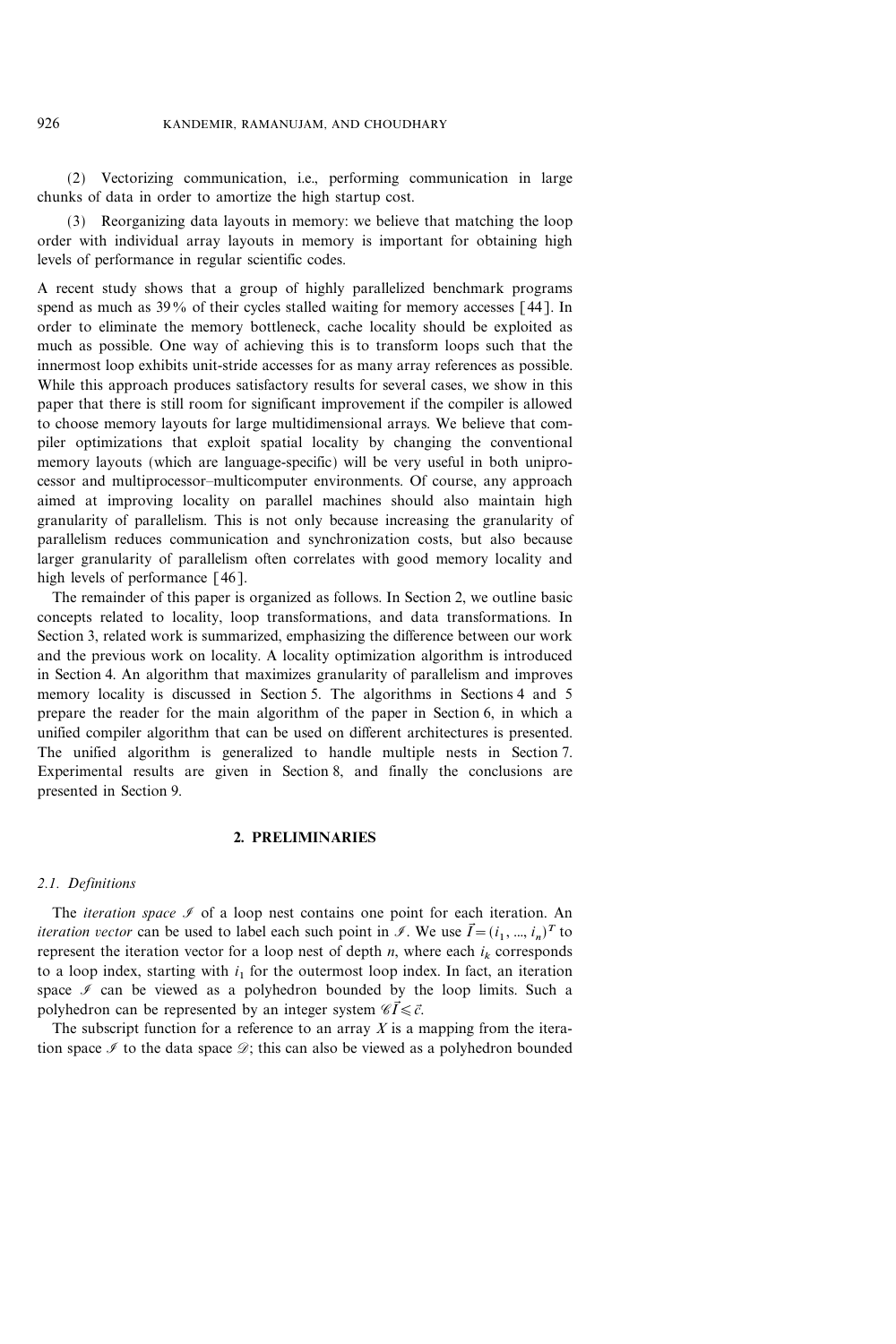(2) Vectorizing communication, i.e., performing communication in large chunks of data in order to amortize the high startup cost.

(3) Reorganizing data layouts in memory: we believe that matching the loop order with individual array layouts in memory is important for obtaining high levels of performance in regular scientific codes.

A recent study shows that a group of highly parallelized benchmark programs spend as much as 39% of their cycles stalled waiting for memory accesses [44]. In order to eliminate the memory bottleneck, cache locality should be exploited as much as possible. One way of achieving this is to transform loops such that the innermost loop exhibits unit-stride accesses for as many array references as possible. While this approach produces satisfactory results for several cases, we show in this paper that there is still room for significant improvement if the compiler is allowed to choose memory layouts for large multidimensional arrays. We believe that compiler optimizations that exploit spatial locality by changing the conventional memory layouts (which are language-specific) will be very useful in both uniprocessor and multiprocessor–multicomputer environments. Of course, any approach aimed at improving locality on parallel machines should also maintain high granularity of parallelism. This is not only because increasing the granularity of parallelism reduces communication and synchronization costs, but also because larger granularity of parallelism often correlates with good memory locality and high levels of performance [46].

The remainder of this paper is organized as follows. In Section 2, we outline basic concepts related to locality, loop transformations, and data transformations. In Section 3, related work is summarized, emphasizing the difference between our work and the previous work on locality. A locality optimization algorithm is introduced in Section 4. An algorithm that maximizes granularity of parallelism and improves memory locality is discussed in Section 5. The algorithms in Sections 4 and 5 prepare the reader for the main algorithm of the paper in Section 6, in which a unified compiler algorithm that can be used on different architectures is presented. The unified algorithm is generalized to handle multiple nests in Section 7. Experimental results are given in Section 8, and finally the conclusions are presented in Section 9.

## 2. PRELIMINARIES

### 2.1. Definitions

The *iteration space* $\mathscr{I}$ of a loop nest contains one point for each iteration. An *iteration vector* can be used to label each such point in $\mathscr{I}$. We use $\vec{I} = (i_1, ..., i_n)^T$ to represent the iteration vector for a loop nest of depth $n$, where each $i_k$ corresponds to a loop index, starting with $i_1$ for the outermost loop index. In fact, an iteration space $\mathscr{I}$ can be viewed as a polyhedron bounded by the loop limits. Such a polyhedron can be represented by an integer system $\mathscr{C}\vec{I} \leqslant \vec{c}$.

The subscript function for a reference to an array $X$ is a mapping from the iteration space $\mathscr{I}$ to the data space $\mathscr{D}$; this can also be viewed as a polyhedron bounded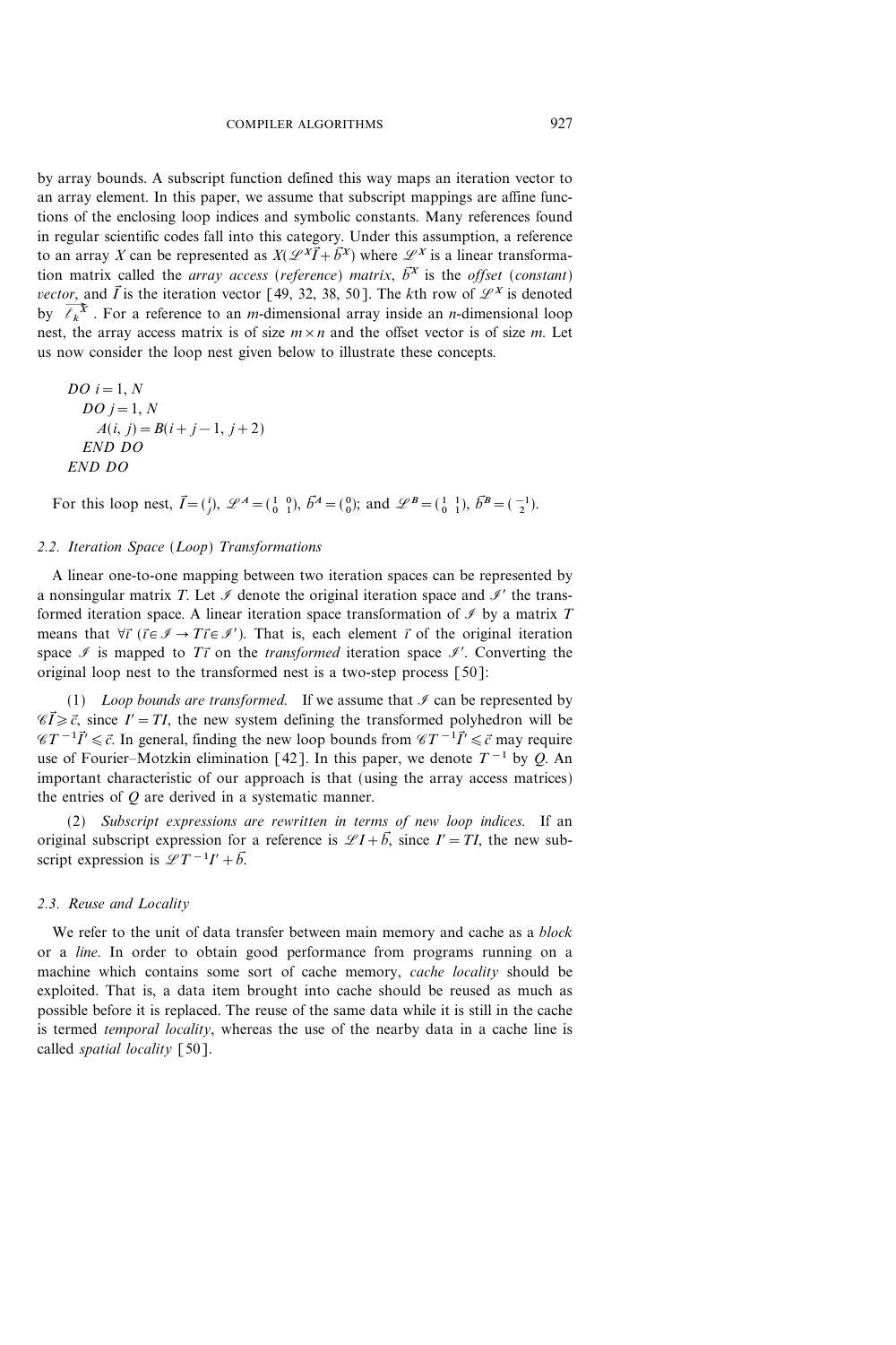by array bounds. A subscript function defined this way maps an iteration vector to an array element. In this paper, we assume that subscript mappings are affine functions of the enclosing loop indices and symbolic constants. Many references found in regular scientific codes fall into this category. Under this assumption, a reference to an array $X$ can be represented as $X(\mathscr{L}^X \vec{I} + \vec{b}^X)$ where $\mathscr{L}^X$ is a linear transformation matrix called the *array access* (*reference*) *matrix*, $\vec{b}^X$ is the *offset* (*constant*) *vector*, and $\vec{I}$ is the iteration vector [49, 32, 38, 50]. The $k$th row of $\mathscr{L}^X$ is denoted by $\vec{\ell_k^X}$. For a reference to an $m$-dimensional array inside an $n$-dimensional loop nest, the array access matrix is of size $m \times n$ and the offset vector is of size $m$. Let us now consider the loop nest given below to illustrate these concepts.

```
DO i = 1, N
  DO j = 1, N
    A(i, j) = B(i + j - 1, j + 2)
  END DO
END DO
```

For this loop nest, $\vec{I} = \binom{i}{j}$, $\mathscr{L}^A = \begin{pmatrix} 1 & 0 \\ 0 & 1 \end{pmatrix}$, $\vec{b}^A = \binom{0}{0}$; and $\mathscr{L}^B = \begin{pmatrix} 1 & 1 \\ 0 & 1 \end{pmatrix}$, $\vec{b}^B = \binom{-1}{2}$.

### 2.2. Iteration Space (Loop) Transformations

A linear one-to-one mapping between two iteration spaces can be represented by a nonsingular matrix $T$. Let $\mathscr{I}$ denote the original iteration space and $\mathscr{I}'$ the transformed iteration space. A linear iteration space transformation of $\mathscr{I}$ by a matrix $T$ means that $\forall \vec{\imath}\ (\vec{\imath} \in \mathscr{I} \rightarrow T\vec{\imath} \in \mathscr{I}')$. That is, each element $\vec{\imath}$ of the original iteration space $\mathscr{I}$ is mapped to $T\vec{\imath}$ on the *transformed* iteration space $\mathscr{I}'$. Converting the original loop nest to the transformed nest is a two-step process [50]:

(1) *Loop bounds are transformed.* If we assume that $\mathscr{I}$ can be represented by $\mathscr{C}\vec{I} \geqslant \vec{c}$, since $I' = TI$, the new system defining the transformed polyhedron will be $\mathscr{C}T^{-1}\vec{I}' \leqslant \vec{c}$. In general, finding the new loop bounds from $\mathscr{C}T^{-1}\vec{I}' \leqslant \vec{c}$ may require use of Fourier–Motzkin elimination [42]. In this paper, we denote $T^{-1}$ by $Q$. An important characteristic of our approach is that (using the array access matrices) the entries of $Q$ are derived in a systematic manner.

(2) *Subscript expressions are rewritten in terms of new loop indices.* If an original subscript expression for a reference is $\mathscr{L}I + \vec{b}$, since $I' = TI$, the new subscript expression is $\mathscr{L}T^{-1}I' + \vec{b}$.

### 2.3. Reuse and Locality

We refer to the unit of data transfer between main memory and cache as a *block* or a *line*. In order to obtain good performance from programs running on a machine which contains some sort of cache memory, *cache locality* should be exploited. That is, a data item brought into cache should be reused as much as possible before it is replaced. The reuse of the same data while it is still in the cache is termed *temporal locality*, whereas the use of the nearby data in a cache line is called *spatial locality* [50].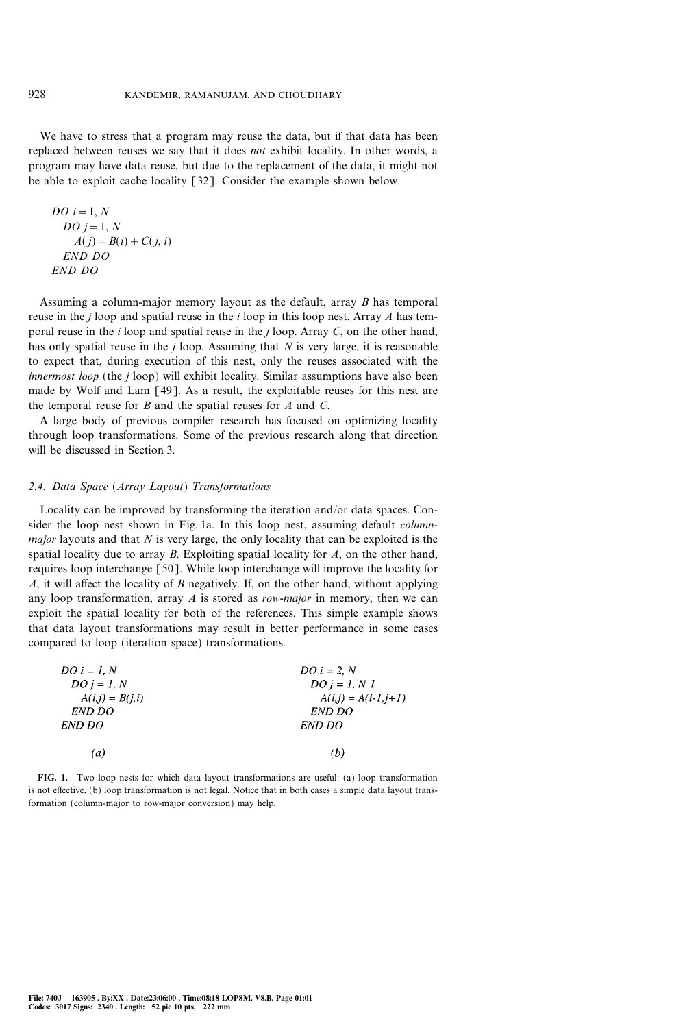We have to stress that a program may reuse the data, but if that data has been replaced between reuses we say that it does *not* exhibit locality. In other words, a program may have data reuse, but due to the replacement of the data, it might not be able to exploit cache locality [32]. Consider the example shown below.

```
DO i = 1, N
  DO j = 1, N
    A(j) = B(i) + C(j, i)
  END DO
END DO
```

Assuming a column-major memory layout as the default, array $B$ has temporal reuse in the $j$ loop and spatial reuse in the $i$ loop in this loop nest. Array $A$ has temporal reuse in the $i$ loop and spatial reuse in the $j$ loop. Array $C$, on the other hand, has only spatial reuse in the $j$ loop. Assuming that $N$ is very large, it is reasonable to expect that, during execution of this nest, only the reuses associated with the *innermost loop* (the $j$ loop) will exhibit locality. Similar assumptions have also been made by Wolf and Lam [49]. As a result, the exploitable reuses for this nest are the temporal reuse for $B$ and the spatial reuses for $A$ and $C$.

A large body of previous compiler research has focused on optimizing locality through loop transformations. Some of the previous research along that direction will be discussed in Section 3.

### 2.4. Data Space (Array Layout) Transformations

Locality can be improved by transforming the iteration and/or data spaces. Consider the loop nest shown in Fig. 1a. In this loop nest, assuming default *column-major* layouts and that $N$ is very large, the only locality that can be exploited is the spatial locality due to array $B$. Exploiting spatial locality for $A$, on the other hand, requires loop interchange [50]. While loop interchange will improve the locality for $A$, it will affect the locality of $B$ negatively. If, on the other hand, without applying any loop transformation, array $A$ is stored as *row-major* in memory, then we can exploit the spatial locality for both of the references. This simple example shows that data layout transformations may result in better performance in some cases compared to loop (iteration space) transformations.

```
DO i = 1, N
  DO j = 1, N
    A(i,j) = B(j,i)
  END DO
END DO

(a)
```

```
DO i = 2, N
  DO j = 1, N-1
    A(i,j) = A(i-1,j+1)
  END DO
END DO

(b)
```

**FIG. 1.** Two loop nests for which data layout transformations are useful: (a) loop transformation is not effective, (b) loop transformation is not legal. Notice that in both cases a simple data layout transformation (column-major to row-major conversion) may help.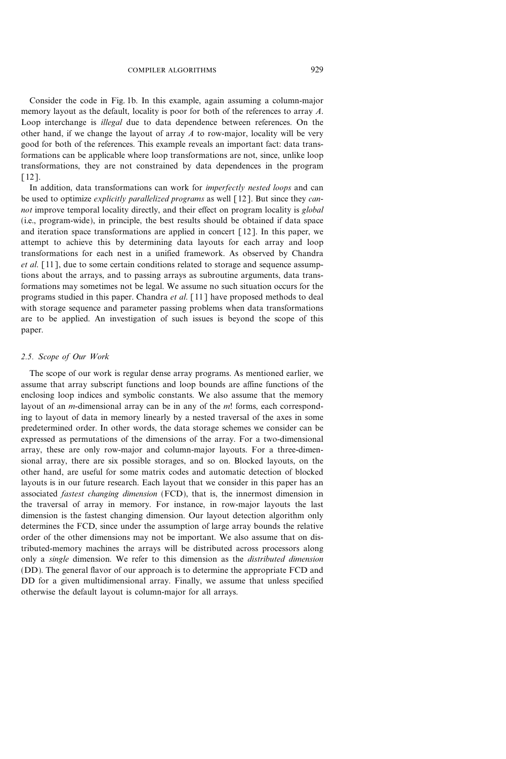Consider the code in Fig. 1b. In this example, again assuming a column-major memory layout as the default, locality is poor for both of the references to array $A$. Loop interchange is *illegal* due to data dependence between references. On the other hand, if we change the layout of array $A$ to row-major, locality will be very good for both of the references. This example reveals an important fact: data transformations can be applicable where loop transformations are not, since, unlike loop transformations, they are not constrained by data dependences in the program [12].

In addition, data transformations can work for *imperfectly nested loops* and can be used to optimize *explicitly parallelized programs* as well [12]. But since they *cannot* improve temporal locality directly, and their effect on program locality is *global* (i.e., program-wide), in principle, the best results should be obtained if data space and iteration space transformations are applied in concert [12]. In this paper, we attempt to achieve this by determining data layouts for each array and loop transformations for each nest in a unified framework. As observed by Chandra *et al.* [11], due to some certain conditions related to storage and sequence assumptions about the arrays, and to passing arrays as subroutine arguments, data transformations may sometimes not be legal. We assume no such situation occurs for the programs studied in this paper. Chandra *et al.* [11] have proposed methods to deal with storage sequence and parameter passing problems when data transformations are to be applied. An investigation of such issues is beyond the scope of this paper.

### 2.5. Scope of Our Work

The scope of our work is regular dense array programs. As mentioned earlier, we assume that array subscript functions and loop bounds are affine functions of the enclosing loop indices and symbolic constants. We also assume that the memory layout of an $m$-dimensional array can be in any of the $m!$ forms, each corresponding to layout of data in memory linearly by a nested traversal of the axes in some predetermined order. In other words, the data storage schemes we consider can be expressed as permutations of the dimensions of the array. For a two-dimensional array, these are only row-major and column-major layouts. For a three-dimensional array, there are six possible storages, and so on. Blocked layouts, on the other hand, are useful for some matrix codes and automatic detection of blocked layouts is in our future research. Each layout that we consider in this paper has an associated *fastest changing dimension* (FCD), that is, the innermost dimension in the traversal of array in memory. For instance, in row-major layouts the last dimension is the fastest changing dimension. Our layout detection algorithm only determines the FCD, since under the assumption of large array bounds the relative order of the other dimensions may not be important. We also assume that on distributed-memory machines the arrays will be distributed across processors along only a *single* dimension. We refer to this dimension as the *distributed dimension* (DD). The general flavor of our approach is to determine the appropriate FCD and DD for a given multidimensional array. Finally, we assume that unless specified otherwise the default layout is column-major for all arrays.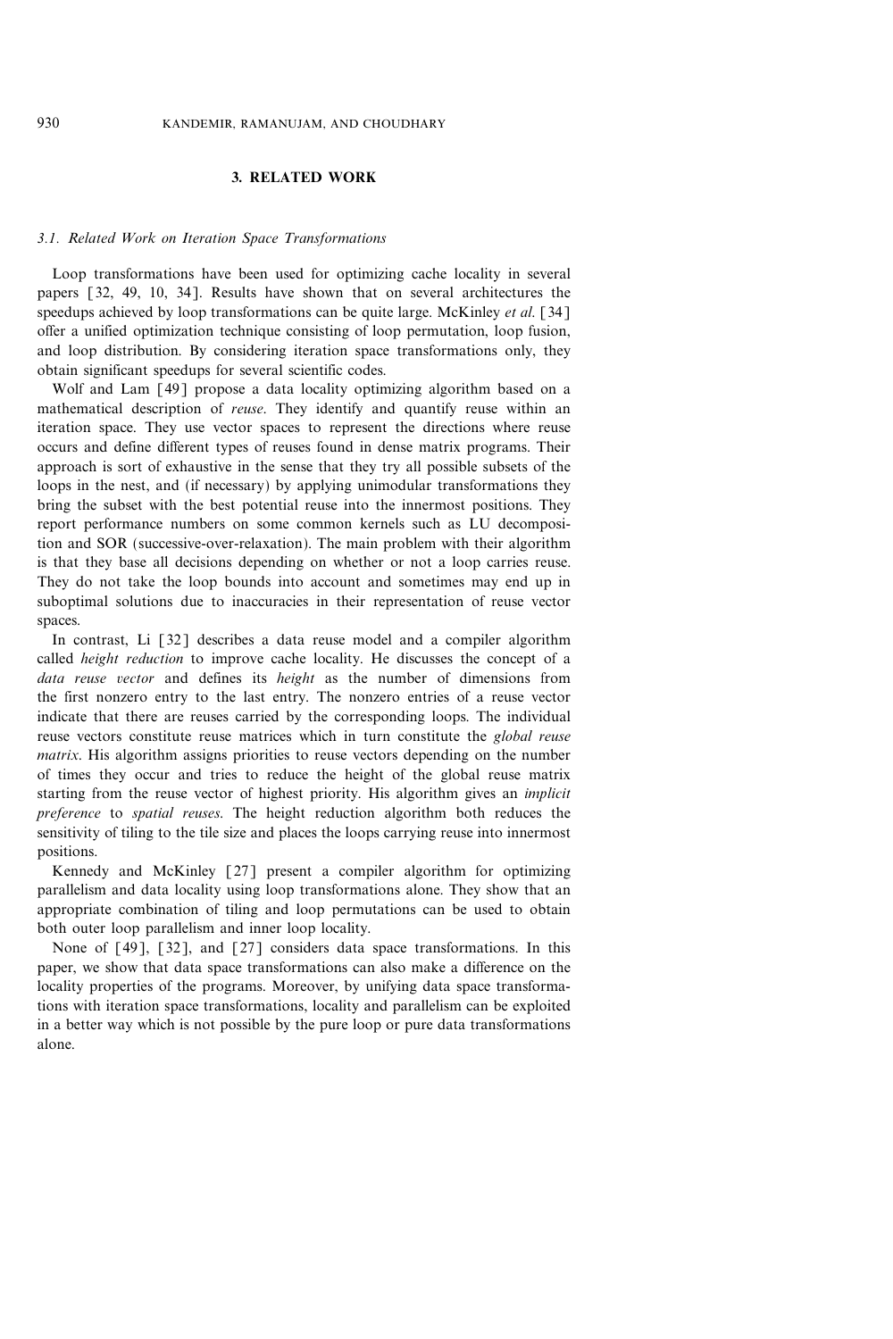## 3. RELATED WORK

### 3.1. Related Work on Iteration Space Transformations

Loop transformations have been used for optimizing cache locality in several papers [32, 49, 10, 34]. Results have shown that on several architectures the speedups achieved by loop transformations can be quite large. McKinley *et al.* [34] offer a unified optimization technique consisting of loop permutation, loop fusion, and loop distribution. By considering iteration space transformations only, they obtain significant speedups for several scientific codes.

Wolf and Lam [49] propose a data locality optimizing algorithm based on a mathematical description of *reuse*. They identify and quantify reuse within an iteration space. They use vector spaces to represent the directions where reuse occurs and define different types of reuses found in dense matrix programs. Their approach is sort of exhaustive in the sense that they try all possible subsets of the loops in the nest, and (if necessary) by applying unimodular transformations they bring the subset with the best potential reuse into the innermost positions. They report performance numbers on some common kernels such as LU decomposition and SOR (successive-over-relaxation). The main problem with their algorithm is that they base all decisions depending on whether or not a loop carries reuse. They do not take the loop bounds into account and sometimes may end up in suboptimal solutions due to inaccuracies in their representation of reuse vector spaces.

In contrast, Li [32] describes a data reuse model and a compiler algorithm called *height reduction* to improve cache locality. He discusses the concept of a *data reuse vector* and defines its *height* as the number of dimensions from the first nonzero entry to the last entry. The nonzero entries of a reuse vector indicate that there are reuses carried by the corresponding loops. The individual reuse vectors constitute reuse matrices which in turn constitute the *global reuse matrix*. His algorithm assigns priorities to reuse vectors depending on the number of times they occur and tries to reduce the height of the global reuse matrix starting from the reuse vector of highest priority. His algorithm gives an *implicit preference* to *spatial reuses*. The height reduction algorithm both reduces the sensitivity of tiling to the tile size and places the loops carrying reuse into innermost positions.

Kennedy and McKinley [27] present a compiler algorithm for optimizing parallelism and data locality using loop transformations alone. They show that an appropriate combination of tiling and loop permutations can be used to obtain both outer loop parallelism and inner loop locality.

None of [49], [32], and [27] considers data space transformations. In this paper, we show that data space transformations can also make a difference on the locality properties of the programs. Moreover, by unifying data space transformations with iteration space transformations, locality and parallelism can be exploited in a better way which is not possible by the pure loop or pure data transformations alone.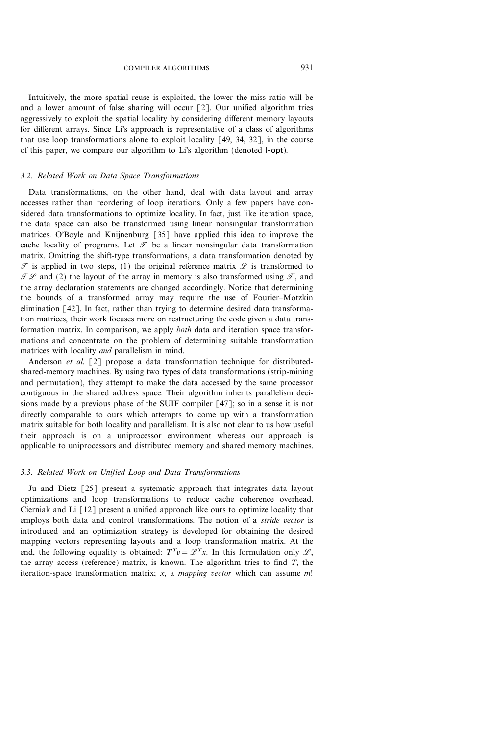Intuitively, the more spatial reuse is exploited, the lower the miss ratio will be and a lower amount of false sharing will occur [2]. Our unified algorithm tries aggressively to exploit the spatial locality by considering different memory layouts for different arrays. Since Li's approach is representative of a class of algorithms that use loop transformations alone to exploit locality [49, 34, 32], in the course of this paper, we compare our algorithm to Li's algorithm (denoted l-opt).

### 3.2. Related Work on Data Space Transformations

Data transformations, on the other hand, deal with data layout and array accesses rather than reordering of loop iterations. Only a few papers have considered data transformations to optimize locality. In fact, just like iteration space, the data space can also be transformed using linear nonsingular transformation matrices. O'Boyle and Knijnenburg [35] have applied this idea to improve the cache locality of programs. Let $\mathcal{T}$ be a linear nonsingular data transformation matrix. Omitting the shift-type transformations, a data transformation denoted by $\mathcal{T}$ is applied in two steps, (1) the original reference matrix $\mathcal{L}$ is transformed to $\mathcal{T}\mathcal{L}$ and (2) the layout of the array in memory is also transformed using $\mathcal{T}$, and the array declaration statements are changed accordingly. Notice that determining the bounds of a transformed array may require the use of Fourier–Motzkin elimination [42]. In fact, rather than trying to determine desired data transformation matrices, their work focuses more on restructuring the code given a data transformation matrix. In comparison, we apply *both* data and iteration space transformations and concentrate on the problem of determining suitable transformation matrices with locality *and* parallelism in mind.

Anderson *et al.* [2] propose a data transformation technique for distributed-shared-memory machines. By using two types of data transformations (strip-mining and permutation), they attempt to make the data accessed by the same processor contiguous in the shared address space. Their algorithm inherits parallelism decisions made by a previous phase of the SUIF compiler [47]; so in a sense it is not directly comparable to ours which attempts to come up with a transformation matrix suitable for both locality and parallelism. It is also not clear to us how useful their approach is on a uniprocessor environment whereas our approach is applicable to uniprocessors and distributed memory and shared memory machines.

### 3.3. Related Work on Unified Loop and Data Transformations

Ju and Dietz [25] present a systematic approach that integrates data layout optimizations and loop transformations to reduce cache coherence overhead. Cierniak and Li [12] present a unified approach like ours to optimize locality that employs both data and control transformations. The notion of a *stride vector* is introduced and an optimization strategy is developed for obtaining the desired mapping vectors representing layouts and a loop transformation matrix. At the end, the following equality is obtained: $T^T v = \mathcal{L}^T x$. In this formulation only $\mathcal{L}$, the array access (reference) matrix, is known. The algorithm tries to find $T$, the iteration-space transformation matrix; $x$, a *mapping vector* which can assume $m!$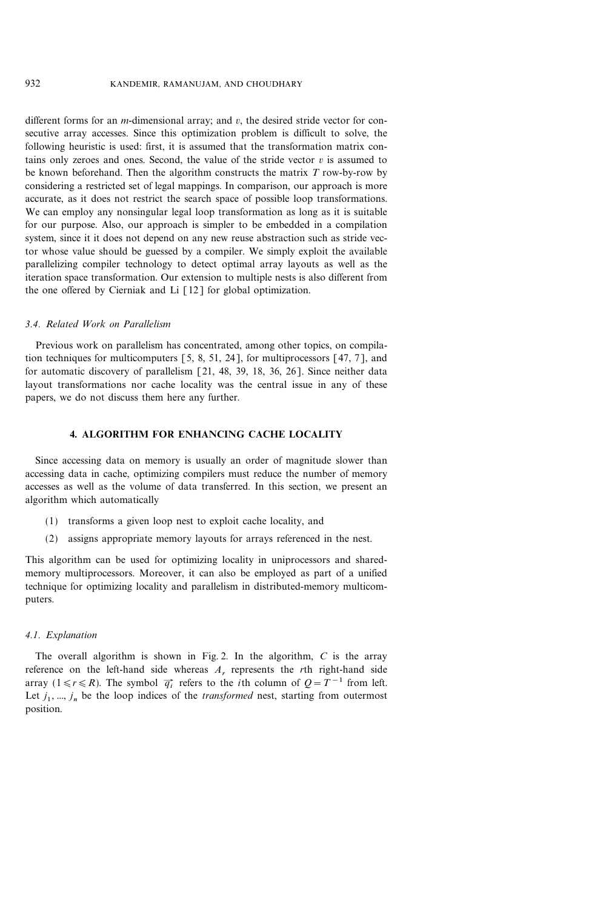different forms for an $m$-dimensional array; and $v$, the desired stride vector for consecutive array accesses. Since this optimization problem is difficult to solve, the following heuristic is used: first, it is assumed that the transformation matrix contains only zeroes and ones. Second, the value of the stride vector $v$ is assumed to be known beforehand. Then the algorithm constructs the matrix $T$ row-by-row by considering a restricted set of legal mappings. In comparison, our approach is more accurate, as it does not restrict the search space of possible loop transformations. We can employ any nonsingular legal loop transformation as long as it is suitable for our purpose. Also, our approach is simpler to be embedded in a compilation system, since it it does not depend on any new reuse abstraction such as stride vector whose value should be guessed by a compiler. We simply exploit the available parallelizing compiler technology to detect optimal array layouts as well as the iteration space transformation. Our extension to multiple nests is also different from the one offered by Cierniak and Li [12] for global optimization.

### 3.4. Related Work on Parallelism

Previous work on parallelism has concentrated, among other topics, on compilation techniques for multicomputers [5, 8, 51, 24], for multiprocessors [47, 7], and for automatic discovery of parallelism [21, 48, 39, 18, 36, 26]. Since neither data layout transformations nor cache locality was the central issue in any of these papers, we do not discuss them here any further.

## 4. ALGORITHM FOR ENHANCING CACHE LOCALITY

Since accessing data on memory is usually an order of magnitude slower than accessing data in cache, optimizing compilers must reduce the number of memory accesses as well as the volume of data transferred. In this section, we present an algorithm which automatically

(1) transforms a given loop nest to exploit cache locality, and

(2) assigns appropriate memory layouts for arrays referenced in the nest.

This algorithm can be used for optimizing locality in uniprocessors and shared-memory multiprocessors. Moreover, it can also be employed as part of a unified technique for optimizing locality and parallelism in distributed-memory multicomputers.

### 4.1. Explanation

The overall algorithm is shown in Fig. 2. In the algorithm, $C$ is the array reference on the left-hand side whereas $A_r$ represents the $r$th right-hand side array ($1 \leqslant r \leqslant R$). The symbol $\vec{q_i}$ refers to the $i$th column of $Q = T^{-1}$ from left. Let $j_1, ..., j_n$ be the loop indices of the *transformed* nest, starting from outermost position.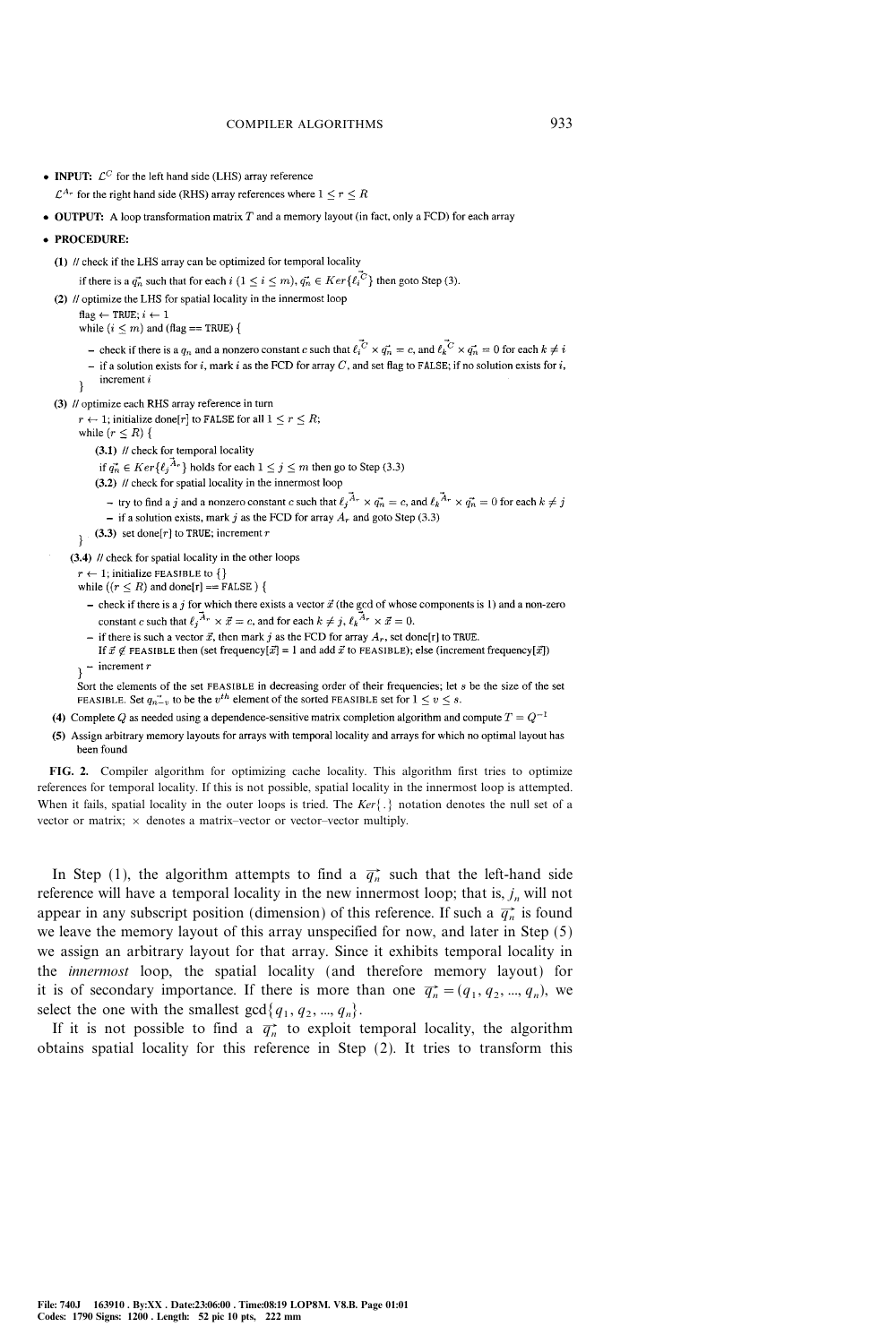- **INPUT:** $\mathcal{L}^C$ for the left hand side (LHS) array reference

  $\mathcal{L}^{A_r}$ for the right hand side (RHS) array references where $1 \le r \le R$
- **OUTPUT:** A loop transformation matrix $T$ and a memory layout (in fact, only a FCD) for each array
- **PROCEDURE:**

**(1)** // check if the LHS array can be optimized for temporal locality

if there is a $\vec{q_n}$ such that for each $i$ $(1 \le i \le m)$, $\vec{q_n} \in Ker\{\vec{\ell_i^C}\}$ then goto Step (3).

**(2)** // optimize the LHS for spatial locality in the innermost loop

flag $\leftarrow$ TRUE; $i \leftarrow 1$

while ($i \le m$) and (flag == TRUE) {

- check if there is a $q_n$ and a nonzero constant $c$ such that $\vec{\ell_i^C} \times \vec{q_n} = c$, and $\vec{\ell_k^C} \times \vec{q_n} = 0$ for each $k \ne i$
- if a solution exists for $i$, mark $i$ as the FCD for array $C$, and set flag to FALSE; if no solution exists for $i$, increment $i$

}

**(3)** // optimize each RHS array reference in turn

$r \leftarrow 1$; initialize done[$r$] to FALSE for all $1 \le r \le R$;

while ($r \le R$) {

**(3.1)** // check for temporal locality

if $\vec{q_n} \in Ker\{\vec{\ell_j^{A_r}}\}$ holds for each $1 \le j \le m$ then go to Step (3.3)

**(3.2)** // check for spatial locality in the innermost loop

- try to find a $j$ and a nonzero constant $c$ such that $\vec{\ell_j^{A_r}} \times \vec{q_n} = c$, and $\vec{\ell_k^{A_r}} \times \vec{q_n} = 0$ for each $k \ne j$
- if a solution exists, mark $j$ as the FCD for array $A_r$ and goto Step (3.3)

**(3.3)** set done[r] to TRUE; increment $r$

}

**(3.4)** // check for spatial locality in the other loops

$r \leftarrow 1$; initialize FEASIBLE to {}

while (($r \le R$) and done[r] == FALSE) {

- check if there is a $j$ for which there exists a vector $\vec{x}$ (the gcd of whose components is 1) and a non-zero constant $c$ such that $\vec{\ell_j^{A_r}} \times \vec{x} = c$, and for each $k \ne j$, $\vec{\ell_k^{A_r}} \times \vec{x} = 0$.
- if there is such a vector $\vec{x}$, then mark $j$ as the FCD for array $A_r$, set done[r] to TRUE.

  If $\vec{x} \notin$ FEASIBLE then (set frequency[$\vec{x}$] = 1 and add $\vec{x}$ to FEASIBLE); else (increment frequency[$\vec{x}$])
- increment $r$

}

Sort the elements of the set FEASIBLE in decreasing order of their frequencies; let $s$ be the size of the set FEASIBLE. Set $\vec{q_{n-v}}$ to be the $v^{th}$ element of the sorted FEASIBLE set for $1 \le v \le s$.

**(4)** Complete $Q$ as needed using a dependence-sensitive matrix completion algorithm and compute $T = Q^{-1}$

**(5)** Assign arbitrary memory layouts for arrays with temporal locality and arrays for which no optimal layout has been found

**FIG. 2.** Compiler algorithm for optimizing cache locality. This algorithm first tries to optimize references for temporal locality. If this is not possible, spatial locality in the innermost loop is attempted. When it fails, spatial locality in the outer loops is tried. The $Ker\{.\}$ notation denotes the null set of a vector or matrix; $\times$ denotes a matrix–vector or vector–vector multiply.

In Step (1), the algorithm attempts to find a $\vec{q_n}$ such that the left-hand side reference will have a temporal locality in the new innermost loop; that is, $j_n$ will not appear in any subscript position (dimension) of this reference. If such a $\vec{q_n}$ is found we leave the memory layout of this array unspecified for now, and later in Step (5) we assign an arbitrary layout for that array. Since it exhibits temporal locality in the *innermost* loop, the spatial locality (and therefore memory layout) for it is of secondary importance. If there is more than one $\vec{q_n} = (q_1, q_2, \ldots, q_n)$, we select the one with the smallest $\gcd\{q_1, q_2, \ldots, q_n\}$.

If it is not possible to find a $\vec{q_n}$ to exploit temporal locality, the algorithm obtains spatial locality for this reference in Step (2). It tries to transform this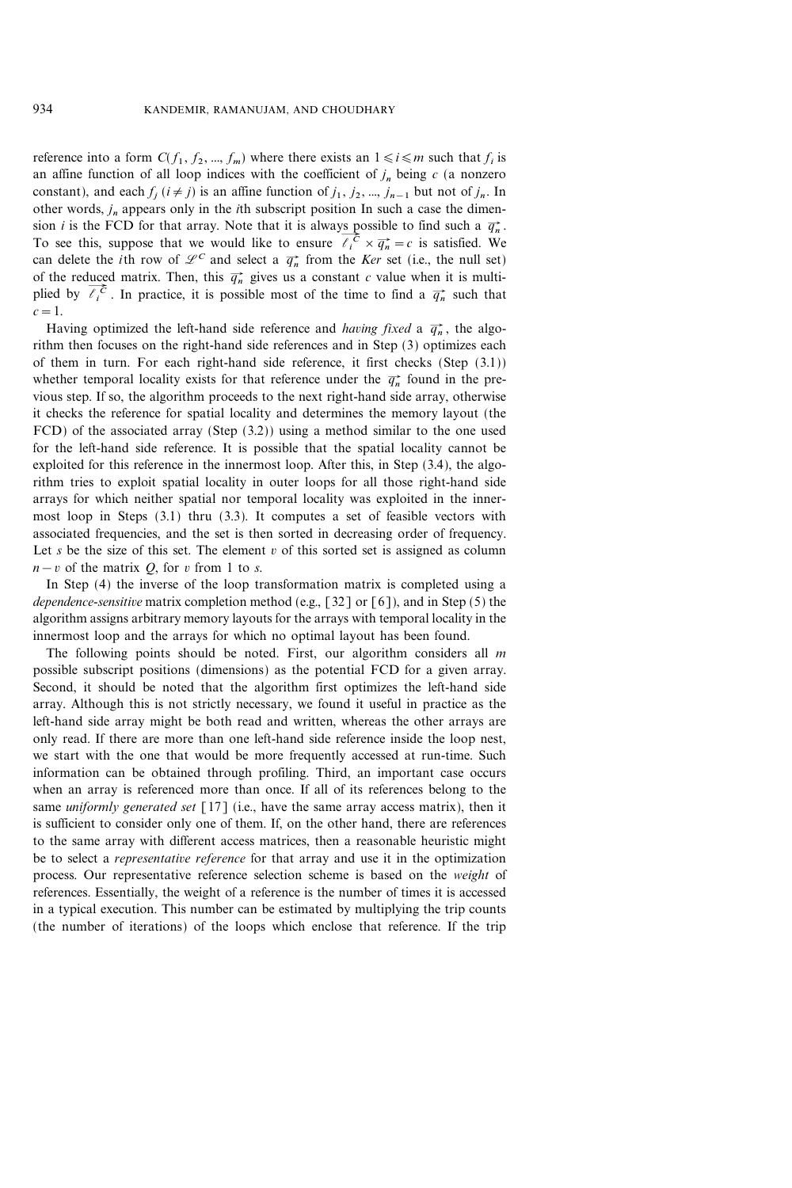reference into a form $C(f_1, f_2, ..., f_m)$ where there exists an $1 \leqslant i \leqslant m$ such that $f_i$ is an affine function of all loop indices with the coefficient of $j_n$ being $c$ (a nonzero constant), and each $f_j$ $(i \neq j)$ is an affine function of $j_1, j_2, ..., j_{n-1}$ but not of $j_n$. In other words, $j_n$ appears only in the $i$th subscript position In such a case the dimension $i$ is the FCD for that array. Note that it is always possible to find such a $\vec{q_n^*}$. To see this, suppose that we would like to ensure $\overline{\ell_i^C} \times \vec{q_n^*} = c$ is satisfied. We can delete the $i$th row of $\mathscr{L}^C$ and select a $\vec{q_n^*}$ from the *Ker* set (i.e., the null set) of the reduced matrix. Then, this $\vec{q_n^*}$ gives us a constant $c$ value when it is multiplied by $\overline{\ell_i^C}$. In practice, it is possible most of the time to find a $\vec{q_n^*}$ such that $c = 1$.

Having optimized the left-hand side reference and *having fixed* a $\vec{q_n^*}$, the algorithm then focuses on the right-hand side references and in Step (3) optimizes each of them in turn. For each right-hand side reference, it first checks (Step (3.1)) whether temporal locality exists for that reference under the $\vec{q_n^*}$ found in the previous step. If so, the algorithm proceeds to the next right-hand side array, otherwise it checks the reference for spatial locality and determines the memory layout (the FCD) of the associated array (Step (3.2)) using a method similar to the one used for the left-hand side reference. It is possible that the spatial locality cannot be exploited for this reference in the innermost loop. After this, in Step (3.4), the algorithm tries to exploit spatial locality in outer loops for all those right-hand side arrays for which neither spatial nor temporal locality was exploited in the innermost loop in Steps (3.1) thru (3.3). It computes a set of feasible vectors with associated frequencies, and the set is then sorted in decreasing order of frequency. Let $s$ be the size of this set. The element $v$ of this sorted set is assigned as column $n - v$ of the matrix $Q$, for $v$ from 1 to $s$.

In Step (4) the inverse of the loop transformation matrix is completed using a *dependence-sensitive* matrix completion method (e.g., [32] or [6]), and in Step (5) the algorithm assigns arbitrary memory layouts for the arrays with temporal locality in the innermost loop and the arrays for which no optimal layout has been found.

The following points should be noted. First, our algorithm considers all $m$ possible subscript positions (dimensions) as the potential FCD for a given array. Second, it should be noted that the algorithm first optimizes the left-hand side array. Although this is not strictly necessary, we found it useful in practice as the left-hand side array might be both read and written, whereas the other arrays are only read. If there are more than one left-hand side reference inside the loop nest, we start with the one that would be more frequently accessed at run-time. Such information can be obtained through profiling. Third, an important case occurs when an array is referenced more than once. If all of its references belong to the same *uniformly generated set* [17] (i.e., have the same array access matrix), then it is sufficient to consider only one of them. If, on the other hand, there are references to the same array with different access matrices, then a reasonable heuristic might be to select a *representative reference* for that array and use it in the optimization process. Our representative reference selection scheme is based on the *weight* of references. Essentially, the weight of a reference is the number of times it is accessed in a typical execution. This number can be estimated by multiplying the trip counts (the number of iterations) of the loops which enclose that reference. If the trip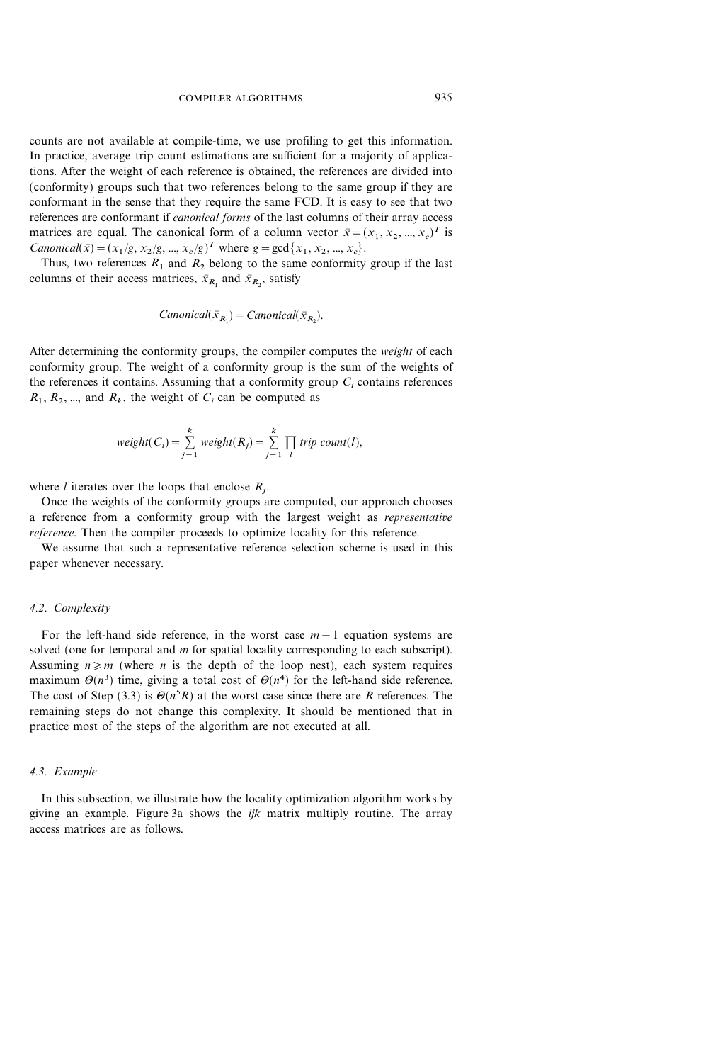counts are not available at compile-time, we use profiling to get this information. In practice, average trip count estimations are sufficient for a majority of applications. After the weight of each reference is obtained, the references are divided into (conformity) groups such that two references belong to the same group if they are conformant in the sense that they require the same FCD. It is easy to see that two references are conformant if *canonical forms* of the last columns of their array access matrices are equal. The canonical form of a column vector $\bar{x} = (x_1, x_2, ..., x_e)^T$ is $Canonical(\bar{x}) = (x_1/g, x_2/g, ..., x_e/g)^T$ where $g = \gcd\{x_1, x_2, ..., x_e\}$.

Thus, two references $R_1$ and $R_2$ belong to the same conformity group if the last columns of their access matrices, $\bar{x}_{R_1}$ and $\bar{x}_{R_2}$, satisfy

$$Canonical(\bar{x}_{R_1}) = Canonical(\bar{x}_{R_2}).$$

After determining the conformity groups, the compiler computes the *weight* of each conformity group. The weight of a conformity group is the sum of the weights of the references it contains. Assuming that a conformity group $C_i$ contains references $R_1, R_2, ...,$ and $R_k$, the weight of $C_i$ can be computed as

$$weight(C_i) = \sum_{j=1}^{k} weight(R_j) = \sum_{j=1}^{k} \prod_{l} trip\ count(l),$$

where $l$ iterates over the loops that enclose $R_j$.

Once the weights of the conformity groups are computed, our approach chooses a reference from a conformity group with the largest weight as *representative reference*. Then the compiler proceeds to optimize locality for this reference.

We assume that such a representative reference selection scheme is used in this paper whenever necessary.

### 4.2. Complexity

For the left-hand side reference, in the worst case $m+1$ equation systems are solved (one for temporal and $m$ for spatial locality corresponding to each subscript). Assuming $n \geqslant m$ (where $n$ is the depth of the loop nest), each system requires maximum $\Theta(n^3)$ time, giving a total cost of $\Theta(n^4)$ for the left-hand side reference. The cost of Step (3.3) is $\Theta(n^5 R)$ at the worst case since there are $R$ references. The remaining steps do not change this complexity. It should be mentioned that in practice most of the steps of the algorithm are not executed at all.

### 4.3. Example

In this subsection, we illustrate how the locality optimization algorithm works by giving an example. Figure 3a shows the *ijk* matrix multiply routine. The array access matrices are as follows.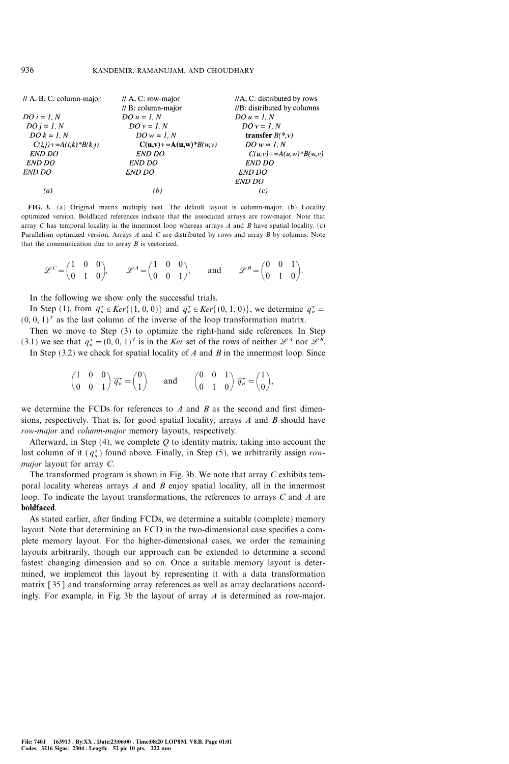```
// A, B, C: column-major       // A, C: row-major              //A, C: distributed by rows
                               // B: column-major              //B: distributed by columns
DO i = 1, N                    DO u = 1, N                     DO u = 1, N
 DO j = 1, N                    DO v = 1, N                     DO v = 1, N
  DO k = 1, N                    DO w = 1, N                     transfer B(*,v)
   C(i,j)+=A(i,k)*B(k,j)          C(u,v)+=A(u,w)*B(w,v)          DO w = 1, N
  END DO                         END DO                            C(u,v)+=A(u,w)*B(w,v)
 END DO                         END DO                           END DO
END DO                         END DO                           END DO
                                                               END DO
       (a)                            (b)                              (c)
```

**FIG. 3.** (a) Original matrix multiply nest. The default layout is column-major. (b) Locality optimized version. Boldfaced references indicate that the associated arrays are row-major. Note that array $C$ has temporal locality in the innermost loop whereas arrays $A$ and $B$ have spatial locality. (c) Parallelism optimized version. Arrays $A$ and $C$ are distributed by rows and array $B$ by columns. Note that the communication due to array $B$ is vectorized.

$$\mathscr{L}^C = \begin{pmatrix} 1 & 0 & 0 \\ 0 & 1 & 0 \end{pmatrix}, \qquad \mathscr{L}^A = \begin{pmatrix} 1 & 0 & 0 \\ 0 & 0 & 1 \end{pmatrix}, \qquad \text{and} \qquad \mathscr{L}^B = \begin{pmatrix} 0 & 0 & 1 \\ 0 & 1 & 0 \end{pmatrix}.$$

In the following we show only the successful trials.

In Step (1), from $\vec{q_n} \in Ker\{(1, 0, 0)\}$ and $\vec{q_n} \in Ker\{(0, 1, 0)\}$, we determine $\vec{q_n} = (0, 0, 1)^T$ as the last column of the inverse of the loop transformation matrix.

Then we move to Step (3) to optimize the right-hand side references. In Step (3.1) we see that $\vec{q_n} = (0, 0, 1)^T$ is in the *Ker* set of the rows of neither $\mathscr{L}^A$ nor $\mathscr{L}^B$.

In Step (3.2) we check for spatial locality of $A$ and $B$ in the innermost loop. Since

$$\begin{pmatrix} 1 & 0 & 0 \\ 0 & 0 & 1 \end{pmatrix} \vec{q_n} = \begin{pmatrix} 0 \\ 1 \end{pmatrix} \qquad \text{and} \qquad \begin{pmatrix} 0 & 0 & 1 \\ 0 & 1 & 0 \end{pmatrix} \vec{q_n} = \begin{pmatrix} 1 \\ 0 \end{pmatrix},$$

we determine the FCDs for references to $A$ and $B$ as the second and first dimensions, respectively. That is, for good spatial locality, arrays $A$ and $B$ should have *row-major* and *column-major* memory layouts, respectively.

Afterward, in Step (4), we complete $Q$ to identity matrix, taking into account the last column of it ($\vec{q_n}$) found above. Finally, in Step (5), we arbitrarily assign *row-major* layout for array $C$.

The transformed program is shown in Fig. 3b. We note that array $C$ exhibits temporal locality whereas arrays $A$ and $B$ enjoy spatial locality, all in the innermost loop. To indicate the layout transformations, the references to arrays $C$ and $A$ are **boldfaced**.

As stated earlier, after finding FCDs, we determine a suitable (complete) memory layout. Note that determining an FCD in the two-dimensional case specifies a complete memory layout. For the higher-dimensional cases, we order the remaining layouts arbitrarily, though our approach can be extended to determine a second fastest changing dimension and so on. Once a suitable memory layout is determined, we implement this layout by representing it with a data transformation matrix [35] and transforming array references as well as array declarations accordingly. For example, in Fig. 3b the layout of array $A$ is determined as row-major.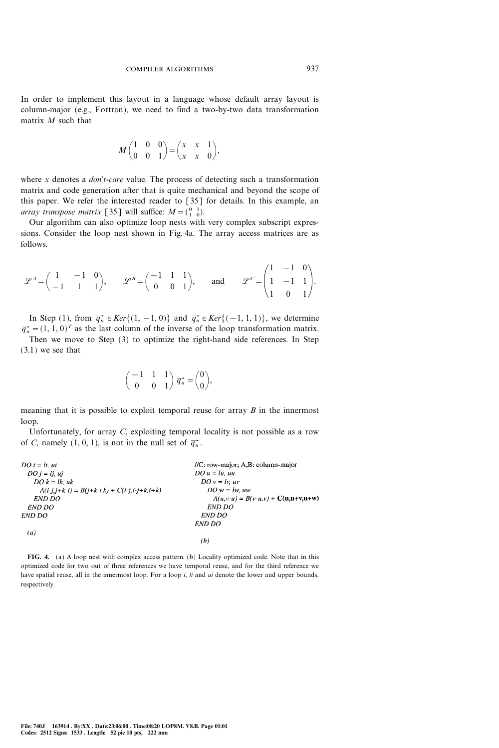In order to implement this layout in a language whose default array layout is column-major (e.g., Fortran), we need to find a two-by-two data transformation matrix $M$ such that

$$M\begin{pmatrix} 1 & 0 & 0 \\ 0 & 0 & 1 \end{pmatrix} = \begin{pmatrix} x & x & 1 \\ x & x & 0 \end{pmatrix},$$

where $x$ denotes a *don't-care* value. The process of detecting such a transformation matrix and code generation after that is quite mechanical and beyond the scope of this paper. We refer the interested reader to [35] for details. In this example, an *array transpose matrix* [35] will suffice: $M = \begin{pmatrix} 0 & 1 \\ 1 & 0 \end{pmatrix}$.

Our algorithm can also optimize loop nests with very complex subscript expressions. Consider the loop nest shown in Fig. 4a. The array access matrices are as follows.

$$\mathscr{L}^A = \begin{pmatrix} 1 & -1 & 0 \\ -1 & 1 & 1 \end{pmatrix}, \qquad \mathscr{L}^B = \begin{pmatrix} -1 & 1 & 1 \\ 0 & 0 & 1 \end{pmatrix}, \qquad \text{and} \qquad \mathscr{L}^C = \begin{pmatrix} 1 & -1 & 0 \\ 1 & -1 & 1 \\ 1 & 0 & 1 \end{pmatrix}.$$

In Step (1), from $\vec{q_n} \in Ker\{(1, -1, 0)\}$ and $\vec{q_n} \in Ker\{(-1, 1, 1)\}$, we determine $\vec{q_n} = (1, 1, 0)^T$ as the last column of the inverse of the loop transformation matrix.

Then we move to Step (3) to optimize the right-hand side references. In Step (3.1) we see that

$$\begin{pmatrix} -1 & 1 & 1 \\ 0 & 0 & 1 \end{pmatrix} \vec{q_n} = \begin{pmatrix} 0 \\ 0 \end{pmatrix},$$

meaning that it is possible to exploit temporal reuse for array $B$ in the innermost loop.

Unfortunately, for array $C$, exploiting temporal locality is not possible as a row of $C$, namely $(1, 0, 1)$, is not in the null set of $\vec{q_n}$.

```
DO i = li, ui
  DO j = lj, uj
    DO k = lk, uk
      A(i-j,j+k-i) = B(j+k-i,k) + C(i-j,i-j+k,i+k)
    END DO
  END DO
END DO

(a)
```

```
//C: row-major; A,B: column-major
DO u = lu, uu
  DO v = lv, uv
    DO w = lw, uw
      A(u,v-u) = B(v-u,v) + C(u,u+v,u+w)
    END DO
  END DO
END DO

(b)
```

**FIG. 4.** (a) A loop nest with complex access pattern. (b) Locality optimized code. Note that in this optimized code for two out of three references we have temporal reuse, and for the third reference we have spatial reuse, all in the innermost loop. For a loop $i$, $li$ and $ui$ denote the lower and upper bounds, respectively.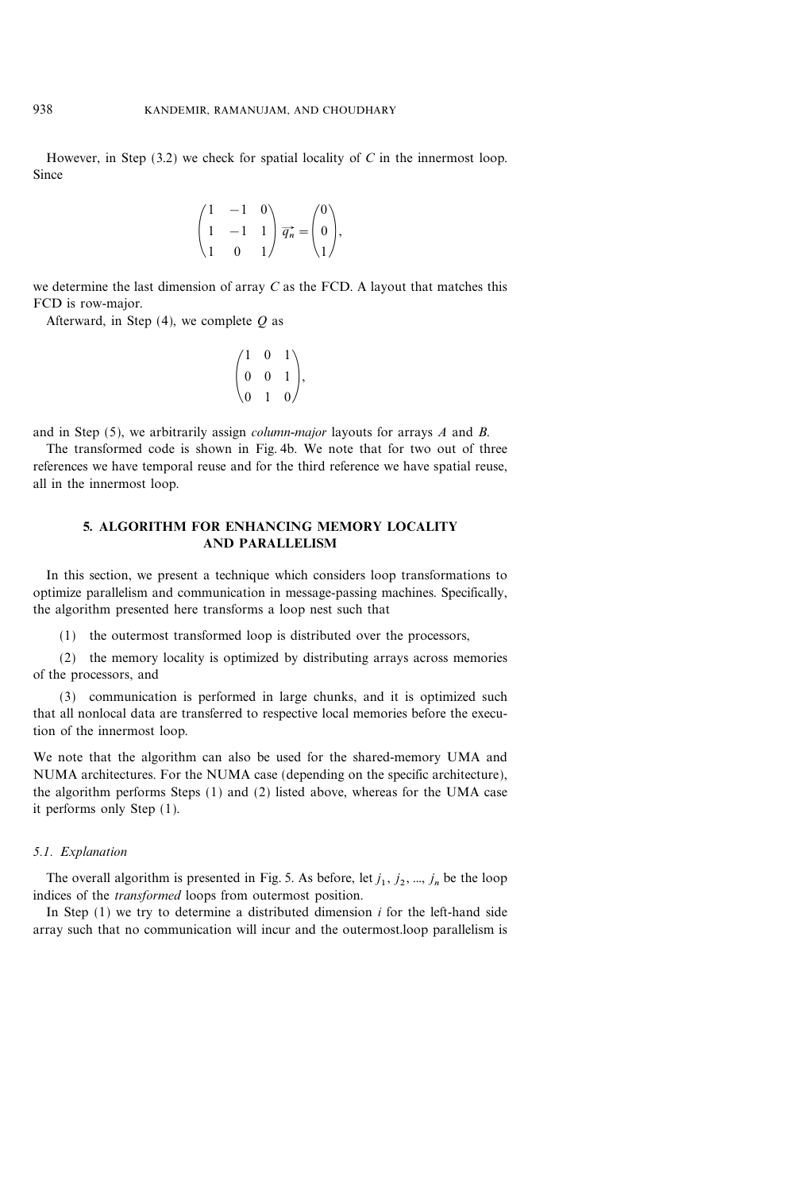However, in Step (3.2) we check for spatial locality of $C$ in the innermost loop. Since

$$\begin{pmatrix} 1 & -1 & 0 \\ 1 & -1 & 1 \\ 1 & 0 & 1 \end{pmatrix} \vec{q_n} = \begin{pmatrix} 0 \\ 0 \\ 1 \end{pmatrix},$$

we determine the last dimension of array $C$ as the FCD. A layout that matches this FCD is row-major.

Afterward, in Step (4), we complete $Q$ as

$$\begin{pmatrix} 1 & 0 & 1 \\ 0 & 0 & 1 \\ 0 & 1 & 0 \end{pmatrix},$$

and in Step (5), we arbitrarily assign *column-major* layouts for arrays $A$ and $B$.

The transformed code is shown in Fig. 4b. We note that for two out of three references we have temporal reuse and for the third reference we have spatial reuse, all in the innermost loop.

## 5. ALGORITHM FOR ENHANCING MEMORY LOCALITY AND PARALLELISM

In this section, we present a technique which considers loop transformations to optimize parallelism and communication in message-passing machines. Specifically, the algorithm presented here transforms a loop nest such that

(1) the outermost transformed loop is distributed over the processors,

(2) the memory locality is optimized by distributing arrays across memories of the processors, and

(3) communication is performed in large chunks, and it is optimized such that all nonlocal data are transferred to respective local memories before the execution of the innermost loop.

We note that the algorithm can also be used for the shared-memory UMA and NUMA architectures. For the NUMA case (depending on the specific architecture), the algorithm performs Steps (1) and (2) listed above, whereas for the UMA case it performs only Step (1).

### *5.1. Explanation*

The overall algorithm is presented in Fig. 5. As before, let $j_1, j_2, ..., j_n$ be the loop indices of the *transformed* loops from outermost position.

In Step (1) we try to determine a distributed dimension $i$ for the left-hand side array such that no communication will incur and the outermost.loop parallelism is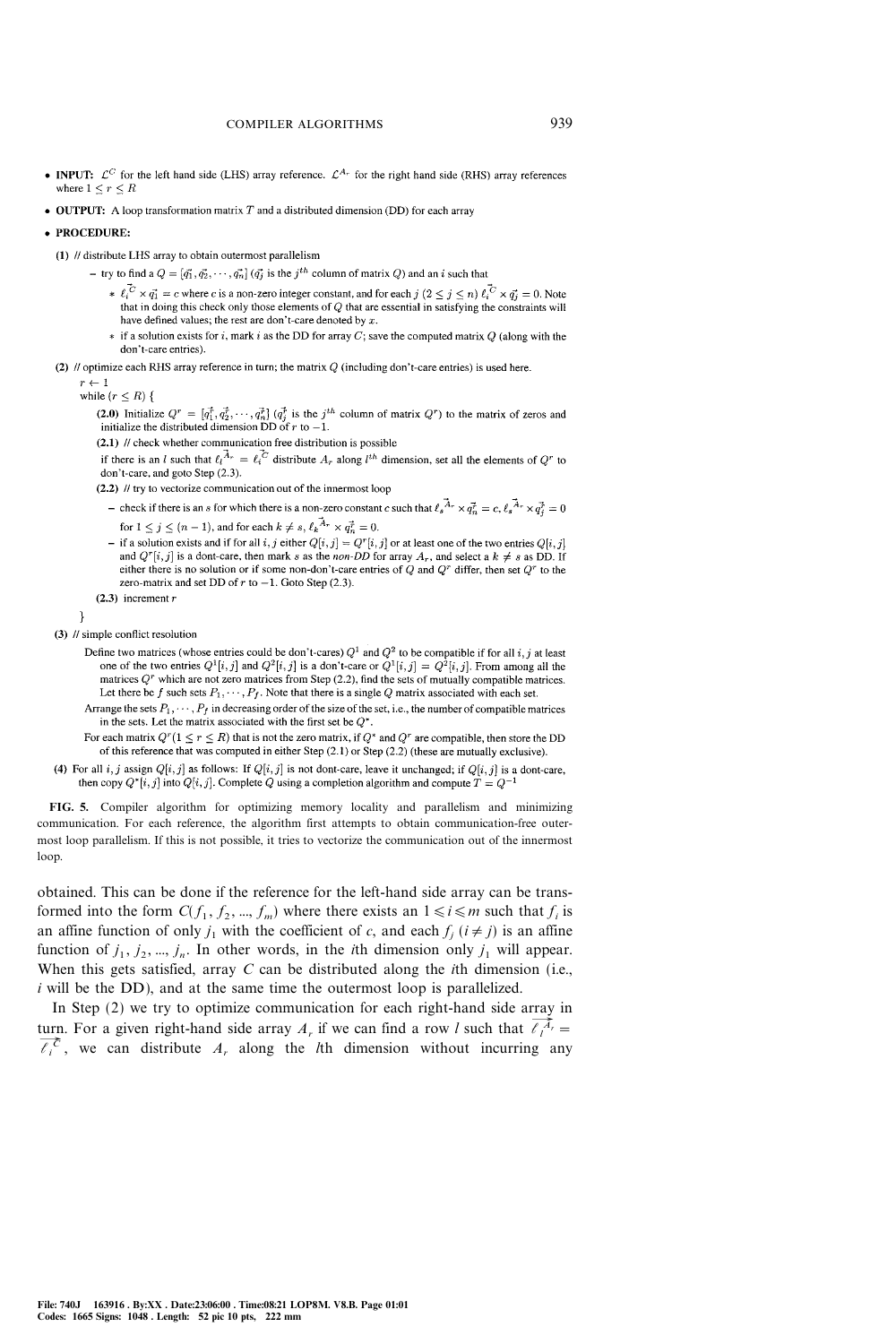- **INPUT:** $\mathcal{L}^C$ for the left hand side (LHS) array reference. $\mathcal{L}^{A_r}$ for the right hand side (RHS) array references where $1 \leq r \leq R$
- **OUTPUT:** A loop transformation matrix $T$ and a distributed dimension (DD) for each array
- **PROCEDURE:**

(1) // distribute LHS array to obtain outermost parallelism

- try to find a $Q = [\vec{q_1}, \vec{q_2}, \cdots, \vec{q_n}]$ ($\vec{q_j}$ is the $j^{th}$ column of matrix $Q$) and an $i$ such that
  - $\vec{\ell_i^C} \times \vec{q_1} = c$ where $c$ is a non-zero integer constant, and for each $j$ ($2 \leq j \leq n$) $\vec{\ell_i^C} \times \vec{q_j} = 0$. Note that in doing this check only those elements of $Q$ that are essential in satisfying the constraints will have defined values; the rest are don't-care denoted by $x$.
  - if a solution exists for $i$, mark $i$ as the DD for array $C$; save the computed matrix $Q$ (along with the don't-care entries).

(2) // optimize each RHS array reference in turn; the matrix $Q$ (including don't-care entries) is used here.

$r \leftarrow 1$

while ($r \leq R$) {

**(2.0)** Initialize $Q^r = [\vec{q_1^r}, \vec{q_2^r}, \cdots, \vec{q_n^r}]$ ($\vec{q_j^r}$ is the $j^{th}$ column of matrix $Q^r$) to the matrix of zeros and initialize the distributed dimension DD of $r$ to $-1$.

**(2.1)** // check whether communication free distribution is possible

if there is an $l$ such that $\vec{\ell_l^{A_r}} = \vec{\ell_i^C}$ distribute $A_r$ along $l^{th}$ dimension, set all the elements of $Q^r$ to don't-care, and goto Step (2.3).

**(2.2)** // try to vectorize communication out of the innermost loop

- check if there is an $s$ for which there is a non-zero constant $c$ such that $\vec{\ell_s^{A_r}} \times \vec{q_n^r} = c$, $\vec{\ell_s^{A_r}} \times \vec{q_j^r} = 0$ for $1 \leq j \leq (n-1)$, and for each $k \neq s$, $\vec{\ell_k^{A_r}} \times \vec{q_n^r} = 0$.
- if a solution exists and if for all $i, j$ either $Q[i,j] = Q^r[i,j]$ or at least one of the two entries $Q[i,j]$ and $Q^r[i,j]$ is a dont-care, then mark $s$ as the *non-DD* for array $A_r$, and select a $k \neq s$ as DD. If either there is no solution or if some non-don't-care entries of $Q$ and $Q^r$ differ, then set $Q^r$ to the zero-matrix and set DD of $r$ to $-1$. Goto Step (2.3).

**(2.3)** increment $r$

}

(3) // simple conflict resolution

Define two matrices (whose entries could be don't-cares) $Q^1$ and $Q^2$ to be compatible if for all $i, j$ at least one of the two entries $Q^1[i,j]$ and $Q^2[i,j]$ is a don't-care or $Q^1[i,j] = Q^2[i,j]$. From among all the matrices $Q^r$ which are not zero matrices from Step (2.2), find the sets of mutually compatible matrices. Let there be $f$ such sets $P_1, \cdots, P_f$. Note that there is a single $Q$ matrix associated with each set.

Arrange the sets $P_1, \cdots, P_f$ in decreasing order of the size of the set, i.e., the number of compatible matrices in the sets. Let the matrix associated with the first set be $Q^*$.

For each matrix $Q^r (1 \leq r \leq R)$ that is not the zero matrix, if $Q^*$ and $Q^r$ are compatible, then store the DD of this reference that was computed in either Step (2.1) or Step (2.2) (these are mutually exclusive).

(4) For all $i, j$ assign $Q[i,j]$ as follows: If $Q[i,j]$ is not dont-care, leave it unchanged; if $Q[i,j]$ is a dont-care, then copy $Q^*[i,j]$ into $Q[i,j]$. Complete $Q$ using a completion algorithm and compute $T = Q^{-1}$

FIG. 5. Compiler algorithm for optimizing memory locality and parallelism and minimizing communication. For each reference, the algorithm first attempts to obtain communication-free outermost loop parallelism. If this is not possible, it tries to vectorize the communication out of the innermost loop.

obtained. This can be done if the reference for the left-hand side array can be transformed into the form $C(f_1, f_2, ..., f_m)$ where there exists an $1 \leqslant i \leqslant m$ such that $f_i$ is an affine function of only $j_1$ with the coefficient of $c$, and each $f_j$ $(i \neq j)$ is an affine function of $j_1, j_2, ..., j_n$. In other words, in the $i$th dimension only $j_1$ will appear. When this gets satisfied, array $C$ can be distributed along the $i$th dimension (i.e., $i$ will be the DD), and at the same time the outermost loop is parallelized.

In Step (2) we try to optimize communication for each right-hand side array in turn. For a given right-hand side array $A_r$ if we can find a row $l$ such that $\overline{\ell_l^{A_r}} = \overline{\ell_i^C}$, we can distribute $A_r$ along the $l$th dimension without incurring any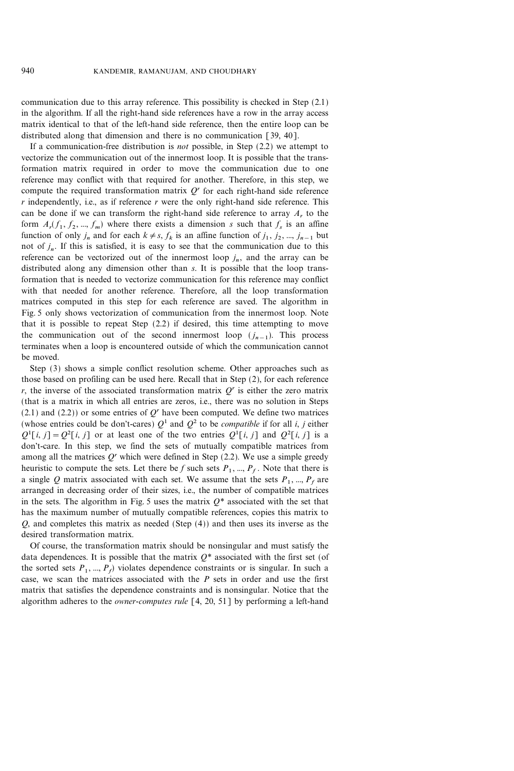communication due to this array reference. This possibility is checked in Step (2.1) in the algorithm. If all the right-hand side references have a row in the array access matrix identical to that of the left-hand side reference, then the entire loop can be distributed along that dimension and there is no communication [39, 40].

If a communication-free distribution is *not* possible, in Step (2.2) we attempt to vectorize the communication out of the innermost loop. It is possible that the transformation matrix required in order to move the communication due to one reference may conflict with that required for another. Therefore, in this step, we compute the required transformation matrix $Q^r$ for each right-hand side reference $r$ independently, i.e., as if reference $r$ were the only right-hand side reference. This can be done if we can transform the right-hand side reference to array $A_r$ to the form $A_r(f_1, f_2, ..., f_m)$ where there exists a dimension $s$ such that $f_s$ is an affine function of only $j_n$ and for each $k \neq s$, $f_k$ is an affine function of $j_1, j_2, ..., j_{n-1}$ but not of $j_n$. If this is satisfied, it is easy to see that the communication due to this reference can be vectorized out of the innermost loop $j_n$, and the array can be distributed along any dimension other than $s$. It is possible that the loop transformation that is needed to vectorize communication for this reference may conflict with that needed for another reference. Therefore, all the loop transformation matrices computed in this step for each reference are saved. The algorithm in Fig. 5 only shows vectorization of communication from the innermost loop. Note that it is possible to repeat Step (2.2) if desired, this time attempting to move the communication out of the second innermost loop ($j_{n-1}$). This process terminates when a loop is encountered outside of which the communication cannot be moved.

Step (3) shows a simple conflict resolution scheme. Other approaches such as those based on profiling can be used here. Recall that in Step (2), for each reference $r$, the inverse of the associated transformation matrix $Q^r$ is either the zero matrix (that is a matrix in which all entries are zeros, i.e., there was no solution in Steps (2.1) and (2.2)) or some entries of $Q^r$ have been computed. We define two matrices (whose entries could be don't-cares) $Q^1$ and $Q^2$ to be *compatible* if for all $i$, $j$ either $Q^1[i, j] = Q^2[i, j]$ or at least one of the two entries $Q^1[i, j]$ and $Q^2[i, j]$ is a don't-care. In this step, we find the sets of mutually compatible matrices from among all the matrices $Q^r$ which were defined in Step (2.2). We use a simple greedy heuristic to compute the sets. Let there be $f$ such sets $P_1, ..., P_f$. Note that there is a single $Q$ matrix associated with each set. We assume that the sets $P_1, ..., P_f$ are arranged in decreasing order of their sizes, i.e., the number of compatible matrices in the sets. The algorithm in Fig. 5 uses the matrix $Q^*$ associated with the set that has the maximum number of mutually compatible references, copies this matrix to $Q$, and completes this matrix as needed (Step (4)) and then uses its inverse as the desired transformation matrix.

Of course, the transformation matrix should be nonsingular and must satisfy the data dependences. It is possible that the matrix $Q^*$ associated with the first set (of the sorted sets $P_1, ..., P_f$) violates dependence constraints or is singular. In such a case, we scan the matrices associated with the $P$ sets in order and use the first matrix that satisfies the dependence constraints and is nonsingular. Notice that the algorithm adheres to the *owner-computes rule* [4, 20, 51] by performing a left-hand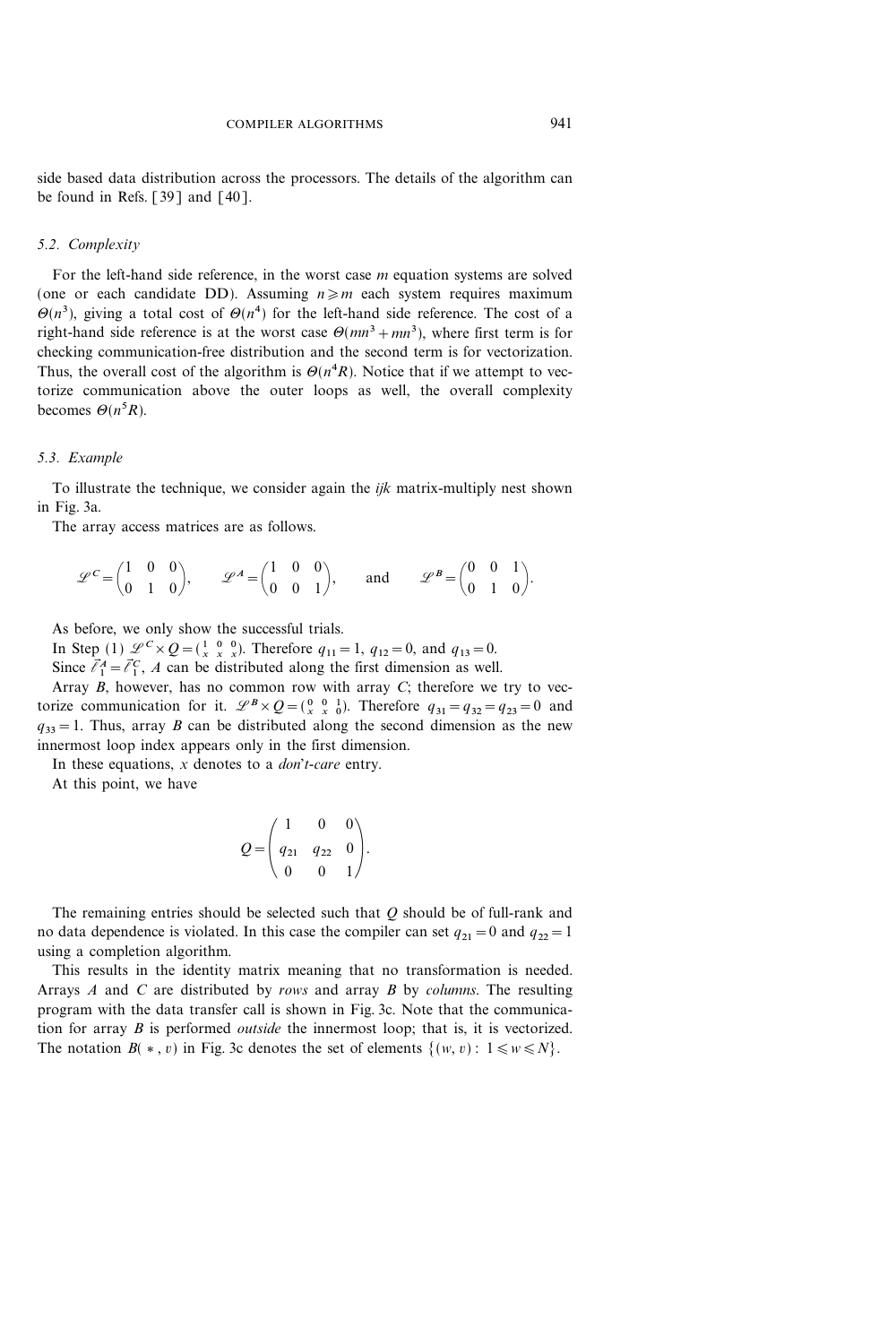side based data distribution across the processors. The details of the algorithm can be found in Refs. [39] and [40].

### 5.2. Complexity

For the left-hand side reference, in the worst case $m$ equation systems are solved (one or each candidate DD). Assuming $n \geqslant m$ each system requires maximum $\Theta(n^3)$, giving a total cost of $\Theta(n^4)$ for the left-hand side reference. The cost of a right-hand side reference is at the worst case $\Theta(mn^3 + mn^3)$, where first term is for checking communication-free distribution and the second term is for vectorization. Thus, the overall cost of the algorithm is $\Theta(n^4 R)$. Notice that if we attempt to vectorize communication above the outer loops as well, the overall complexity becomes $\Theta(n^5 R)$.

### 5.3. Example

To illustrate the technique, we consider again the *ijk* matrix-multiply nest shown in Fig. 3a.

The array access matrices are as follows.

$$\mathscr{L}^C = \begin{pmatrix} 1 & 0 & 0 \\ 0 & 1 & 0 \end{pmatrix}, \qquad \mathscr{L}^A = \begin{pmatrix} 1 & 0 & 0 \\ 0 & 0 & 1 \end{pmatrix}, \qquad \text{and} \qquad \mathscr{L}^B = \begin{pmatrix} 0 & 0 & 1 \\ 0 & 1 & 0 \end{pmatrix}.$$

As before, we only show the successful trials.

In Step (1) $\mathscr{L}^C \times Q = \left(\begin{smallmatrix} 1 & 0 & 0 \\ x & x & x \end{smallmatrix}\right)$. Therefore $q_{11} = 1$, $q_{12} = 0$, and $q_{13} = 0$.

Since $\vec{\ell}_1^A = \vec{\ell}_1^C$, $A$ can be distributed along the first dimension as well.

Array $B$, however, has no common row with array $C$; therefore we try to vectorize communication for it. $\mathscr{L}^B \times Q = \left(\begin{smallmatrix} 0 & 0 & 1 \\ x & x & 0 \end{smallmatrix}\right)$. Therefore $q_{31} = q_{32} = q_{23} = 0$ and $q_{33} = 1$. Thus, array $B$ can be distributed along the second dimension as the new innermost loop index appears only in the first dimension.

In these equations, $x$ denotes to a *don't-care* entry.

At this point, we have

$$Q = \begin{pmatrix} 1 & 0 & 0 \\ q_{21} & q_{22} & 0 \\ 0 & 0 & 1 \end{pmatrix}.$$

The remaining entries should be selected such that $Q$ should be of full-rank and no data dependence is violated. In this case the compiler can set $q_{21} = 0$ and $q_{22} = 1$ using a completion algorithm.

This results in the identity matrix meaning that no transformation is needed. Arrays $A$ and $C$ are distributed by *rows* and array $B$ by *columns*. The resulting program with the data transfer call is shown in Fig. 3c. Note that the communication for array $B$ is performed *outside* the innermost loop; that is, it is vectorized. The notation $B(*, v)$ in Fig. 3c denotes the set of elements $\{(w, v) : 1 \leqslant w \leqslant N\}$.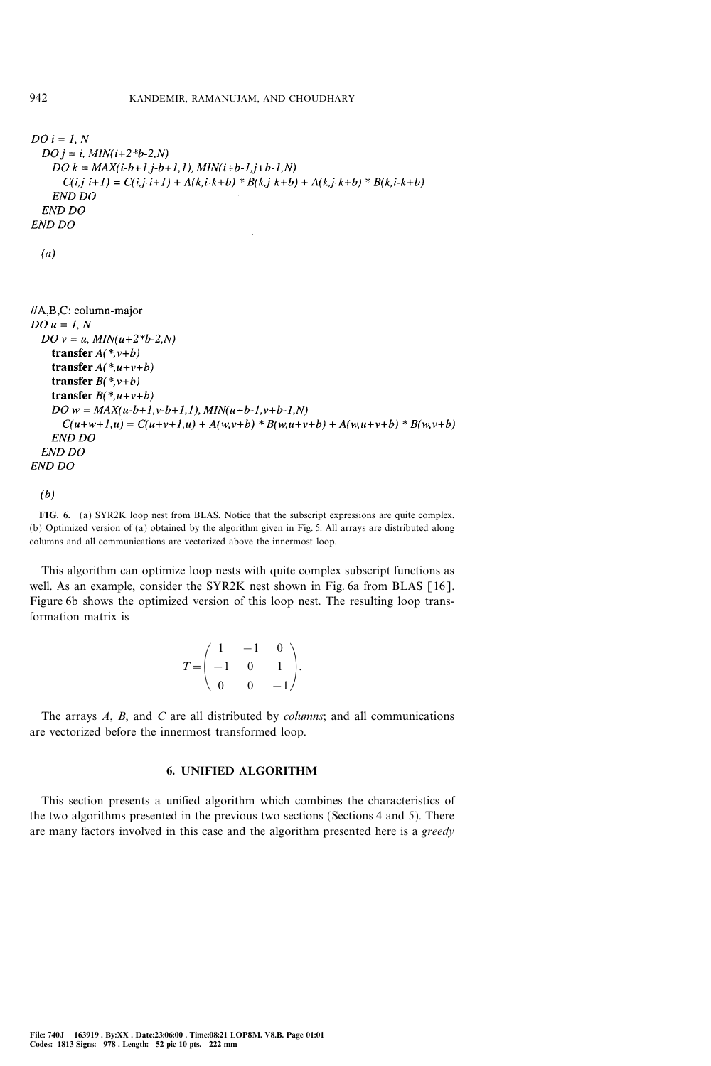```
DO i = 1, N
  DO j = i, MIN(i+2*b-2,N)
    DO k = MAX(i-b+1,j-b+1,1), MIN(i+b-1,j+b-1,N)
      C(i,j-i+1) = C(i,j-i+1) + A(k,i-k+b) * B(k,j-k+b) + A(k,j-k+b) * B(k,i-k+b)
    END DO
  END DO
END DO
```

*(a)*

```
//A,B,C: column-major
DO u = 1, N
  DO v = u, MIN(u+2*b-2,N)
    transfer A(*,v+b)
    transfer A(*,u+v+b)
    transfer B(*,v+b)
    transfer B(*,u+v+b)
    DO w = MAX(u-b+1,v-b+1,1), MIN(u+b-1,v+b-1,N)
      C(u+w+1,u) = C(u+v+1,u) + A(w,v+b) * B(w,u+v+b) + A(w,u+v+b) * B(w,v+b)
    END DO
  END DO
END DO
```

*(b)*

**FIG. 6.** (a) SYR2K loop nest from BLAS. Notice that the subscript expressions are quite complex. (b) Optimized version of (a) obtained by the algorithm given in Fig. 5. All arrays are distributed along columns and all communications are vectorized above the innermost loop.

This algorithm can optimize loop nests with quite complex subscript functions as well. As an example, consider the SYR2K nest shown in Fig. 6a from BLAS [16]. Figure 6b shows the optimized version of this loop nest. The resulting loop transformation matrix is

$$T = \begin{pmatrix} 1 & -1 & 0 \\ -1 & 0 & 1 \\ 0 & 0 & -1 \end{pmatrix}.$$

The arrays $A$, $B$, and $C$ are all distributed by *columns*; and all communications are vectorized before the innermost transformed loop.

## 6. UNIFIED ALGORITHM

This section presents a unified algorithm which combines the characteristics of the two algorithms presented in the previous two sections (Sections 4 and 5). There are many factors involved in this case and the algorithm presented here is a *greedy*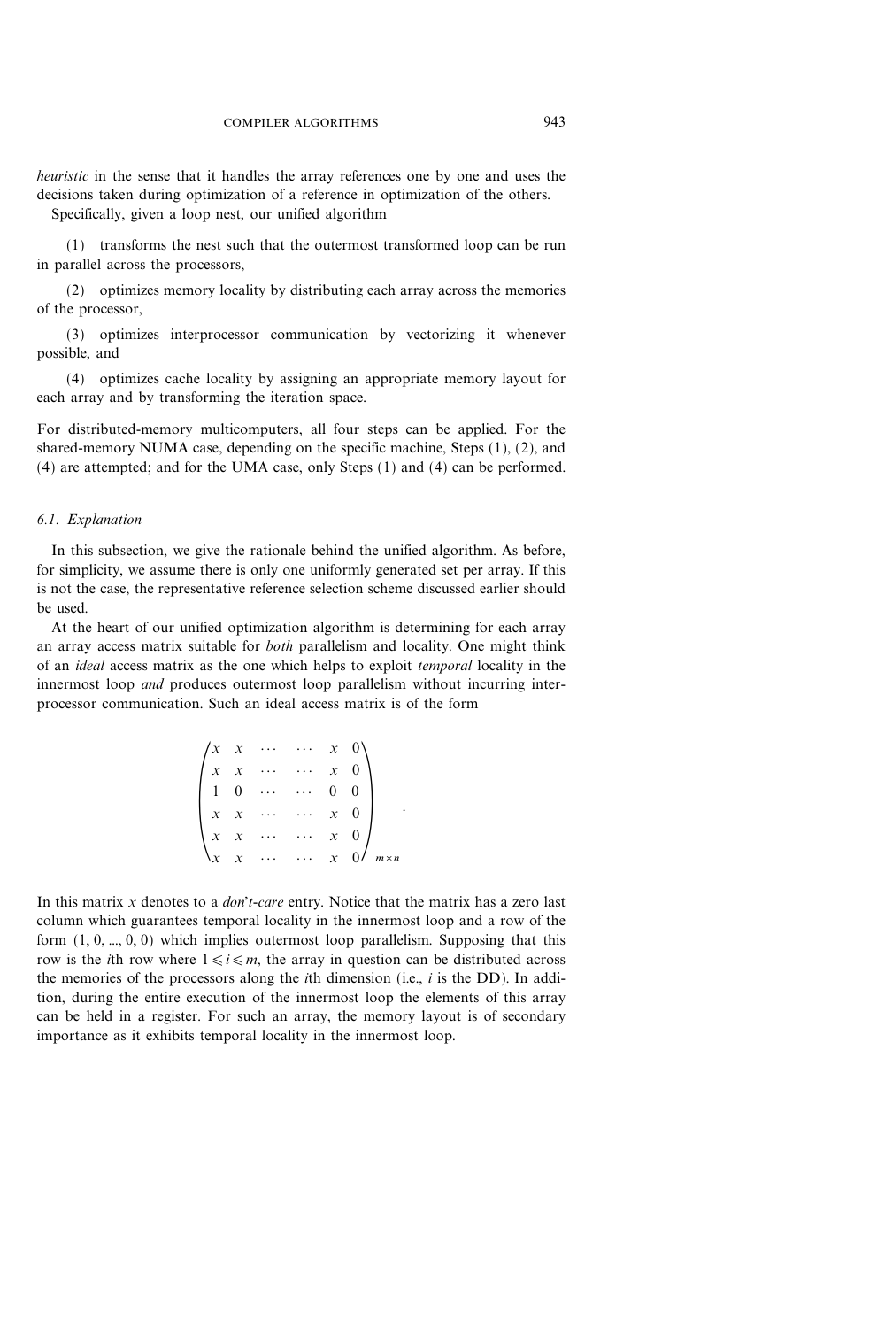*heuristic* in the sense that it handles the array references one by one and uses the decisions taken during optimization of a reference in optimization of the others.

Specifically, given a loop nest, our unified algorithm

(1) transforms the nest such that the outermost transformed loop can be run in parallel across the processors,

(2) optimizes memory locality by distributing each array across the memories of the processor,

(3) optimizes interprocessor communication by vectorizing it whenever possible, and

(4) optimizes cache locality by assigning an appropriate memory layout for each array and by transforming the iteration space.

For distributed-memory multicomputers, all four steps can be applied. For the shared-memory NUMA case, depending on the specific machine, Steps (1), (2), and (4) are attempted; and for the UMA case, only Steps (1) and (4) can be performed.

### 6.1. Explanation

In this subsection, we give the rationale behind the unified algorithm. As before, for simplicity, we assume there is only one uniformly generated set per array. If this is not the case, the representative reference selection scheme discussed earlier should be used.

At the heart of our unified optimization algorithm is determining for each array an array access matrix suitable for *both* parallelism and locality. One might think of an *ideal* access matrix as the one which helps to exploit *temporal* locality in the innermost loop *and* produces outermost loop parallelism without incurring interprocessor communication. Such an ideal access matrix is of the form

$$\begin{pmatrix} x & x & \cdots & \cdots & x & 0 \\ x & x & \cdots & \cdots & x & 0 \\ 1 & 0 & \cdots & \cdots & 0 & 0 \\ x & x & \cdots & \cdots & x & 0 \\ x & x & \cdots & \cdots & x & 0 \\ x & x & \cdots & \cdots & x & 0 \end{pmatrix}_{m \times n}.$$

In this matrix $x$ denotes to a *don't-care* entry. Notice that the matrix has a zero last column which guarantees temporal locality in the innermost loop and a row of the form $(1, 0, ..., 0, 0)$ which implies outermost loop parallelism. Supposing that this row is the $i$th row where $1 \leqslant i \leqslant m$, the array in question can be distributed across the memories of the processors along the $i$th dimension (i.e., $i$ is the DD). In addition, during the entire execution of the innermost loop the elements of this array can be held in a register. For such an array, the memory layout is of secondary importance as it exhibits temporal locality in the innermost loop.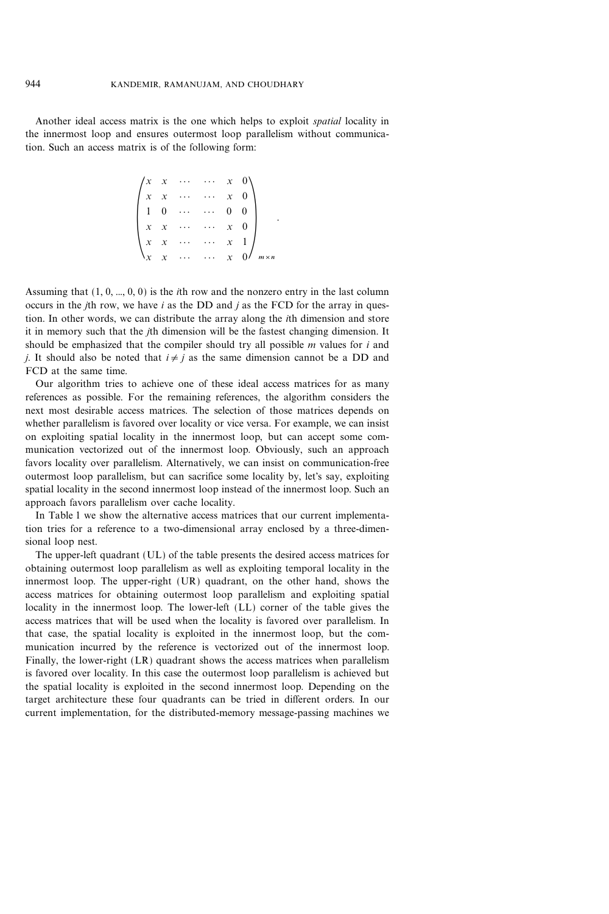Another ideal access matrix is the one which helps to exploit *spatial* locality in the innermost loop and ensures outermost loop parallelism without communication. Such an access matrix is of the following form:

$$
\begin{pmatrix}
x & x & \cdots & \cdots & x & 0 \\
x & x & \cdots & \cdots & x & 0 \\
1 & 0 & \cdots & \cdots & 0 & 0 \\
x & x & \cdots & \cdots & x & 0 \\
x & x & \cdots & \cdots & x & 1 \\
x & x & \cdots & \cdots & x & 0
\end{pmatrix}_{m \times n}.
$$

Assuming that $(1, 0, ..., 0, 0)$ is the $i$th row and the nonzero entry in the last column occurs in the $j$th row, we have $i$ as the DD and $j$ as the FCD for the array in question. In other words, we can distribute the array along the $i$th dimension and store it in memory such that the $j$th dimension will be the fastest changing dimension. It should be emphasized that the compiler should try all possible $m$ values for $i$ and $j$. It should also be noted that $i \neq j$ as the same dimension cannot be a DD and FCD at the same time.

Our algorithm tries to achieve one of these ideal access matrices for as many references as possible. For the remaining references, the algorithm considers the next most desirable access matrices. The selection of those matrices depends on whether parallelism is favored over locality or vice versa. For example, we can insist on exploiting spatial locality in the innermost loop, but can accept some communication vectorized out of the innermost loop. Obviously, such an approach favors locality over parallelism. Alternatively, we can insist on communication-free outermost loop parallelism, but can sacrifice some locality by, let's say, exploiting spatial locality in the second innermost loop instead of the innermost loop. Such an approach favors parallelism over cache locality.

In Table 1 we show the alternative access matrices that our current implementation tries for a reference to a two-dimensional array enclosed by a three-dimensional loop nest.

The upper-left quadrant (UL) of the table presents the desired access matrices for obtaining outermost loop parallelism as well as exploiting temporal locality in the innermost loop. The upper-right (UR) quadrant, on the other hand, shows the access matrices for obtaining outermost loop parallelism and exploiting spatial locality in the innermost loop. The lower-left (LL) corner of the table gives the access matrices that will be used when the locality is favored over parallelism. In that case, the spatial locality is exploited in the innermost loop, but the communication incurred by the reference is vectorized out of the innermost loop. Finally, the lower-right (LR) quadrant shows the access matrices when parallelism is favored over locality. In this case the outermost loop parallelism is achieved but the spatial locality is exploited in the second innermost loop. Depending on the target architecture these four quadrants can be tried in different orders. In our current implementation, for the distributed-memory message-passing machines we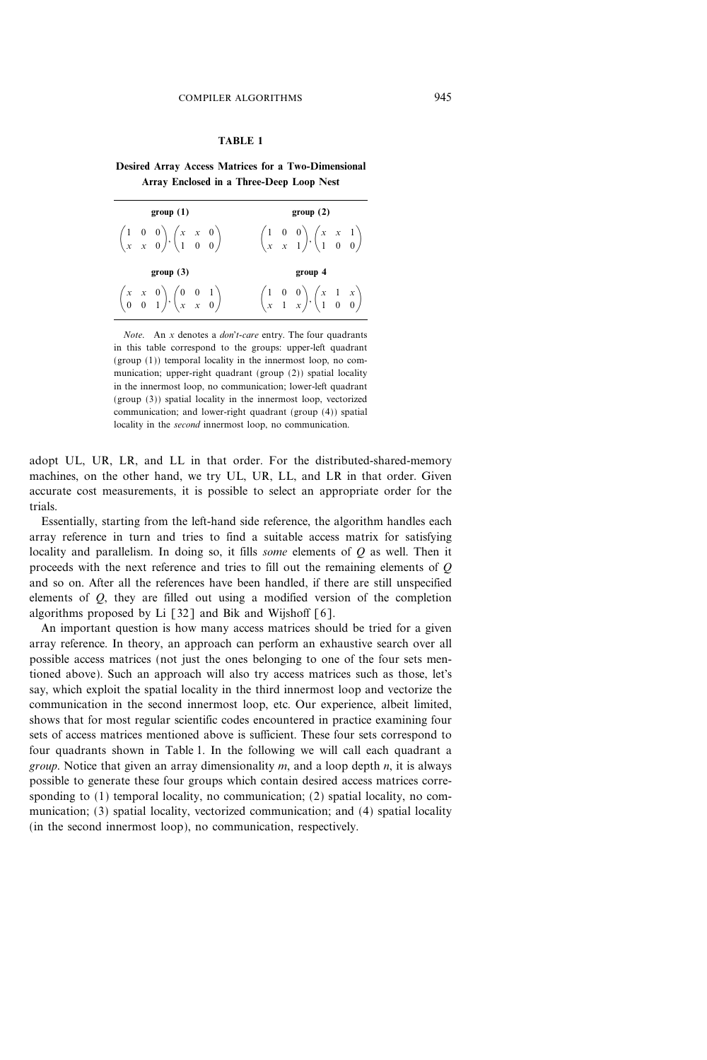**TABLE 1**

**Desired Array Access Matrices for a Two-Dimensional Array Enclosed in a Three-Deep Loop Nest**

| group (1) | group (2) |
|---|---|
| $\begin{pmatrix} 1 & 0 & 0 \\ x & x & 0 \end{pmatrix}, \begin{pmatrix} x & x & 0 \\ 1 & 0 & 0 \end{pmatrix}$ | $\begin{pmatrix} 1 & 0 & 0 \\ x & x & 1 \end{pmatrix}, \begin{pmatrix} x & x & 1 \\ 1 & 0 & 0 \end{pmatrix}$ |
| **group (3)** | **group 4** |
| $\begin{pmatrix} x & x & 0 \\ 0 & 0 & 1 \end{pmatrix}, \begin{pmatrix} 0 & 0 & 1 \\ x & x & 0 \end{pmatrix}$ | $\begin{pmatrix} 1 & 0 & 0 \\ x & 1 & x \end{pmatrix}, \begin{pmatrix} x & 1 & x \\ 1 & 0 & 0 \end{pmatrix}$ |

*Note*. An $x$ denotes a *don't-care* entry. The four quadrants in this table correspond to the groups: upper-left quadrant (group (1)) temporal locality in the innermost loop, no communication; upper-right quadrant (group (2)) spatial locality in the innermost loop, no communication; lower-left quadrant (group (3)) spatial locality in the innermost loop, vectorized communication; and lower-right quadrant (group (4)) spatial locality in the *second* innermost loop, no communication.

adopt UL, UR, LR, and LL in that order. For the distributed-shared-memory machines, on the other hand, we try UL, UR, LL, and LR in that order. Given accurate cost measurements, it is possible to select an appropriate order for the trials.

Essentially, starting from the left-hand side reference, the algorithm handles each array reference in turn and tries to find a suitable access matrix for satisfying locality and parallelism. In doing so, it fills *some* elements of $Q$ as well. Then it proceeds with the next reference and tries to fill out the remaining elements of $Q$ and so on. After all the references have been handled, if there are still unspecified elements of $Q$, they are filled out using a modified version of the completion algorithms proposed by Li [32] and Bik and Wijshoff [6].

An important question is how many access matrices should be tried for a given array reference. In theory, an approach can perform an exhaustive search over all possible access matrices (not just the ones belonging to one of the four sets mentioned above). Such an approach will also try access matrices such as those, let's say, which exploit the spatial locality in the third innermost loop and vectorize the communication in the second innermost loop, etc. Our experience, albeit limited, shows that for most regular scientific codes encountered in practice examining four sets of access matrices mentioned above is sufficient. These four sets correspond to four quadrants shown in Table 1. In the following we will call each quadrant a *group*. Notice that given an array dimensionality $m$, and a loop depth $n$, it is always possible to generate these four groups which contain desired access matrices corresponding to (1) temporal locality, no communication; (2) spatial locality, no communication; (3) spatial locality, vectorized communication; and (4) spatial locality (in the second innermost loop), no communication, respectively.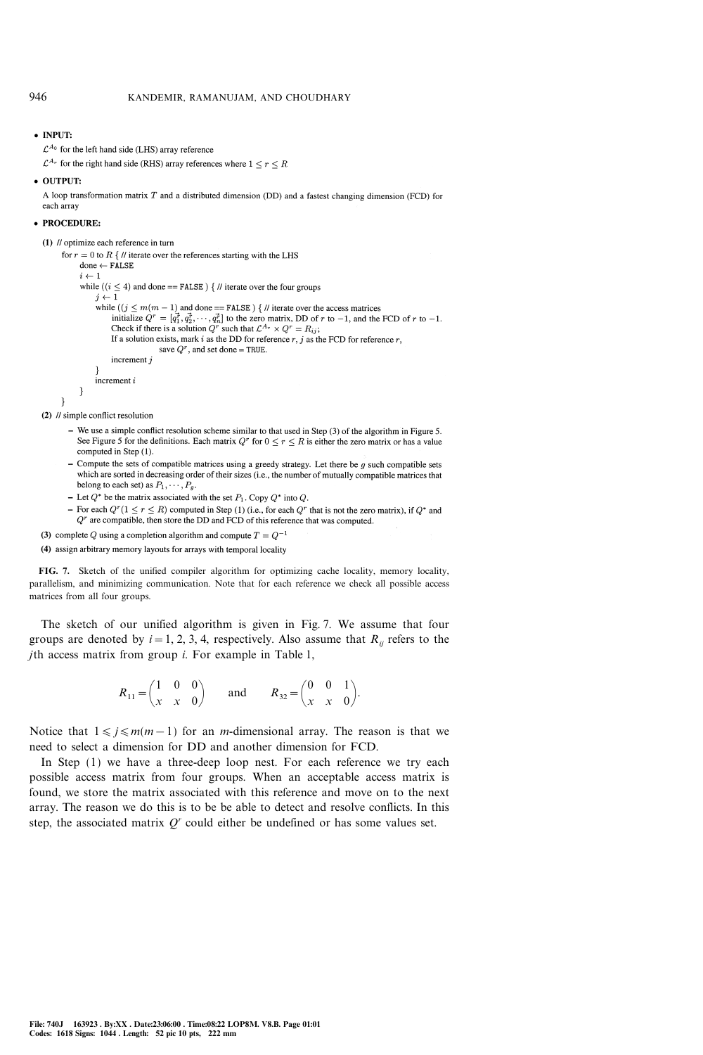- **INPUT:**

  $\mathcal{L}^{A_0}$ for the left hand side (LHS) array reference

  $\mathcal{L}^{A_r}$ for the right hand side (RHS) array references where $1 \le r \le R$

- **OUTPUT:**

  A loop transformation matrix $T$ and a distributed dimension (DD) and a fastest changing dimension (FCD) for each array

- **PROCEDURE:**

**(1)** // optimize each reference in turn

```
for r = 0 to R { // iterate over the references starting with the LHS
    done ← FALSE
    i ← 1
    while ((i ≤ 4) and done == FALSE ) { // iterate over the four groups
        j ← 1
        while ((j ≤ m(m − 1) and done == FALSE ) { // iterate over the access matrices
            initialize Q^r = [q_1, q_2, ···, q_m] to the zero matrix, DD of r to −1, and the FCD of r to −1.
            Check if there is a solution Q^r such that L^{A_r} × Q^r = R_ij;
            If a solution exists, mark i as the DD for reference r, j as the FCD for reference r,
                    save Q^r, and set done = TRUE.
            increment j
        }
        increment i
    }
}
```

**(2)** // simple conflict resolution

- We use a simple conflict resolution scheme similar to that used in Step (3) of the algorithm in Figure 5. See Figure 5 for the definitions. Each matrix $Q^r$ for $0 \le r \le R$ is either the zero matrix or has a value computed in Step (1).
- Compute the sets of compatible matrices using a greedy strategy. Let there be $g$ such compatible sets which are sorted in decreasing order of their sizes (i.e., the number of mutually compatible matrices that belong to each set) as $P_1, \cdots, P_g$.
- Let $Q^*$ be the matrix associated with the set $P_1$. Copy $Q^*$ into $Q$.
- For each $Q^r (1 \le r \le R)$ computed in Step (1) (i.e., for each $Q^r$ that is not the zero matrix), if $Q^*$ and $Q^r$ are compatible, then store the DD and FCD of this reference that was computed.

**(3)** complete $Q$ using a completion algorithm and compute $T = Q^{-1}$

**(4)** assign arbitrary memory layouts for arrays with temporal locality

**FIG. 7.** Sketch of the unified compiler algorithm for optimizing cache locality, memory locality, parallelism, and minimizing communication. Note that for each reference we check all possible access matrices from all four groups.

The sketch of our unified algorithm is given in Fig. 7. We assume that four groups are denoted by $i = 1, 2, 3, 4$, respectively. Also assume that $R_{ij}$ refers to the $j$th access matrix from group $i$. For example in Table 1,

$$R_{11} = \begin{pmatrix} 1 & 0 & 0 \\ x & x & 0 \end{pmatrix} \qquad \text{and} \qquad R_{32} = \begin{pmatrix} 0 & 0 & 1 \\ x & x & 0 \end{pmatrix}.$$

Notice that $1 \leqslant j \leqslant m(m-1)$ for an $m$-dimensional array. The reason is that we need to select a dimension for DD and another dimension for FCD.

In Step (1) we have a three-deep loop nest. For each reference we try each possible access matrix from four groups. When an acceptable access matrix is found, we store the matrix associated with this reference and move on to the next array. The reason we do this is to be be able to detect and resolve conflicts. In this step, the associated matrix $Q^r$ could either be undefined or has some values set.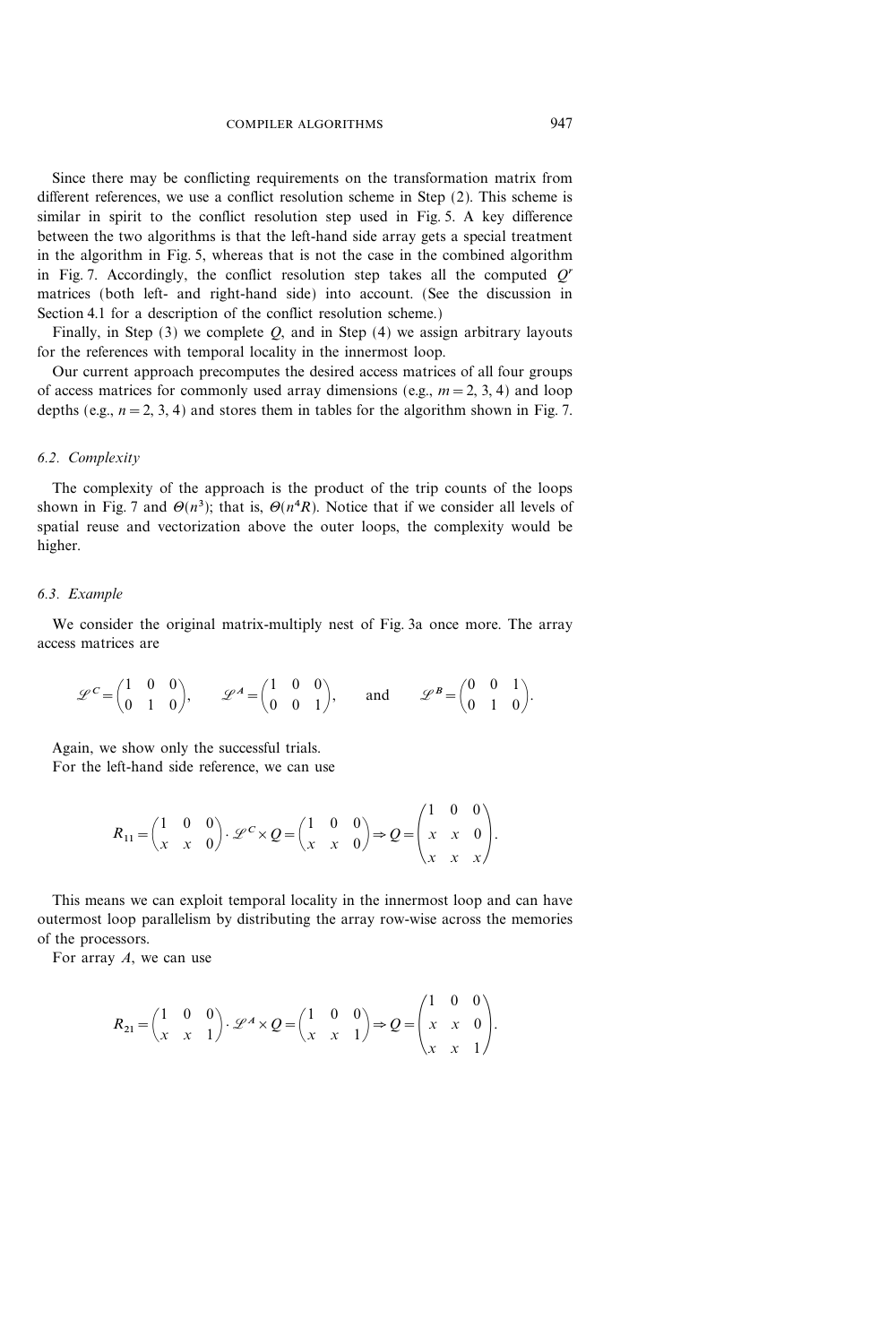Since there may be conflicting requirements on the transformation matrix from different references, we use a conflict resolution scheme in Step (2). This scheme is similar in spirit to the conflict resolution step used in Fig. 5. A key difference between the two algorithms is that the left-hand side array gets a special treatment in the algorithm in Fig. 5, whereas that is not the case in the combined algorithm in Fig. 7. Accordingly, the conflict resolution step takes all the computed $Q^r$ matrices (both left- and right-hand side) into account. (See the discussion in Section 4.1 for a description of the conflict resolution scheme.)

Finally, in Step (3) we complete $Q$, and in Step (4) we assign arbitrary layouts for the references with temporal locality in the innermost loop.

Our current approach precomputes the desired access matrices of all four groups of access matrices for commonly used array dimensions (e.g., $m = 2, 3, 4$) and loop depths (e.g., $n = 2, 3, 4$) and stores them in tables for the algorithm shown in Fig. 7.

### 6.2. Complexity

The complexity of the approach is the product of the trip counts of the loops shown in Fig. 7 and $\Theta(n^3)$; that is, $\Theta(n^4 R)$. Notice that if we consider all levels of spatial reuse and vectorization above the outer loops, the complexity would be higher.

### 6.3. Example

We consider the original matrix-multiply nest of Fig. 3a once more. The array access matrices are

$$\mathscr{L}^C = \begin{pmatrix} 1 & 0 & 0 \\ 0 & 1 & 0 \end{pmatrix}, \qquad \mathscr{L}^A = \begin{pmatrix} 1 & 0 & 0 \\ 0 & 0 & 1 \end{pmatrix}, \qquad \text{and} \qquad \mathscr{L}^B = \begin{pmatrix} 0 & 0 & 1 \\ 0 & 1 & 0 \end{pmatrix}.$$

Again, we show only the successful trials.

For the left-hand side reference, we can use

$$R_{11} = \begin{pmatrix} 1 & 0 & 0 \\ x & x & 0 \end{pmatrix} \cdot \mathscr{L}^C \times Q = \begin{pmatrix} 1 & 0 & 0 \\ x & x & 0 \end{pmatrix} \Rightarrow Q = \begin{pmatrix} 1 & 0 & 0 \\ x & x & 0 \\ x & x & x \end{pmatrix}.$$

This means we can exploit temporal locality in the innermost loop and can have outermost loop parallelism by distributing the array row-wise across the memories of the processors.

For array $A$, we can use

$$R_{21} = \begin{pmatrix} 1 & 0 & 0 \\ x & x & 1 \end{pmatrix} \cdot \mathscr{L}^A \times Q = \begin{pmatrix} 1 & 0 & 0 \\ x & x & 1 \end{pmatrix} \Rightarrow Q = \begin{pmatrix} 1 & 0 & 0 \\ x & x & 0 \\ x & x & 1 \end{pmatrix}.$$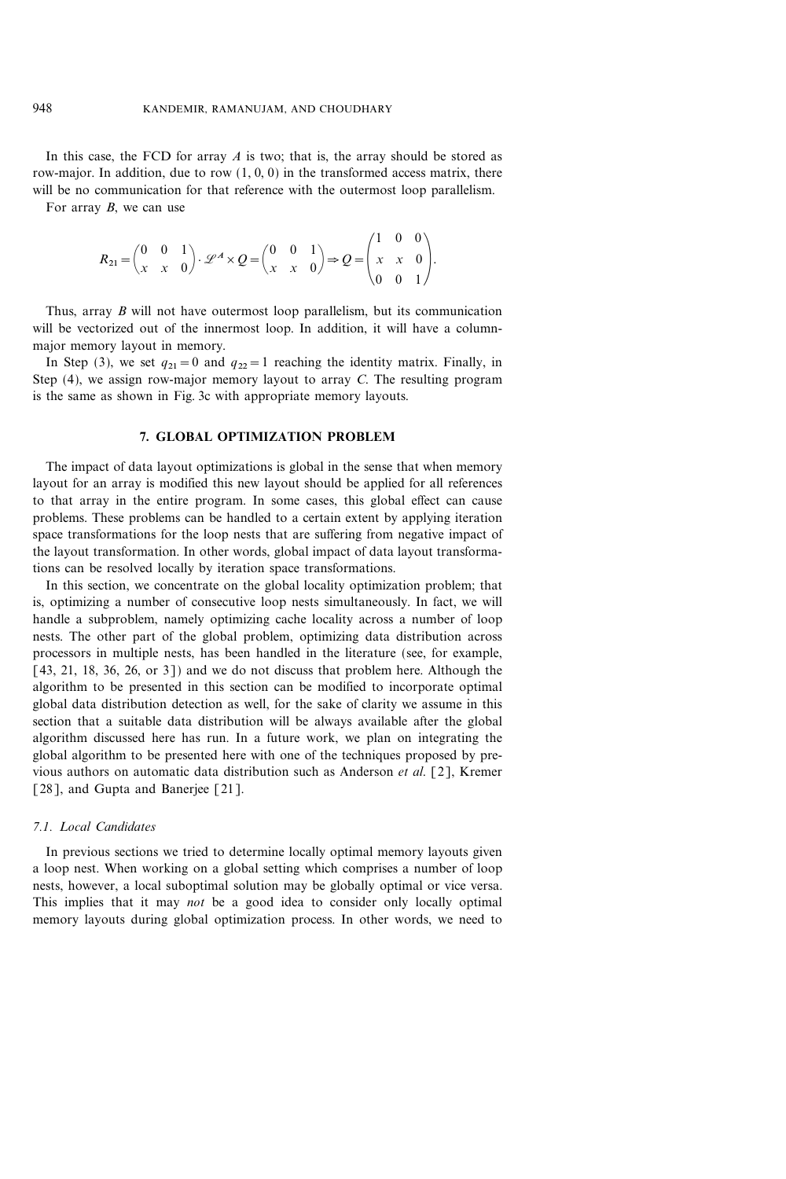In this case, the FCD for array $A$ is two; that is, the array should be stored as row-major. In addition, due to row $(1, 0, 0)$ in the transformed access matrix, there will be no communication for that reference with the outermost loop parallelism.

For array $B$, we can use

$$R_{21} = \begin{pmatrix} 0 & 0 & 1 \\ x & x & 0 \end{pmatrix} \cdot \mathscr{L}^A \times Q = \begin{pmatrix} 0 & 0 & 1 \\ x & x & 0 \end{pmatrix} \Rightarrow Q = \begin{pmatrix} 1 & 0 & 0 \\ x & x & 0 \\ 0 & 0 & 1 \end{pmatrix}.$$

Thus, array $B$ will not have outermost loop parallelism, but its communication will be vectorized out of the innermost loop. In addition, it will have a column-major memory layout in memory.

In Step (3), we set $q_{21} = 0$ and $q_{22} = 1$ reaching the identity matrix. Finally, in Step (4), we assign row-major memory layout to array $C$. The resulting program is the same as shown in Fig. 3c with appropriate memory layouts.

## 7. GLOBAL OPTIMIZATION PROBLEM

The impact of data layout optimizations is global in the sense that when memory layout for an array is modified this new layout should be applied for all references to that array in the entire program. In some cases, this global effect can cause problems. These problems can be handled to a certain extent by applying iteration space transformations for the loop nests that are suffering from negative impact of the layout transformation. In other words, global impact of data layout transformations can be resolved locally by iteration space transformations.

In this section, we concentrate on the global locality optimization problem; that is, optimizing a number of consecutive loop nests simultaneously. In fact, we will handle a subproblem, namely optimizing cache locality across a number of loop nests. The other part of the global problem, optimizing data distribution across processors in multiple nests, has been handled in the literature (see, for example, [43, 21, 18, 36, 26, or 3]) and we do not discuss that problem here. Although the algorithm to be presented in this section can be modified to incorporate optimal global data distribution detection as well, for the sake of clarity we assume in this section that a suitable data distribution will be always available after the global algorithm discussed here has run. In a future work, we plan on integrating the global algorithm to be presented here with one of the techniques proposed by previous authors on automatic data distribution such as Anderson *et al.* [2], Kremer [28], and Gupta and Banerjee [21].

### 7.1. Local Candidates

In previous sections we tried to determine locally optimal memory layouts given a loop nest. When working on a global setting which comprises a number of loop nests, however, a local suboptimal solution may be globally optimal or vice versa. This implies that it may *not* be a good idea to consider only locally optimal memory layouts during global optimization process. In other words, we need to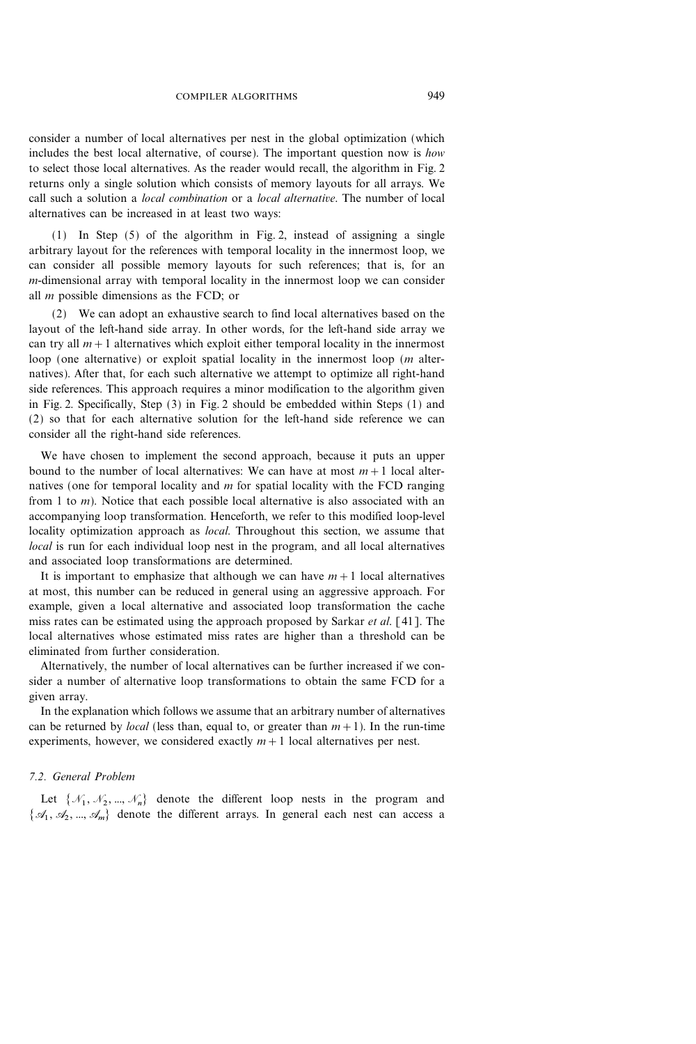consider a number of local alternatives per nest in the global optimization (which includes the best local alternative, of course). The important question now is *how* to select those local alternatives. As the reader would recall, the algorithm in Fig. 2 returns only a single solution which consists of memory layouts for all arrays. We call such a solution a *local combination* or a *local alternative*. The number of local alternatives can be increased in at least two ways:

(1) In Step (5) of the algorithm in Fig. 2, instead of assigning a single arbitrary layout for the references with temporal locality in the innermost loop, we can consider all possible memory layouts for such references; that is, for an $m$-dimensional array with temporal locality in the innermost loop we can consider all $m$ possible dimensions as the FCD; or

(2) We can adopt an exhaustive search to find local alternatives based on the layout of the left-hand side array. In other words, for the left-hand side array we can try all $m+1$ alternatives which exploit either temporal locality in the innermost loop (one alternative) or exploit spatial locality in the innermost loop ($m$ alternatives). After that, for each such alternative we attempt to optimize all right-hand side references. This approach requires a minor modification to the algorithm given in Fig. 2. Specifically, Step (3) in Fig. 2 should be embedded within Steps (1) and (2) so that for each alternative solution for the left-hand side reference we can consider all the right-hand side references.

We have chosen to implement the second approach, because it puts an upper bound to the number of local alternatives: We can have at most $m+1$ local alternatives (one for temporal locality and $m$ for spatial locality with the FCD ranging from 1 to $m$). Notice that each possible local alternative is also associated with an accompanying loop transformation. Henceforth, we refer to this modified loop-level locality optimization approach as *local*. Throughout this section, we assume that *local* is run for each individual loop nest in the program, and all local alternatives and associated loop transformations are determined.

It is important to emphasize that although we can have $m+1$ local alternatives at most, this number can be reduced in general using an aggressive approach. For example, given a local alternative and associated loop transformation the cache miss rates can be estimated using the approach proposed by Sarkar *et al.* [41]. The local alternatives whose estimated miss rates are higher than a threshold can be eliminated from further consideration.

Alternatively, the number of local alternatives can be further increased if we consider a number of alternative loop transformations to obtain the same FCD for a given array.

In the explanation which follows we assume that an arbitrary number of alternatives can be returned by *local* (less than, equal to, or greater than $m+1$). In the run-time experiments, however, we considered exactly $m+1$ local alternatives per nest.

### 7.2. General Problem

Let $\{\mathcal{N}_1, \mathcal{N}_2, ..., \mathcal{N}_n\}$ denote the different loop nests in the program and $\{\mathcal{A}_1, \mathcal{A}_2, ..., \mathcal{A}_m\}$ denote the different arrays. In general each nest can access a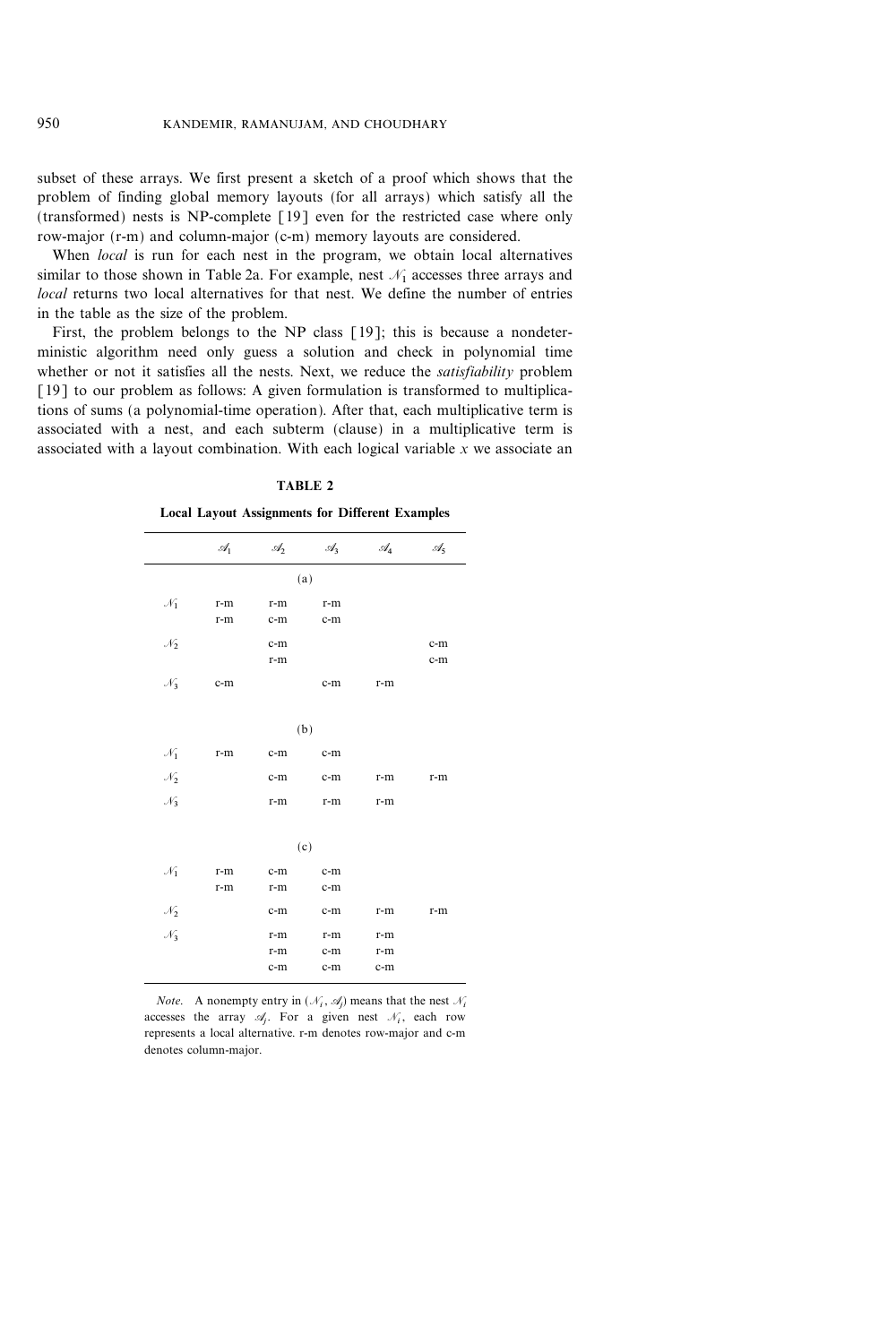subset of these arrays. We first present a sketch of a proof which shows that the problem of finding global memory layouts (for all arrays) which satisfy all the (transformed) nests is NP-complete [19] even for the restricted case where only row-major (r-m) and column-major (c-m) memory layouts are considered.

When *local* is run for each nest in the program, we obtain local alternatives similar to those shown in Table 2a. For example, nest $\mathcal{N}_1$ accesses three arrays and *local* returns two local alternatives for that nest. We define the number of entries in the table as the size of the problem.

First, the problem belongs to the NP class [19]; this is because a nondeterministic algorithm need only guess a solution and check in polynomial time whether or not it satisfies all the nests. Next, we reduce the *satisfiability* problem [19] to our problem as follows: A given formulation is transformed to multiplications of sums (a polynomial-time operation). After that, each multiplicative term is associated with a nest, and each subterm (clause) in a multiplicative term is associated with a layout combination. With each logical variable $x$ we associate an

**TABLE 2**

**Local Layout Assignments for Different Examples**

| | $\mathcal{A}_1$ | $\mathcal{A}_2$ | $\mathcal{A}_3$ | $\mathcal{A}_4$ | $\mathcal{A}_5$ |
|---|---|---|---|---|---|
| | | | (a) | | |
| $\mathcal{N}_1$ | r-m | r-m | r-m | | |
| | r-m | c-m | c-m | | |
| $\mathcal{N}_2$ | | c-m | | | c-m |
| | | r-m | | | c-m |
| $\mathcal{N}_3$ | c-m | | c-m | r-m | |
| | | | (b) | | |
| $\mathcal{N}_1$ | r-m | c-m | c-m | | |
| $\mathcal{N}_2$ | | c-m | c-m | r-m | r-m |
| $\mathcal{N}_3$ | | r-m | r-m | r-m | |
| | | | (c) | | |
| $\mathcal{N}_1$ | r-m | c-m | c-m | | |
| | r-m | r-m | c-m | | |
| $\mathcal{N}_2$ | | c-m | c-m | r-m | r-m |
| $\mathcal{N}_3$ | | r-m | r-m | r-m | |
| | | r-m | c-m | r-m | |
| | | c-m | c-m | c-m | |

*Note.* A nonempty entry in $(\mathcal{N}_i, \mathcal{A}_j)$ means that the nest $\mathcal{N}_i$ accesses the array $\mathcal{A}_j$. For a given nest $\mathcal{N}_i$, each row represents a local alternative. r-m denotes row-major and c-m denotes column-major.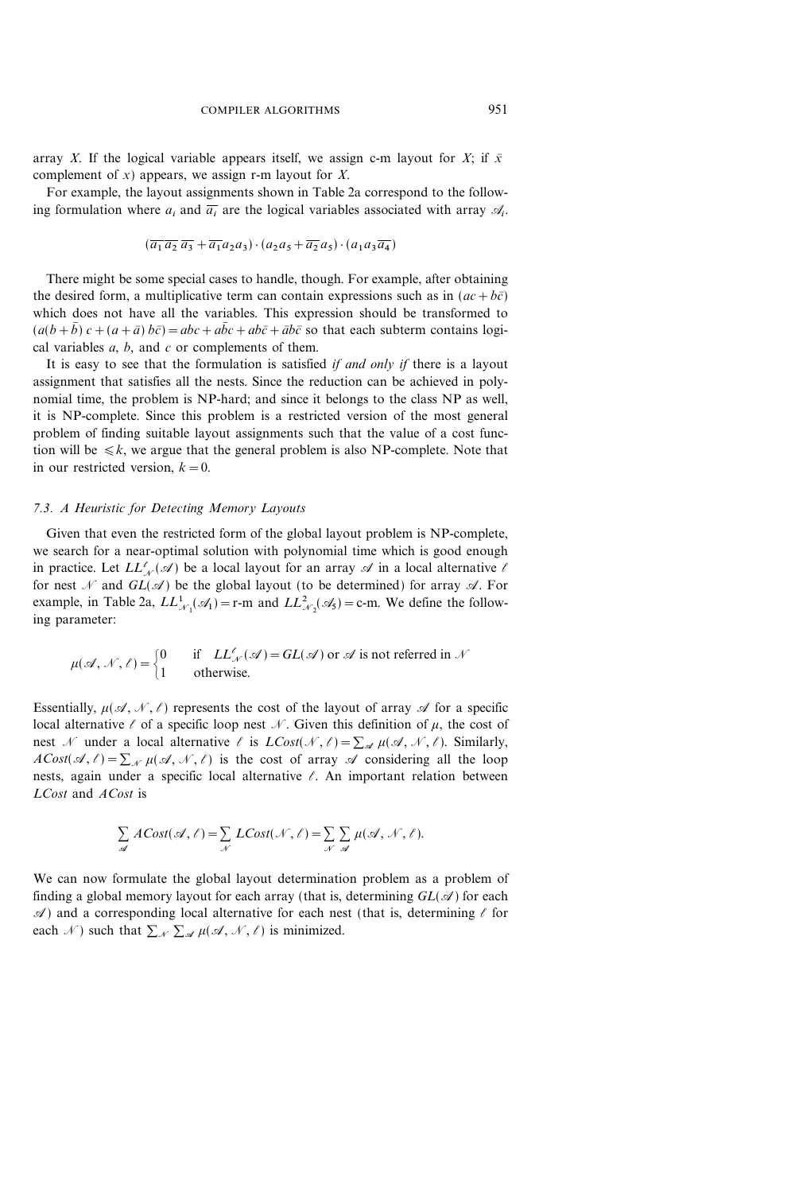array $X$. If the logical variable appears itself, we assign c-m layout for $X$; if $\bar{x}$ complement of $x$) appears, we assign r-m layout for $X$.

For example, the layout assignments shown in Table 2a correspond to the following formulation where $a_i$ and $\overline{a_i}$ are the logical variables associated with array $\mathscr{A}_i$.

$$(\overline{a_1}\,\overline{a_2}\,\overline{a_3} + \overline{a_1}a_2a_3) \cdot (a_2a_5 + \overline{a_2}a_5) \cdot (a_1a_3\overline{a_4})$$

There might be some special cases to handle, though. For example, after obtaining the desired form, a multiplicative term can contain expressions such as in $(ac + b\bar{c})$ which does not have all the variables. This expression should be transformed to $(a(b+\bar{b})\,c + (a+\bar{a})\,b\bar{c}) = abc + a\bar{b}c + ab\bar{c} + \bar{a}b\bar{c}$ so that each subterm contains logical variables $a$, $b$, and $c$ or complements of them.

It is easy to see that the formulation is satisfied *if and only if* there is a layout assignment that satisfies all the nests. Since the reduction can be achieved in polynomial time, the problem is NP-hard; and since it belongs to the class NP as well, it is NP-complete. Since this problem is a restricted version of the most general problem of finding suitable layout assignments such that the value of a cost function will be $\leqslant k$, we argue that the general problem is also NP-complete. Note that in our restricted version, $k = 0$.

### 7.3. A Heuristic for Detecting Memory Layouts

Given that even the restricted form of the global layout problem is NP-complete, we search for a near-optimal solution with polynomial time which is good enough in practice. Let $LL^{\ell}_{\mathscr{N}}(\mathscr{A})$ be a local layout for an array $\mathscr{A}$ in a local alternative $\ell$ for nest $\mathscr{N}$ and $GL(\mathscr{A})$ be the global layout (to be determined) for array $\mathscr{A}$. For example, in Table 2a, $LL^{1}_{\mathscr{N}_1}(\mathscr{A}_1) =$ r-m and $LL^{2}_{\mathscr{N}_2}(\mathscr{A}_5) =$ c-m. We define the following parameter:

$$\mu(\mathscr{A}, \mathscr{N}, \ell) = \begin{cases} 0 & \text{if} \quad LL^{\ell}_{\mathscr{N}}(\mathscr{A}) = GL(\mathscr{A}) \text{ or } \mathscr{A} \text{ is not referred in } \mathscr{N} \\ 1 & \text{otherwise.} \end{cases}$$

Essentially, $\mu(\mathscr{A}, \mathscr{N}, \ell)$ represents the cost of the layout of array $\mathscr{A}$ for a specific local alternative $\ell$ of a specific loop nest $\mathscr{N}$. Given this definition of $\mu$, the cost of nest $\mathscr{N}$ under a local alternative $\ell$ is $LCost(\mathscr{N}, \ell) = \sum_{\mathscr{A}} \mu(\mathscr{A}, \mathscr{N}, \ell)$. Similarly, $ACost(\mathscr{A}, \ell) = \sum_{\mathscr{N}} \mu(\mathscr{A}, \mathscr{N}, \ell)$ is the cost of array $\mathscr{A}$ considering all the loop nests, again under a specific local alternative $\ell$. An important relation between $LCost$ and $ACost$ is

$$\sum_{\mathscr{A}} ACost(\mathscr{A}, \ell) = \sum_{\mathscr{N}} LCost(\mathscr{N}, \ell) = \sum_{\mathscr{N}} \sum_{\mathscr{A}} \mu(\mathscr{A}, \mathscr{N}, \ell).$$

We can now formulate the global layout determination problem as a problem of finding a global memory layout for each array (that is, determining $GL(\mathscr{A})$ for each $\mathscr{A}$) and a corresponding local alternative for each nest (that is, determining $\ell$ for each $\mathscr{N}$) such that $\sum_{\mathscr{N}} \sum_{\mathscr{A}} \mu(\mathscr{A}, \mathscr{N}, \ell)$ is minimized.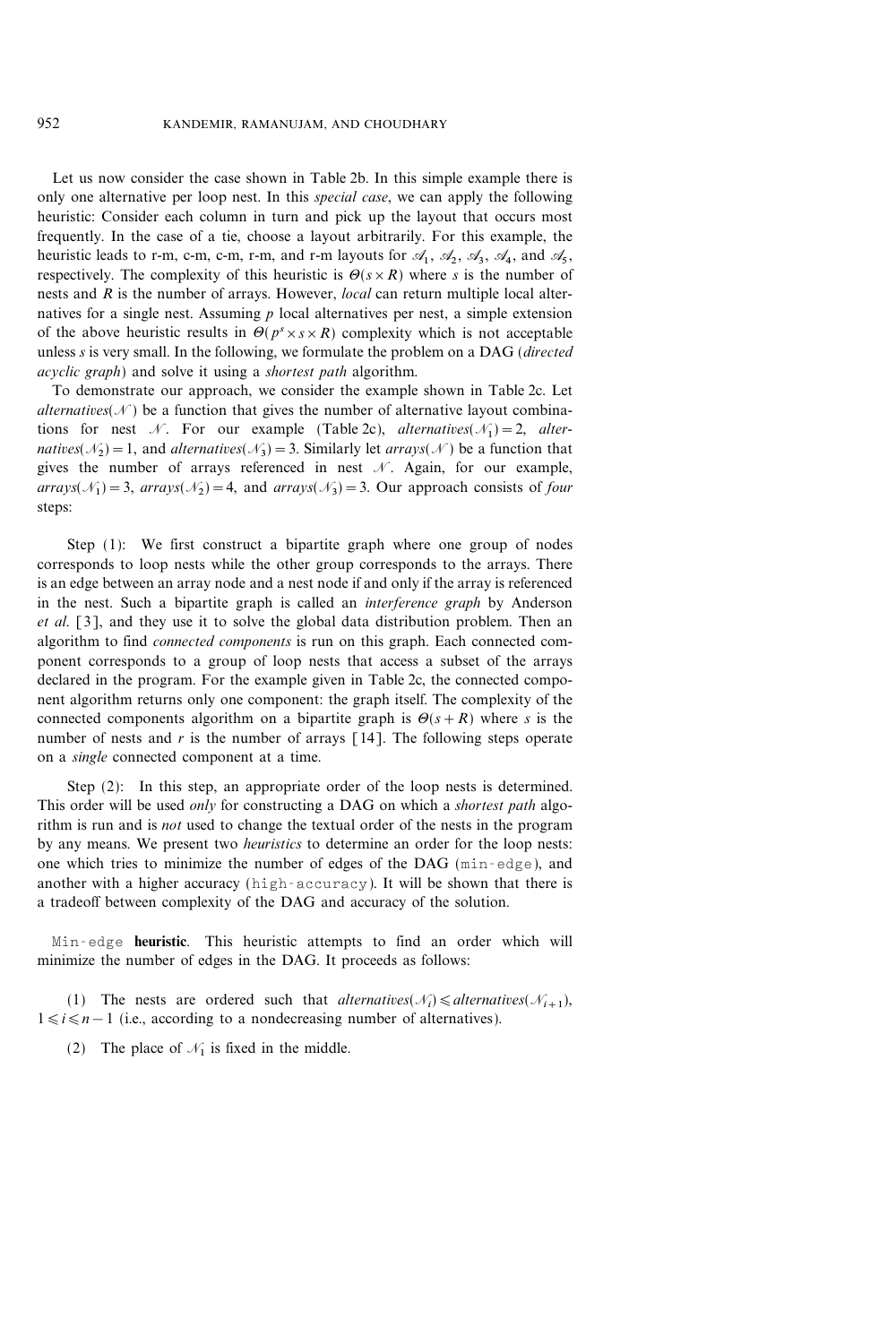Let us now consider the case shown in Table 2b. In this simple example there is only one alternative per loop nest. In this *special case*, we can apply the following heuristic: Consider each column in turn and pick up the layout that occurs most frequently. In the case of a tie, choose a layout arbitrarily. For this example, the heuristic leads to r-m, c-m, c-m, r-m, and r-m layouts for $\mathscr{A}_1$, $\mathscr{A}_2$, $\mathscr{A}_3$, $\mathscr{A}_4$, and $\mathscr{A}_5$, respectively. The complexity of this heuristic is $\Theta(s \times R)$ where $s$ is the number of nests and $R$ is the number of arrays. However, *local* can return multiple local alternatives for a single nest. Assuming $p$ local alternatives per nest, a simple extension of the above heuristic results in $\Theta(p^s \times s \times R)$ complexity which is not acceptable unless $s$ is very small. In the following, we formulate the problem on a DAG (*directed acyclic graph*) and solve it using a *shortest path* algorithm.

To demonstrate our approach, we consider the example shown in Table 2c. Let *alternatives*($\mathscr{N}$) be a function that gives the number of alternative layout combinations for nest $\mathscr{N}$. For our example (Table 2c), *alternatives*($\mathscr{N}_1$) = 2, *alternatives*($\mathscr{N}_2$) = 1, and *alternatives*($\mathscr{N}_3$) = 3. Similarly let *arrays*($\mathscr{N}$) be a function that gives the number of arrays referenced in nest $\mathscr{N}$. Again, for our example, *arrays*($\mathscr{N}_1$) = 3, *arrays*($\mathscr{N}_2$) = 4, and *arrays*($\mathscr{N}_3$) = 3. Our approach consists of *four* steps:

Step (1): We first construct a bipartite graph where one group of nodes corresponds to loop nests while the other group corresponds to the arrays. There is an edge between an array node and a nest node if and only if the array is referenced in the nest. Such a bipartite graph is called an *interference graph* by Anderson *et al.* [3], and they use it to solve the global data distribution problem. Then an algorithm to find *connected components* is run on this graph. Each connected component corresponds to a group of loop nests that access a subset of the arrays declared in the program. For the example given in Table 2c, the connected component algorithm returns only one component: the graph itself. The complexity of the connected components algorithm on a bipartite graph is $\Theta(s + R)$ where $s$ is the number of nests and $r$ is the number of arrays [14]. The following steps operate on a *single* connected component at a time.

Step (2): In this step, an appropriate order of the loop nests is determined. This order will be used *only* for constructing a DAG on which a *shortest path* algorithm is run and is *not* used to change the textual order of the nests in the program by any means. We present two *heuristics* to determine an order for the loop nests: one which tries to minimize the number of edges of the DAG (`min-edge`), and another with a higher accuracy (`high-accuracy`). It will be shown that there is a tradeoff between complexity of the DAG and accuracy of the solution.

`Min-edge` **heuristic**. This heuristic attempts to find an order which will minimize the number of edges in the DAG. It proceeds as follows:

(1) The nests are ordered such that *alternatives*($\mathscr{N}_i$) $\leqslant$ *alternatives*($\mathscr{N}_{i+1}$), $1 \leqslant i \leqslant n-1$ (i.e., according to a nondecreasing number of alternatives).

(2) The place of $\mathscr{N}_1$ is fixed in the middle.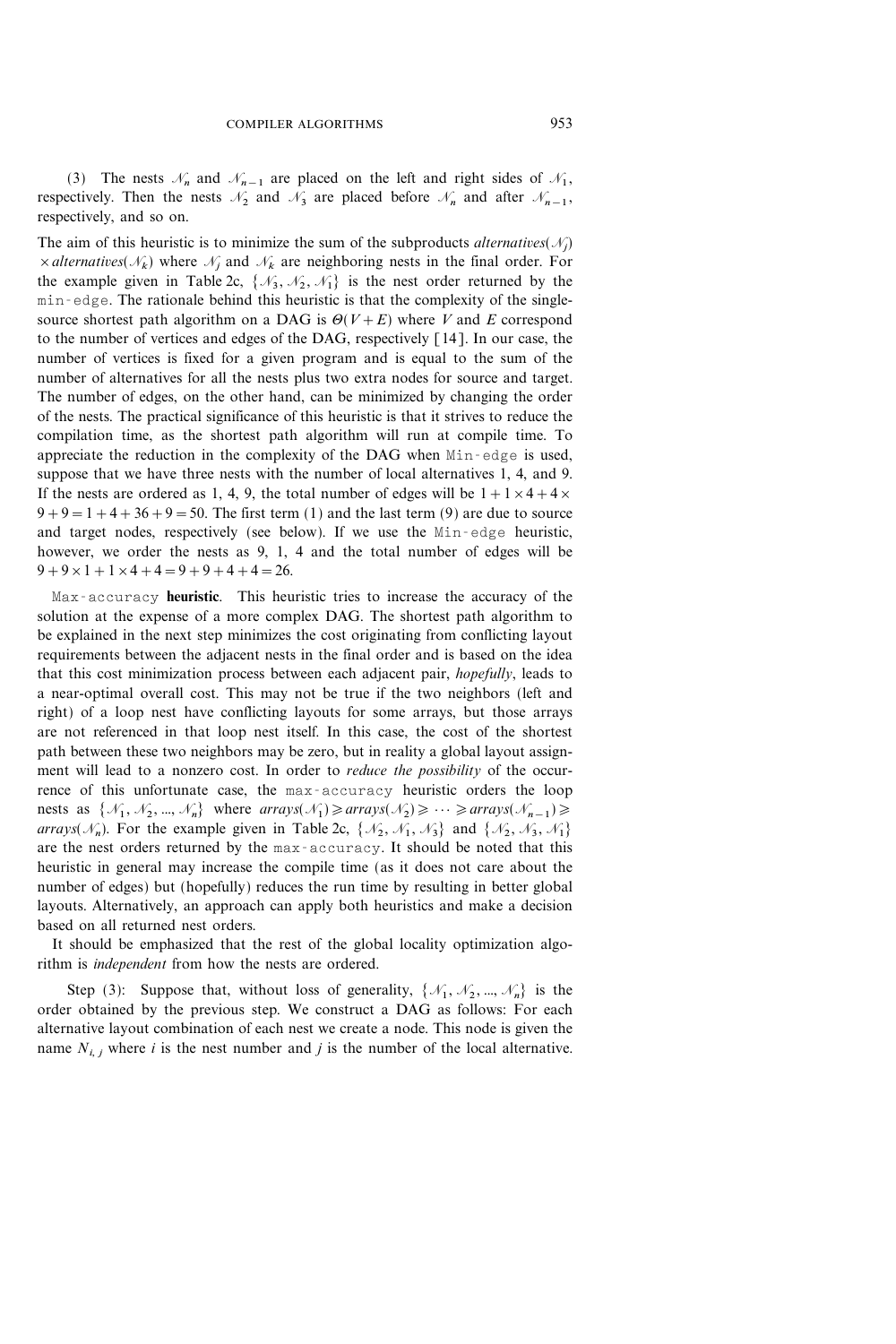(3) The nests $\mathcal{N}_n$ and $\mathcal{N}_{n-1}$ are placed on the left and right sides of $\mathcal{N}_1$, respectively. Then the nests $\mathcal{N}_2$ and $\mathcal{N}_3$ are placed before $\mathcal{N}_n$ and after $\mathcal{N}_{n-1}$, respectively, and so on.

The aim of this heuristic is to minimize the sum of the subproducts *alternatives*($\mathcal{N}_j$) $\times$ *alternatives*($\mathcal{N}_k$) where $\mathcal{N}_j$ and $\mathcal{N}_k$ are neighboring nests in the final order. For the example given in Table 2c, $\{\mathcal{N}_3, \mathcal{N}_2, \mathcal{N}_1\}$ is the nest order returned by the `min-edge`. The rationale behind this heuristic is that the complexity of the single-source shortest path algorithm on a DAG is $\Theta(V+E)$ where $V$ and $E$ correspond to the number of vertices and edges of the DAG, respectively [14]. In our case, the number of vertices is fixed for a given program and is equal to the sum of the number of alternatives for all the nests plus two extra nodes for source and target. The number of edges, on the other hand, can be minimized by changing the order of the nests. The practical significance of this heuristic is that it strives to reduce the compilation time, as the shortest path algorithm will run at compile time. To appreciate the reduction in the complexity of the DAG when `Min-edge` is used, suppose that we have three nests with the number of local alternatives 1, 4, and 9. If the nests are ordered as 1, 4, 9, the total number of edges will be $1+1\times 4+4\times 9+9=1+4+36+9=50$. The first term (1) and the last term (9) are due to source and target nodes, respectively (see below). If we use the `Min-edge` heuristic, however, we order the nests as 9, 1, 4 and the total number of edges will be $9+9\times 1+1\times 4+4=9+9+4+4=26$.

`Max-accuracy` **heuristic**. This heuristic tries to increase the accuracy of the solution at the expense of a more complex DAG. The shortest path algorithm to be explained in the next step minimizes the cost originating from conflicting layout requirements between the adjacent nests in the final order and is based on the idea that this cost minimization process between each adjacent pair, *hopefully*, leads to a near-optimal overall cost. This may not be true if the two neighbors (left and right) of a loop nest have conflicting layouts for some arrays, but those arrays are not referenced in that loop nest itself. In this case, the cost of the shortest path between these two neighbors may be zero, but in reality a global layout assignment will lead to a nonzero cost. In order to *reduce the possibility* of the occurrence of this unfortunate case, the `max-accuracy` heuristic orders the loop nests as $\{\mathcal{N}_1, \mathcal{N}_2, ..., \mathcal{N}_n\}$ where $arrays(\mathcal{N}_1) \geqslant arrays(\mathcal{N}_2) \geqslant \cdots \geqslant arrays(\mathcal{N}_{n-1}) \geqslant arrays(\mathcal{N}_n)$. For the example given in Table 2c, $\{\mathcal{N}_2, \mathcal{N}_1, \mathcal{N}_3\}$ and $\{\mathcal{N}_2, \mathcal{N}_3, \mathcal{N}_1\}$ are the nest orders returned by the `max-accuracy`. It should be noted that this heuristic in general may increase the compile time (as it does not care about the number of edges) but (hopefully) reduces the run time by resulting in better global layouts. Alternatively, an approach can apply both heuristics and make a decision based on all returned nest orders.

It should be emphasized that the rest of the global locality optimization algorithm is *independent* from how the nests are ordered.

Step (3): Suppose that, without loss of generality, $\{\mathcal{N}_1, \mathcal{N}_2, ..., \mathcal{N}_n\}$ is the order obtained by the previous step. We construct a DAG as follows: For each alternative layout combination of each nest we create a node. This node is given the name $N_{i,j}$ where $i$ is the nest number and $j$ is the number of the local alternative.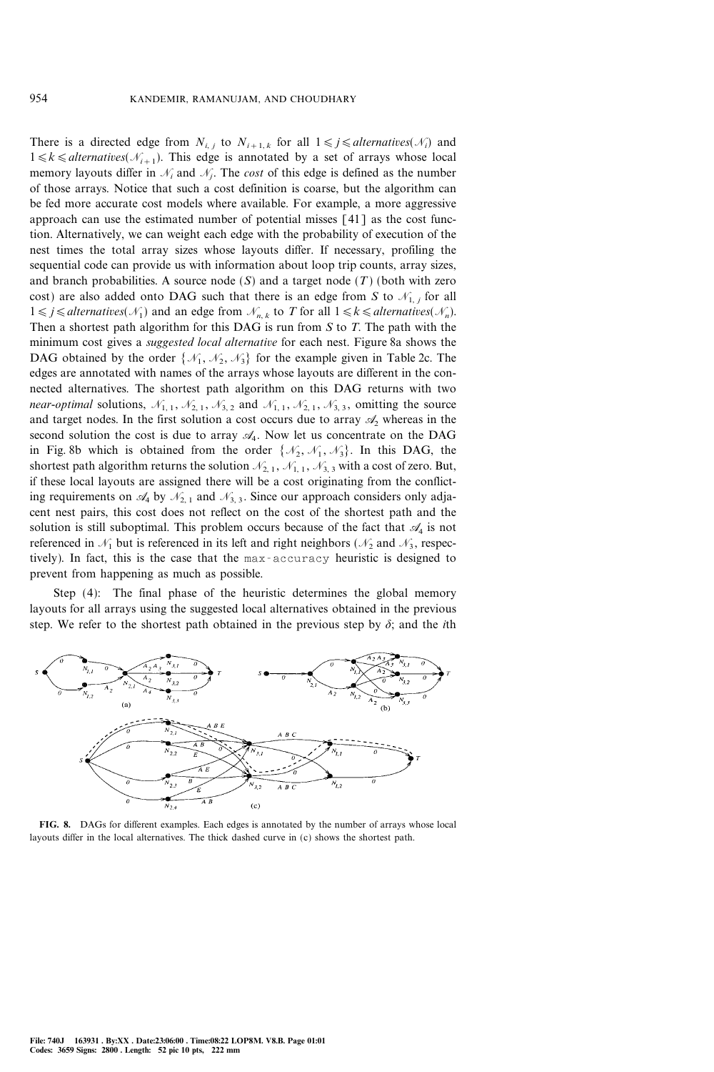There is a directed edge from $N_{i,j}$ to $N_{i+1,k}$ for all $1 \leqslant j \leqslant alternatives(\mathcal{N}_i)$ and $1 \leqslant k \leqslant alternatives(\mathcal{N}_{i+1})$. This edge is annotated by a set of arrays whose local memory layouts differ in $\mathcal{N}_i$ and $\mathcal{N}_j$. The *cost* of this edge is defined as the number of those arrays. Notice that such a cost definition is coarse, but the algorithm can be fed more accurate cost models where available. For example, a more aggressive approach can use the estimated number of potential misses [41] as the cost function. Alternatively, we can weight each edge with the probability of execution of the nest times the total array sizes whose layouts differ. If necessary, profiling the sequential code can provide us with information about loop trip counts, array sizes, and branch probabilities. A source node ($S$) and a target node ($T$) (both with zero cost) are also added onto DAG such that there is an edge from $S$ to $\mathcal{N}_{1,j}$ for all $1 \leqslant j \leqslant alternatives(\mathcal{N}_1)$ and an edge from $\mathcal{N}_{n,k}$ to $T$ for all $1 \leqslant k \leqslant alternatives(\mathcal{N}_n)$. Then a shortest path algorithm for this DAG is run from $S$ to $T$. The path with the minimum cost gives a *suggested local alternative* for each nest. Figure 8a shows the DAG obtained by the order $\{\mathcal{N}_1, \mathcal{N}_2, \mathcal{N}_3\}$ for the example given in Table 2c. The edges are annotated with names of the arrays whose layouts are different in the connected alternatives. The shortest path algorithm on this DAG returns with two *near-optimal* solutions, $\mathcal{N}_{1,1}, \mathcal{N}_{2,1}, \mathcal{N}_{3,2}$ and $\mathcal{N}_{1,1}, \mathcal{N}_{2,1}, \mathcal{N}_{3,3}$, omitting the source and target nodes. In the first solution a cost occurs due to array $\mathcal{A}_2$ whereas in the second solution the cost is due to array $\mathcal{A}_4$. Now let us concentrate on the DAG in Fig. 8b which is obtained from the order $\{\mathcal{N}_2, \mathcal{N}_1, \mathcal{N}_3\}$. In this DAG, the shortest path algorithm returns the solution $\mathcal{N}_{2,1}, \mathcal{N}_{1,1}, \mathcal{N}_{3,3}$ with a cost of zero. But, if these local layouts are assigned there will be a cost originating from the conflicting requirements on $\mathcal{A}_4$ by $\mathcal{N}_{2,1}$ and $\mathcal{N}_{3,3}$. Since our approach considers only adjacent nest pairs, this cost does not reflect on the cost of the shortest path and the solution is still suboptimal. This problem occurs because of the fact that $\mathcal{A}_4$ is not referenced in $\mathcal{N}_1$ but is referenced in its left and right neighbors ($\mathcal{N}_2$ and $\mathcal{N}_3$, respectively). In fact, this is the case that the `max-accuracy` heuristic is designed to prevent from happening as much as possible.

Step (4): The final phase of the heuristic determines the global memory layouts for all arrays using the suggested local alternatives obtained in the previous step. We refer to the shortest path obtained in the previous step by $\delta$; and the $i$th

FIG. 8. DAGs for different examples. Each edges is annotated by the number of arrays whose local layouts differ in the local alternatives. The thick dashed curve in (c) shows the shortest path.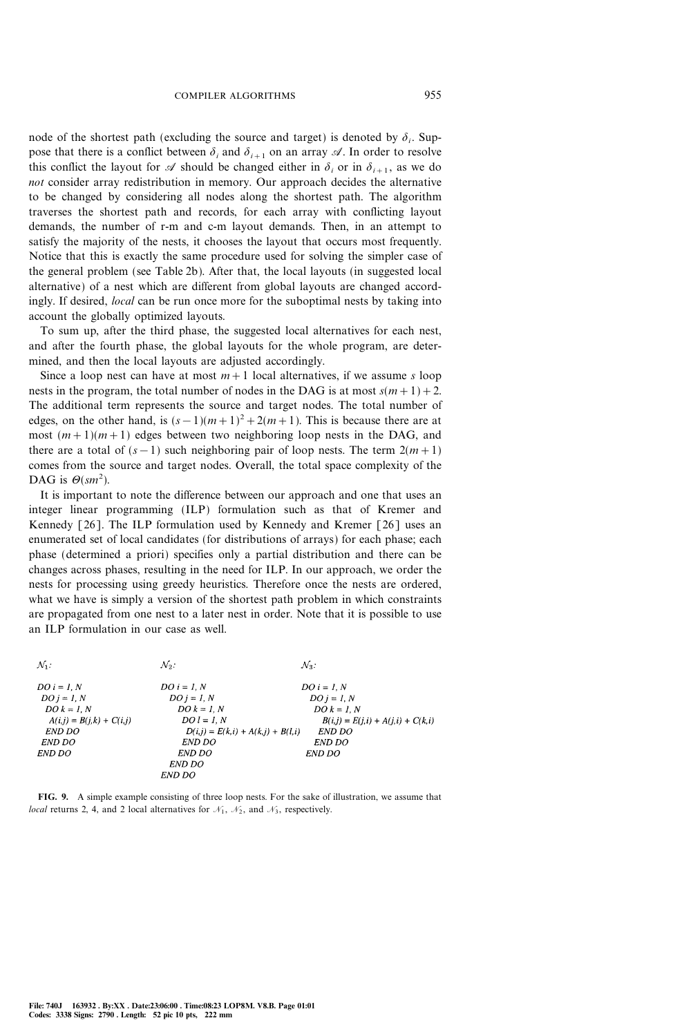node of the shortest path (excluding the source and target) is denoted by $\delta_i$. Suppose that there is a conflict between $\delta_i$ and $\delta_{i+1}$ on an array $\mathscr{A}$. In order to resolve this conflict the layout for $\mathscr{A}$ should be changed either in $\delta_i$ or in $\delta_{i+1}$, as we do *not* consider array redistribution in memory. Our approach decides the alternative to be changed by considering all nodes along the shortest path. The algorithm traverses the shortest path and records, for each array with conflicting layout demands, the number of r-m and c-m layout demands. Then, in an attempt to satisfy the majority of the nests, it chooses the layout that occurs most frequently. Notice that this is exactly the same procedure used for solving the simpler case of the general problem (see Table 2b). After that, the local layouts (in suggested local alternative) of a nest which are different from global layouts are changed accordingly. If desired, *local* can be run once more for the suboptimal nests by taking into account the globally optimized layouts.

To sum up, after the third phase, the suggested local alternatives for each nest, and after the fourth phase, the global layouts for the whole program, are determined, and then the local layouts are adjusted accordingly.

Since a loop nest can have at most $m+1$ local alternatives, if we assume $s$ loop nests in the program, the total number of nodes in the DAG is at most $s(m+1)+2$. The additional term represents the source and target nodes. The total number of edges, on the other hand, is $(s-1)(m+1)^2 + 2(m+1)$. This is because there are at most $(m+1)(m+1)$ edges between two neighboring loop nests in the DAG, and there are a total of $(s-1)$ such neighboring pair of loop nests. The term $2(m+1)$ comes from the source and target nodes. Overall, the total space complexity of the DAG is $\Theta(sm^2)$.

It is important to note the difference between our approach and one that uses an integer linear programming (ILP) formulation such as that of Kremer and Kennedy [26]. The ILP formulation used by Kennedy and Kremer [26] uses an enumerated set of local candidates (for distributions of arrays) for each phase; each phase (determined a priori) specifies only a partial distribution and there can be changes across phases, resulting in the need for ILP. In our approach, we order the nests for processing using greedy heuristics. Therefore once the nests are ordered, what we have is simply a version of the shortest path problem in which constraints are propagated from one nest to a later nest in order. Note that it is possible to use an ILP formulation in our case as well.

$\mathcal{N}_1$:

```
DO i = 1, N
  DO j = 1, N
    DO k = 1, N
      A(i,j) = B(j,k) + C(i,j)
    END DO
  END DO
END DO
```

$\mathcal{N}_2$:

```
DO i = 1, N
  DO j = 1, N
    DO k = 1, N
      DO l = 1, N
        D(i,j) = E(k,i) + A(k,j) + B(l,i)
      END DO
    END DO
  END DO
END DO
```

$\mathcal{N}_3$:

```
DO i = 1, N
  DO j = 1, N
    DO k = 1, N
      B(i,j) = E(j,i) + A(j,i) + C(k,i)
    END DO
  END DO
END DO
```

**FIG. 9.** A simple example consisting of three loop nests. For the sake of illustration, we assume that *local* returns 2, 4, and 2 local alternatives for $\mathcal{N}_1$, $\mathcal{N}_2$, and $\mathcal{N}_3$, respectively.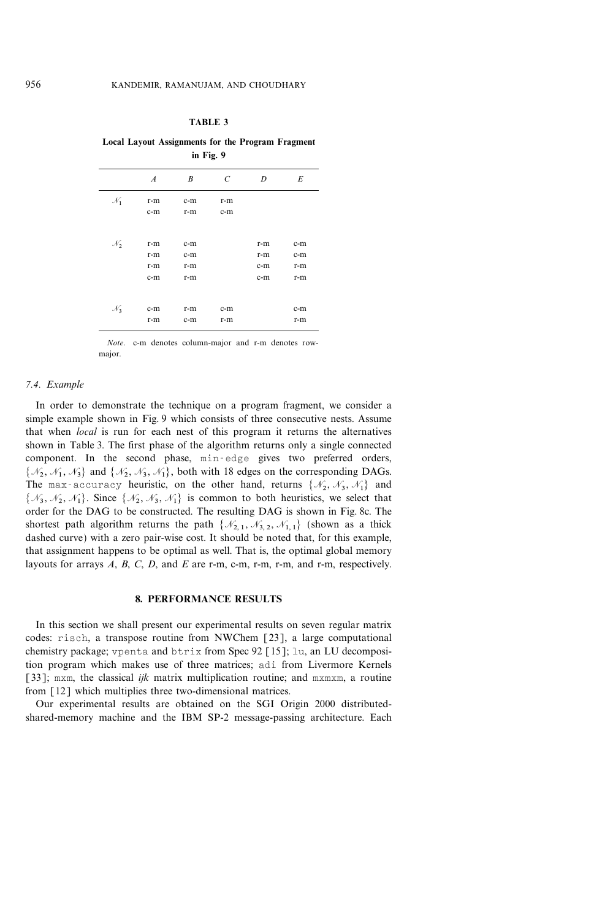**TABLE 3**

**Local Layout Assignments for the Program Fragment in Fig. 9**

| | $A$ | $B$ | $C$ | $D$ | $E$ |
|---|---|---|---|---|---|
| $\mathcal{N}_1$ | r-m | c-m | r-m | | |
| | c-m | r-m | c-m | | |
| $\mathcal{N}_2$ | r-m | c-m | | r-m | c-m |
| | r-m | c-m | | r-m | c-m |
| | r-m | r-m | | c-m | r-m |
| | c-m | r-m | | c-m | r-m |
| $\mathcal{N}_3$ | c-m | r-m | c-m | | c-m |
| | r-m | c-m | r-m | | r-m |

*Note.* c-m denotes column-major and r-m denotes row-major.

### 7.4. Example

In order to demonstrate the technique on a program fragment, we consider a simple example shown in Fig. 9 which consists of three consecutive nests. Assume that when *local* is run for each nest of this program it returns the alternatives shown in Table 3. The first phase of the algorithm returns only a single connected component. In the second phase, `min-edge` gives two preferred orders, $\{\mathcal{N}_2, \mathcal{N}_1, \mathcal{N}_3\}$ and $\{\mathcal{N}_2, \mathcal{N}_3, \mathcal{N}_1\}$, both with 18 edges on the corresponding DAGs. The `max-accuracy` heuristic, on the other hand, returns $\{\mathcal{N}_2, \mathcal{N}_3, \mathcal{N}_1\}$ and $\{\mathcal{N}_3, \mathcal{N}_2, \mathcal{N}_1\}$. Since $\{\mathcal{N}_2, \mathcal{N}_3, \mathcal{N}_1\}$ is common to both heuristics, we select that order for the DAG to be constructed. The resulting DAG is shown in Fig. 8c. The shortest path algorithm returns the path $\{\mathcal{N}_{2,1}, \mathcal{N}_{3,2}, \mathcal{N}_{1,1}\}$ (shown as a thick dashed curve) with a zero pair-wise cost. It should be noted that, for this example, that assignment happens to be optimal as well. That is, the optimal global memory layouts for arrays $A$, $B$, $C$, $D$, and $E$ are r-m, c-m, r-m, r-m, and r-m, respectively.

## 8. PERFORMANCE RESULTS

In this section we shall present our experimental results on seven regular matrix codes: `risch`, a transpose routine from NWChem [23], a large computational chemistry package; `vpenta` and `btrix` from Spec 92 [15]; `lu`, an LU decomposition program which makes use of three matrices; `adi` from Livermore Kernels [33]; `mxm`, the classical *ijk* matrix multiplication routine; and `mxmxm`, a routine from [12] which multiplies three two-dimensional matrices.

Our experimental results are obtained on the SGI Origin 2000 distributed-shared-memory machine and the IBM SP-2 message-passing architecture. Each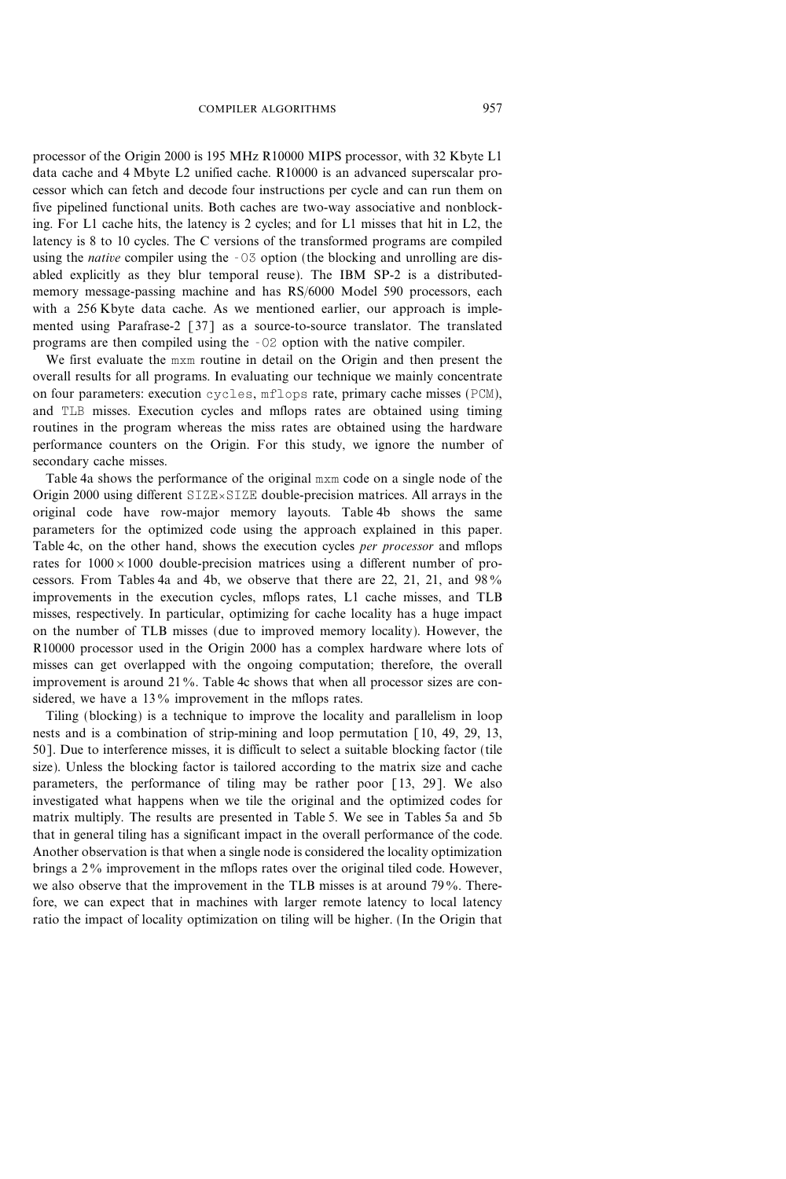processor of the Origin 2000 is 195 MHz R10000 MIPS processor, with 32 Kbyte L1 data cache and 4 Mbyte L2 unified cache. R10000 is an advanced superscalar processor which can fetch and decode four instructions per cycle and can run them on five pipelined functional units. Both caches are two-way associative and nonblocking. For L1 cache hits, the latency is 2 cycles; and for L1 misses that hit in L2, the latency is 8 to 10 cycles. The C versions of the transformed programs are compiled using the *native* compiler using the `-O3` option (the blocking and unrolling are disabled explicitly as they blur temporal reuse). The IBM SP-2 is a distributed-memory message-passing machine and has RS/6000 Model 590 processors, each with a 256 Kbyte data cache. As we mentioned earlier, our approach is implemented using Parafrase-2 [37] as a source-to-source translator. The translated programs are then compiled using the `-O2` option with the native compiler.

We first evaluate the `mxm` routine in detail on the Origin and then present the overall results for all programs. In evaluating our technique we mainly concentrate on four parameters: execution `cycles`, `mflops` rate, primary cache misses (`PCM`), and `TLB` misses. Execution cycles and mflops rates are obtained using timing routines in the program whereas the miss rates are obtained using the hardware performance counters on the Origin. For this study, we ignore the number of secondary cache misses.

Table 4a shows the performance of the original `mxm` code on a single node of the Origin 2000 using different `SIZE`×`SIZE` double-precision matrices. All arrays in the original code have row-major memory layouts. Table 4b shows the same parameters for the optimized code using the approach explained in this paper. Table 4c, on the other hand, shows the execution cycles *per processor* and mflops rates for $1000 \times 1000$ double-precision matrices using a different number of processors. From Tables 4a and 4b, we observe that there are 22, 21, 21, and 98% improvements in the execution cycles, mflops rates, L1 cache misses, and TLB misses, respectively. In particular, optimizing for cache locality has a huge impact on the number of TLB misses (due to improved memory locality). However, the R10000 processor used in the Origin 2000 has a complex hardware where lots of misses can get overlapped with the ongoing computation; therefore, the overall improvement is around 21%. Table 4c shows that when all processor sizes are considered, we have a 13% improvement in the mflops rates.

Tiling (blocking) is a technique to improve the locality and parallelism in loop nests and is a combination of strip-mining and loop permutation [10, 49, 29, 13, 50]. Due to interference misses, it is difficult to select a suitable blocking factor (tile size). Unless the blocking factor is tailored according to the matrix size and cache parameters, the performance of tiling may be rather poor [13, 29]. We also investigated what happens when we tile the original and the optimized codes for matrix multiply. The results are presented in Table 5. We see in Tables 5a and 5b that in general tiling has a significant impact in the overall performance of the code. Another observation is that when a single node is considered the locality optimization brings a 2% improvement in the mflops rates over the original tiled code. However, we also observe that the improvement in the TLB misses is at around 79%. Therefore, we can expect that in machines with larger remote latency to local latency ratio the impact of locality optimization on tiling will be higher. (In the Origin that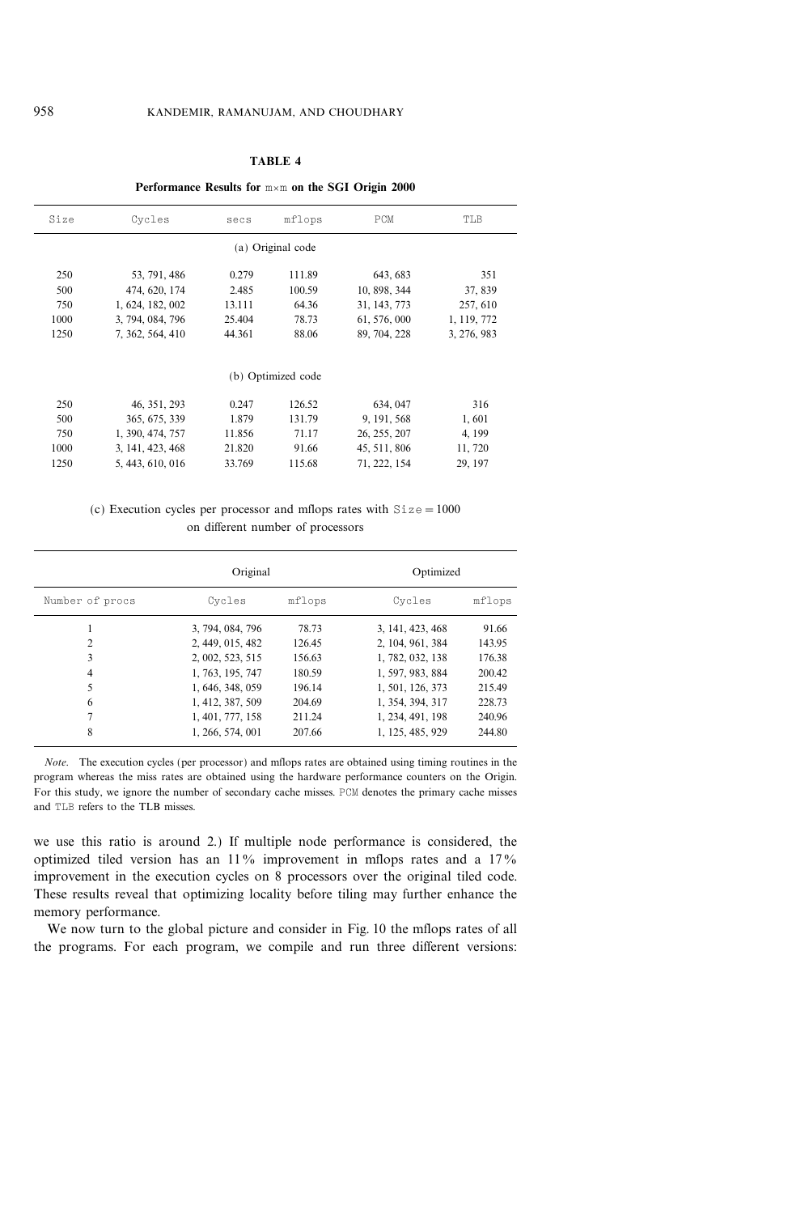**TABLE 4**

**Performance Results for m×m on the SGI Origin 2000**

| Size | Cycles | secs | mflops | PCM | TLB |
|---|---|---|---|---|---|
| | | (a) Original code | | | |
| 250 | 53, 791, 486 | 0.279 | 111.89 | 643, 683 | 351 |
| 500 | 474, 620, 174 | 2.485 | 100.59 | 10, 898, 344 | 37, 839 |
| 750 | 1, 624, 182, 002 | 13.111 | 64.36 | 31, 143, 773 | 257, 610 |
| 1000 | 3, 794, 084, 796 | 25.404 | 78.73 | 61, 576, 000 | 1, 119, 772 |
| 1250 | 7, 362, 564, 410 | 44.361 | 88.06 | 89, 704, 228 | 3, 276, 983 |
| | | (b) Optimized code | | | |
| 250 | 46, 351, 293 | 0.247 | 126.52 | 634, 047 | 316 |
| 500 | 365, 675, 339 | 1.879 | 131.79 | 9, 191, 568 | 1, 601 |
| 750 | 1, 390, 474, 757 | 11.856 | 71.17 | 26, 255, 207 | 4, 199 |
| 1000 | 3, 141, 423, 468 | 21.820 | 91.66 | 45, 511, 806 | 11, 720 |
| 1250 | 5, 443, 610, 016 | 33.769 | 115.68 | 71, 222, 154 | 29, 197 |

(c) Execution cycles per processor and mflops rates with Size = 1000 on different number of processors

| | Original | | Optimized | |
|---|---|---|---|---|
| Number of procs | Cycles | mflops | Cycles | mflops |
| 1 | 3, 794, 084, 796 | 78.73 | 3, 141, 423, 468 | 91.66 |
| 2 | 2, 449, 015, 482 | 126.45 | 2, 104, 961, 384 | 143.95 |
| 3 | 2, 002, 523, 515 | 156.63 | 1, 782, 032, 138 | 176.38 |
| 4 | 1, 763, 195, 747 | 180.59 | 1, 597, 983, 884 | 200.42 |
| 5 | 1, 646, 348, 059 | 196.14 | 1, 501, 126, 373 | 215.49 |
| 6 | 1, 412, 387, 509 | 204.69 | 1, 354, 394, 317 | 228.73 |
| 7 | 1, 401, 777, 158 | 211.24 | 1, 234, 491, 198 | 240.96 |
| 8 | 1, 266, 574, 001 | 207.66 | 1, 125, 485, 929 | 244.80 |

*Note.* The execution cycles (per processor) and mflops rates are obtained using timing routines in the program whereas the miss rates are obtained using the hardware performance counters on the Origin. For this study, we ignore the number of secondary cache misses. PCM denotes the primary cache misses and TLB refers to the TLB misses.

we use this ratio is around 2.) If multiple node performance is considered, the optimized tiled version has an 11% improvement in mflops rates and a 17% improvement in the execution cycles on 8 processors over the original tiled code. These results reveal that optimizing locality before tiling may further enhance the memory performance.

We now turn to the global picture and consider in Fig. 10 the mflops rates of all the programs. For each program, we compile and run three different versions: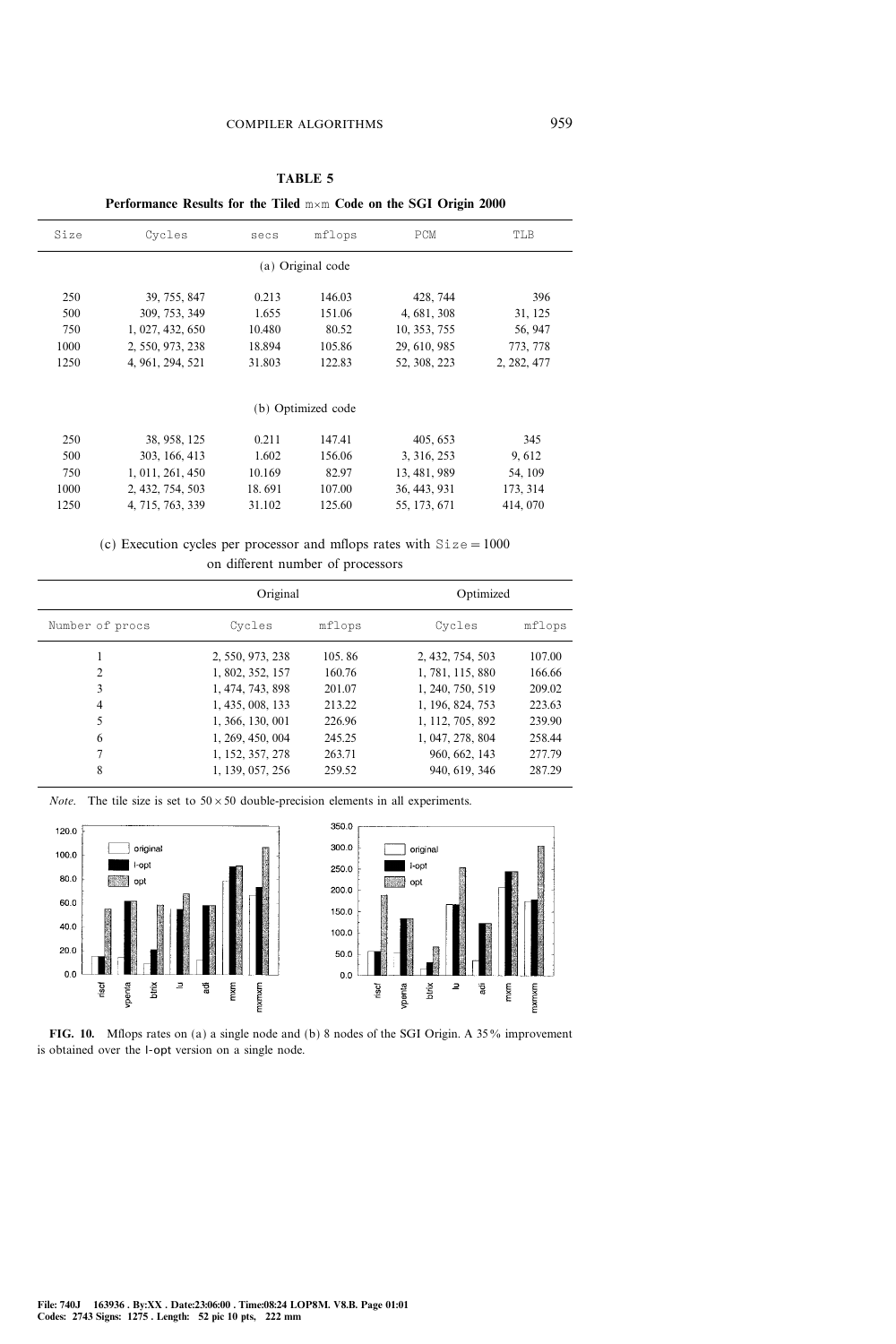**TABLE 5**

**Performance Results for the Tiled m×m Code on the SGI Origin 2000**

| Size | Cycles | secs | mflops | PCM | TLB |
|---|---|---|---|---|---|
| (a) Original code | | | | | |
| 250 | 39, 755, 847 | 0.213 | 146.03 | 428, 744 | 396 |
| 500 | 309, 753, 349 | 1.655 | 151.06 | 4, 681, 308 | 31, 125 |
| 750 | 1, 027, 432, 650 | 10.480 | 80.52 | 10, 353, 755 | 56, 947 |
| 1000 | 2, 550, 973, 238 | 18.894 | 105.86 | 29, 610, 985 | 773, 778 |
| 1250 | 4, 961, 294, 521 | 31.803 | 122.83 | 52, 308, 223 | 2, 282, 477 |
| (b) Optimized code | | | | | |
| 250 | 38, 958, 125 | 0.211 | 147.41 | 405, 653 | 345 |
| 500 | 303, 166, 413 | 1.602 | 156.06 | 3, 316, 253 | 9, 612 |
| 750 | 1, 011, 261, 450 | 10.169 | 82.97 | 13, 481, 989 | 54, 109 |
| 1000 | 2, 432, 754, 503 | 18. 691 | 107.00 | 36, 443, 931 | 173, 314 |
| 1250 | 4, 715, 763, 339 | 31.102 | 125.60 | 55, 173, 671 | 414, 070 |

(c) Execution cycles per processor and mflops rates with Size = 1000 on different number of processors

| | Original | | Optimized | |
|---|---|---|---|---|
| Number of procs | Cycles | mflops | Cycles | mflops |
| 1 | 2, 550, 973, 238 | 105. 86 | 2, 432, 754, 503 | 107.00 |
| 2 | 1, 802, 352, 157 | 160.76 | 1, 781, 115, 880 | 166.66 |
| 3 | 1, 474, 743, 898 | 201.07 | 1, 240, 750, 519 | 209.02 |
| 4 | 1, 435, 008, 133 | 213.22 | 1, 196, 824, 753 | 223.63 |
| 5 | 1, 366, 130, 001 | 226.96 | 1, 112, 705, 892 | 239.90 |
| 6 | 1, 269, 450, 004 | 245.25 | 1, 047, 278, 804 | 258.44 |
| 7 | 1, 152, 357, 278 | 263.71 | 960, 662, 143 | 277.79 |
| 8 | 1, 139, 057, 256 | 259.52 | 940, 619, 346 | 287.29 |

*Note.* The tile size is set to $50 \times 50$ double-precision elements in all experiments.

**FIG. 10.** Mflops rates on (a) a single node and (b) 8 nodes of the SGI Origin. A 35% improvement is obtained over the l-opt version on a single node.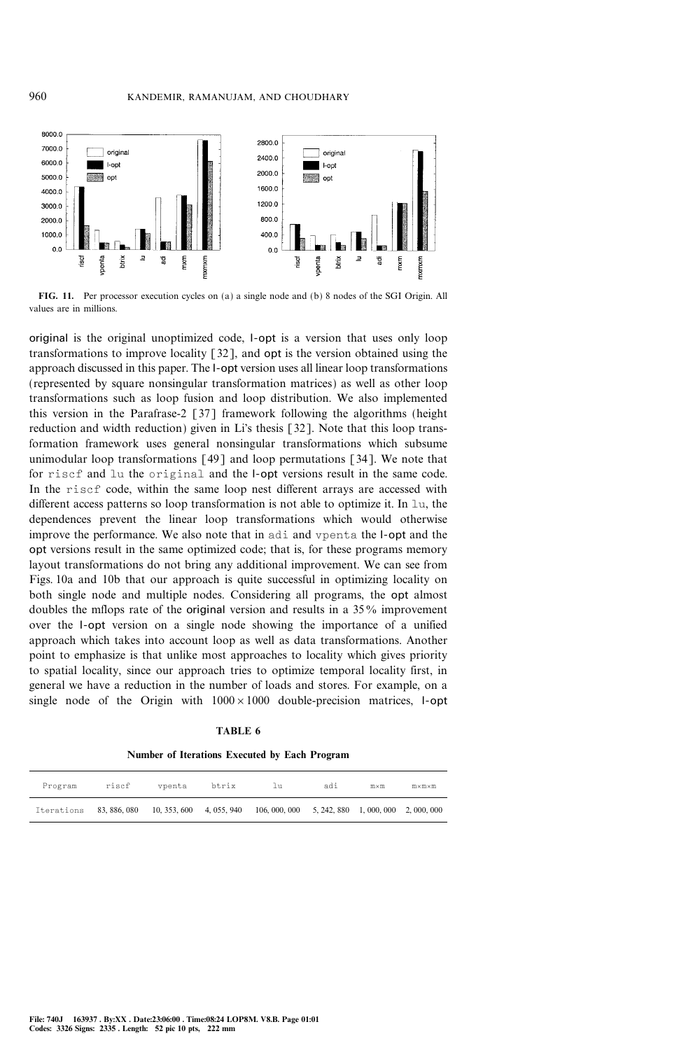**FIG. 11.** Per processor execution cycles on (a) a single node and (b) 8 nodes of the SGI Origin. All values are in millions.

original is the original unoptimized code, l-opt is a version that uses only loop transformations to improve locality [32], and opt is the version obtained using the approach discussed in this paper. The l-opt version uses all linear loop transformations (represented by square nonsingular transformation matrices) as well as other loop transformations such as loop fusion and loop distribution. We also implemented this version in the Parafrase-2 [37] framework following the algorithms (height reduction and width reduction) given in Li's thesis [32]. Note that this loop transformation framework uses general nonsingular transformations which subsume unimodular loop transformations [49] and loop permutations [34]. We note that for `riscf` and `lu` the `original` and the l-opt versions result in the same code. In the `riscf` code, within the same loop nest different arrays are accessed with different access patterns so loop transformation is not able to optimize it. In `lu`, the dependences prevent the linear loop transformations which would otherwise improve the performance. We also note that in `adi` and `vpenta` the l-opt and the opt versions result in the same optimized code; that is, for these programs memory layout transformations do not bring any additional improvement. We can see from Figs. 10a and 10b that our approach is quite successful in optimizing locality on both single node and multiple nodes. Considering all programs, the opt almost doubles the mflops rate of the original version and results in a 35% improvement over the l-opt version on a single node showing the importance of a unified approach which takes into account loop as well as data transformations. Another point to emphasize is that unlike most approaches to locality which gives priority to spatial locality, since our approach tries to optimize temporal locality first, in general we have a reduction in the number of loads and stores. For example, on a single node of the Origin with $1000 \times 1000$ double-precision matrices, l-opt

**TABLE 6**

**Number of Iterations Executed by Each Program**

| Program | riscf | vpenta | btrix | lu | adi | m×m | m×m×m |
|---|---|---|---|---|---|---|---|
| Iterations | 83, 886, 080 | 10, 353, 600 | 4, 055, 940 | 106, 000, 000 | 5, 242, 880 | 1, 000, 000 | 2, 000, 000 |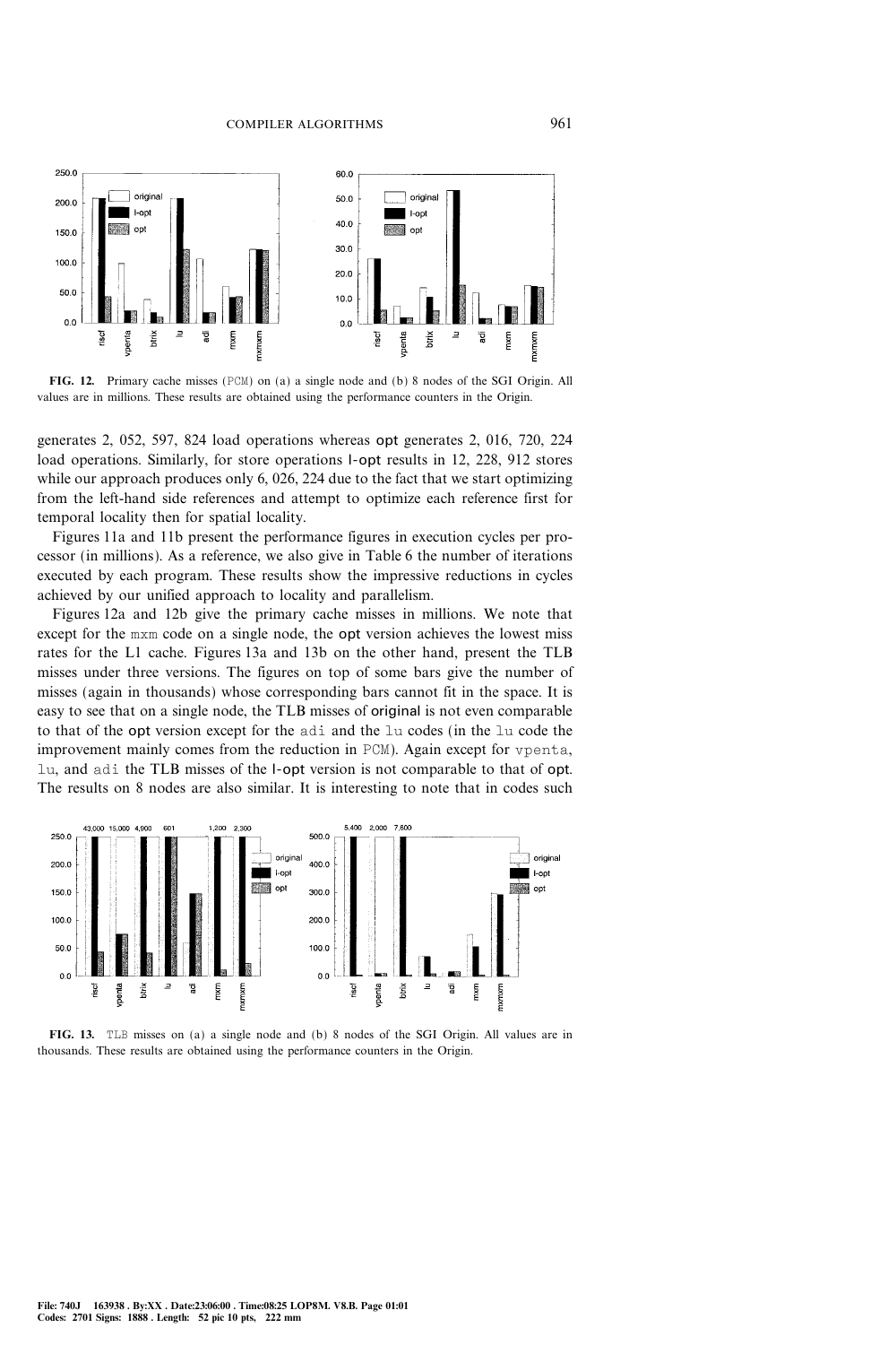FIG. 12. Primary cache misses (PCM) on (a) a single node and (b) 8 nodes of the SGI Origin. All values are in millions. These results are obtained using the performance counters in the Origin.

generates 2, 052, 597, 824 load operations whereas opt generates 2, 016, 720, 224 load operations. Similarly, for store operations l-opt results in 12, 228, 912 stores while our approach produces only 6, 026, 224 due to the fact that we start optimizing from the left-hand side references and attempt to optimize each reference first for temporal locality then for spatial locality.

Figures 11a and 11b present the performance figures in execution cycles per processor (in millions). As a reference, we also give in Table 6 the number of iterations executed by each program. These results show the impressive reductions in cycles achieved by our unified approach to locality and parallelism.

Figures 12a and 12b give the primary cache misses in millions. We note that except for the mxm code on a single node, the opt version achieves the lowest miss rates for the L1 cache. Figures 13a and 13b on the other hand, present the TLB misses under three versions. The figures on top of some bars give the number of misses (again in thousands) whose corresponding bars cannot fit in the space. It is easy to see that on a single node, the TLB misses of original is not even comparable to that of the opt version except for the adi and the lu codes (in the lu code the improvement mainly comes from the reduction in PCM). Again except for vpenta, lu, and adi the TLB misses of the l-opt version is not comparable to that of opt. The results on 8 nodes are also similar. It is interesting to note that in codes such

FIG. 13. TLB misses on (a) a single node and (b) 8 nodes of the SGI Origin. All values are in thousands. These results are obtained using the performance counters in the Origin.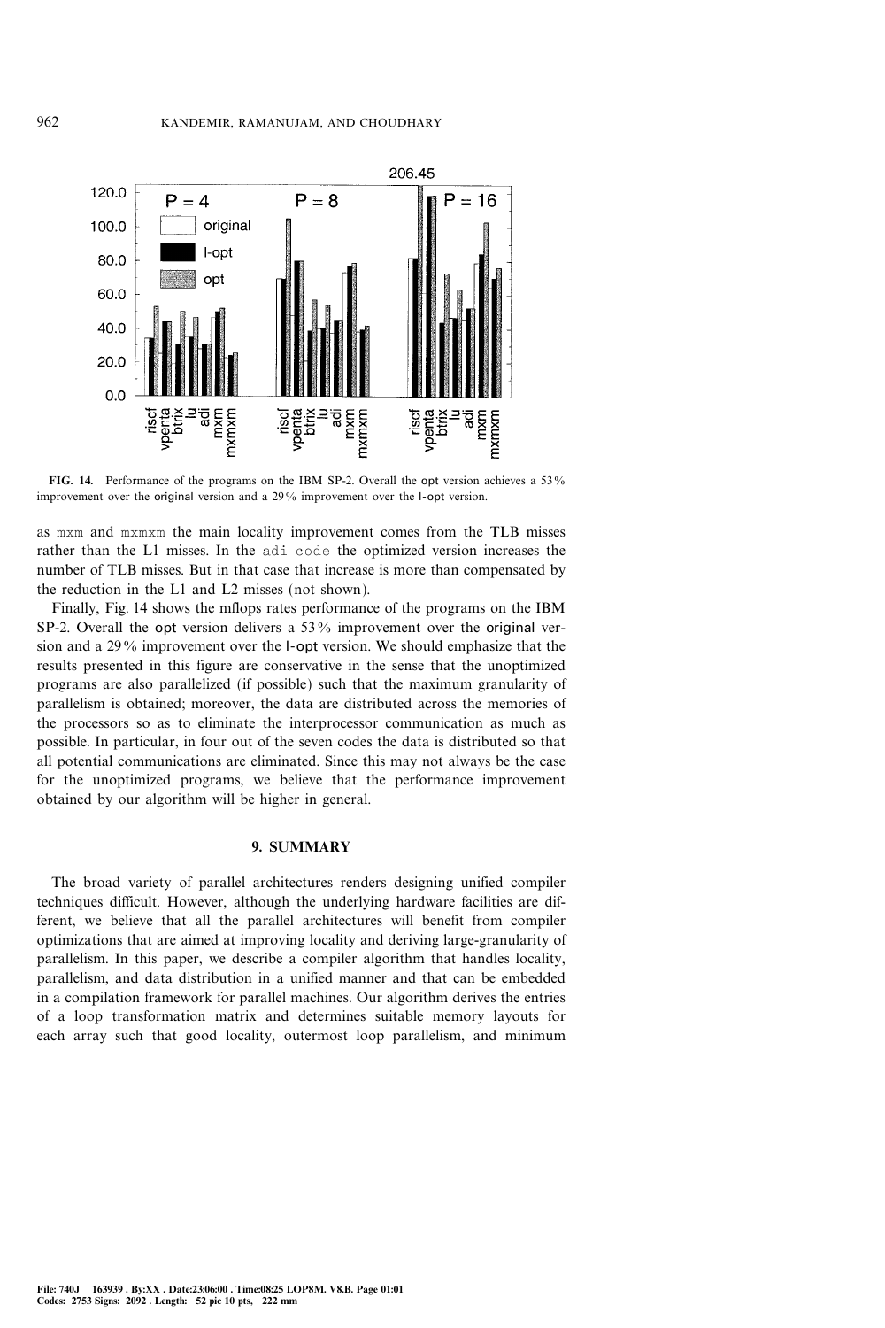**FIG. 14.** Performance of the programs on the IBM SP-2. Overall the opt version achieves a 53% improvement over the original version and a 29% improvement over the l-opt version.

as mxm and mxmxm the main locality improvement comes from the TLB misses rather than the L1 misses. In the adi code the optimized version increases the number of TLB misses. But in that case that increase is more than compensated by the reduction in the L1 and L2 misses (not shown).

Finally, Fig. 14 shows the mflops rates performance of the programs on the IBM SP-2. Overall the opt version delivers a 53% improvement over the original version and a 29% improvement over the l-opt version. We should emphasize that the results presented in this figure are conservative in the sense that the unoptimized programs are also parallelized (if possible) such that the maximum granularity of parallelism is obtained; moreover, the data are distributed across the memories of the processors so as to eliminate the interprocessor communication as much as possible. In particular, in four out of the seven codes the data is distributed so that all potential communications are eliminated. Since this may not always be the case for the unoptimized programs, we believe that the performance improvement obtained by our algorithm will be higher in general.

## 9. SUMMARY

The broad variety of parallel architectures renders designing unified compiler techniques difficult. However, although the underlying hardware facilities are different, we believe that all the parallel architectures will benefit from compiler optimizations that are aimed at improving locality and deriving large-granularity of parallelism. In this paper, we describe a compiler algorithm that handles locality, parallelism, and data distribution in a unified manner and that can be embedded in a compilation framework for parallel machines. Our algorithm derives the entries of a loop transformation matrix and determines suitable memory layouts for each array such that good locality, outermost loop parallelism, and minimum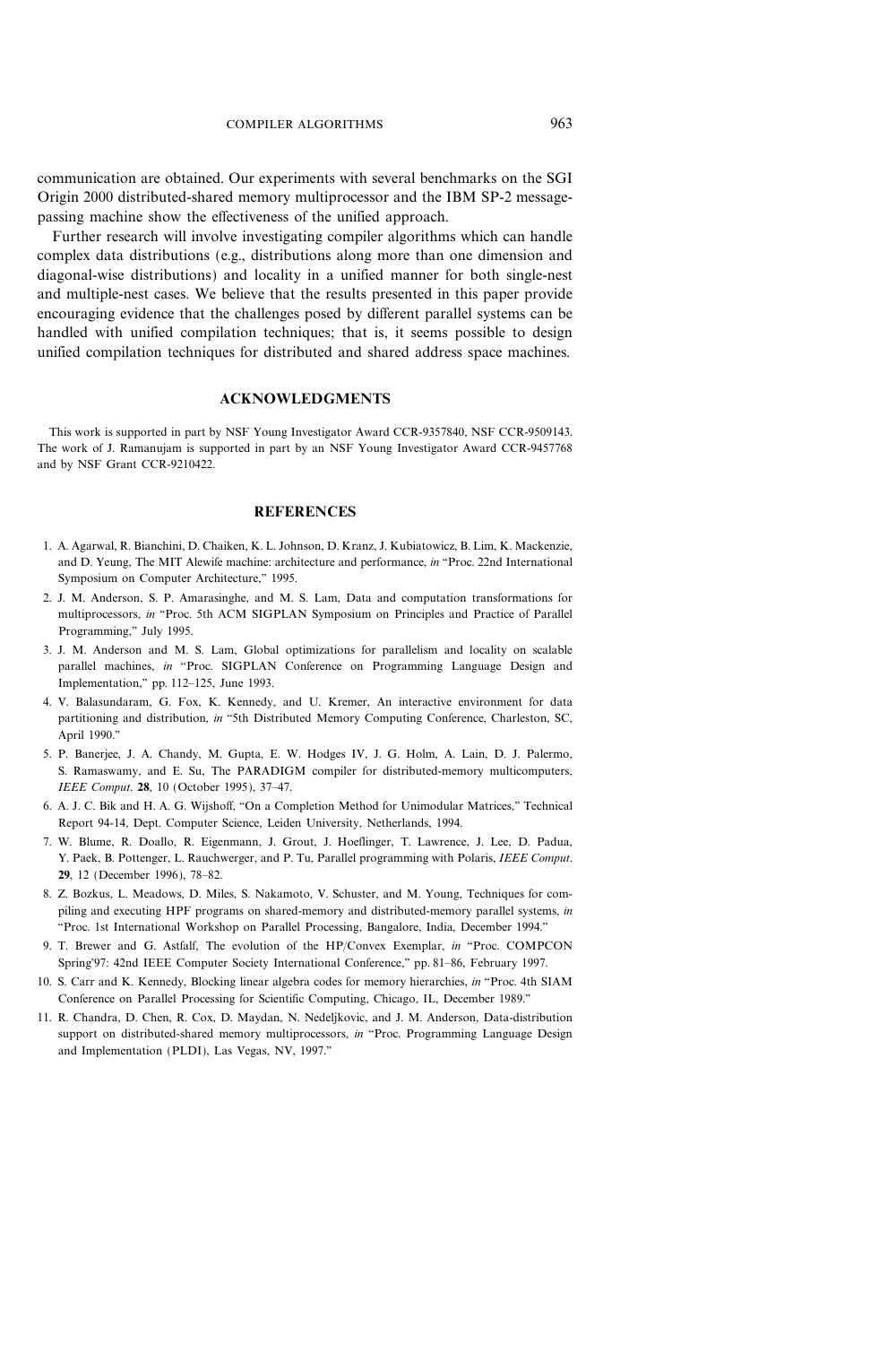communication are obtained. Our experiments with several benchmarks on the SGI Origin 2000 distributed-shared memory multiprocessor and the IBM SP-2 message-passing machine show the effectiveness of the unified approach.

Further research will involve investigating compiler algorithms which can handle complex data distributions (e.g., distributions along more than one dimension and diagonal-wise distributions) and locality in a unified manner for both single-nest and multiple-nest cases. We believe that the results presented in this paper provide encouraging evidence that the challenges posed by different parallel systems can be handled with unified compilation techniques; that is, it seems possible to design unified compilation techniques for distributed and shared address space machines.

## ACKNOWLEDGMENTS

This work is supported in part by NSF Young Investigator Award CCR-9357840, NSF CCR-9509143. The work of J. Ramanujam is supported in part by an NSF Young Investigator Award CCR-9457768 and by NSF Grant CCR-9210422.

## REFERENCES

1. A. Agarwal, R. Bianchini, D. Chaiken, K. L. Johnson, D. Kranz, J. Kubiatowicz, B. Lim, K. Mackenzie, and D. Yeung, The MIT Alewife machine: architecture and performance, *in* "Proc. 22nd International Symposium on Computer Architecture," 1995.
2. J. M. Anderson, S. P. Amarasinghe, and M. S. Lam, Data and computation transformations for multiprocessors, *in* "Proc. 5th ACM SIGPLAN Symposium on Principles and Practice of Parallel Programming," July 1995.
3. J. M. Anderson and M. S. Lam, Global optimizations for parallelism and locality on scalable parallel machines, *in* "Proc. SIGPLAN Conference on Programming Language Design and Implementation," pp. 112–125, June 1993.
4. V. Balasundaram, G. Fox, K. Kennedy, and U. Kremer, An interactive environment for data partitioning and distribution, *in* "5th Distributed Memory Computing Conference, Charleston, SC, April 1990."
5. P. Banerjee, J. A. Chandy, M. Gupta, E. W. Hodges IV, J. G. Holm, A. Lain, D. J. Palermo, S. Ramaswamy, and E. Su, The PARADIGM compiler for distributed-memory multicomputers, *IEEE Comput*. **28**, 10 (October 1995), 37–47.
6. A. J. C. Bik and H. A. G. Wijshoff, "On a Completion Method for Unimodular Matrices," Technical Report 94-14, Dept. Computer Science, Leiden University, Netherlands, 1994.
7. W. Blume, R. Doallo, R. Eigenmann, J. Grout, J. Hoeflinger, T. Lawrence, J. Lee, D. Padua, Y. Paek, B. Pottenger, L. Rauchwerger, and P. Tu, Parallel programming with Polaris, *IEEE Comput*. **29**, 12 (December 1996), 78–82.
8. Z. Bozkus, L. Meadows, D. Miles, S. Nakamoto, V. Schuster, and M. Young, Techniques for compiling and executing HPF programs on shared-memory and distributed-memory parallel systems, *in* "Proc. 1st International Workshop on Parallel Processing, Bangalore, India, December 1994."
9. T. Brewer and G. Astfalf, The evolution of the HP/Convex Exemplar, *in* "Proc. COMPCON Spring'97: 42nd IEEE Computer Society International Conference," pp. 81–86, February 1997.
10. S. Carr and K. Kennedy, Blocking linear algebra codes for memory hierarchies, *in* "Proc. 4th SIAM Conference on Parallel Processing for Scientific Computing, Chicago, IL, December 1989."
11. R. Chandra, D. Chen, R. Cox, D. Maydan, N. Nedeljkovic, and J. M. Anderson, Data-distribution support on distributed-shared memory multiprocessors, *in* "Proc. Programming Language Design and Implementation (PLDI), Las Vegas, NV, 1997."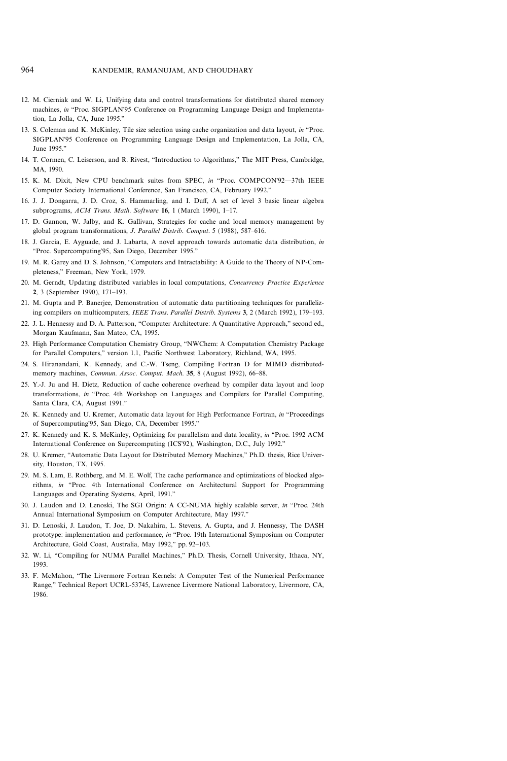12. M. Cierniak and W. Li, Unifying data and control transformations for distributed shared memory machines, *in* "Proc. SIGPLAN'95 Conference on Programming Language Design and Implementation, La Jolla, CA, June 1995."
13. S. Coleman and K. McKinley, Tile size selection using cache organization and data layout, *in* "Proc. SIGPLAN'95 Conference on Programming Language Design and Implementation, La Jolla, CA, June 1995."
14. T. Cormen, C. Leiserson, and R. Rivest, "Introduction to Algorithms," The MIT Press, Cambridge, MA, 1990.
15. K. M. Dixit, New CPU benchmark suites from SPEC, *in* "Proc. COMPCON'92—37th IEEE Computer Society International Conference, San Francisco, CA, February 1992."
16. J. J. Dongarra, J. D. Croz, S. Hammarling, and I. Duff, A set of level 3 basic linear algebra subprograms, *ACM Trans. Math. Software* **16**, 1 (March 1990), 1–17.
17. D. Gannon, W. Jalby, and K. Gallivan, Strategies for cache and local memory management by global program transformations, *J. Parallel Distrib. Comput.* 5 (1988), 587–616.
18. J. Garcia, E. Ayguade, and J. Labarta, A novel approach towards automatic data distribution, *in* "Proc. Supercomputing'95, San Diego, December 1995."
19. M. R. Garey and D. S. Johnson, "Computers and Intractability: A Guide to the Theory of NP-Completeness," Freeman, New York, 1979.
20. M. Gerndt, Updating distributed variables in local computations, *Concurrency Practice Experience* **2**, 3 (September 1990), 171–193.
21. M. Gupta and P. Banerjee, Demonstration of automatic data partitioning techniques for parallelizing compilers on multicomputers, *IEEE Trans. Parallel Distrib. Systems* **3**, 2 (March 1992), 179–193.
22. J. L. Hennessy and D. A. Patterson, "Computer Architecture: A Quantitative Approach," second ed., Morgan Kaufmann, San Mateo, CA, 1995.
23. High Performance Computation Chemistry Group, "NWChem: A Computation Chemistry Package for Parallel Computers," version 1.1, Pacific Northwest Laboratory, Richland, WA, 1995.
24. S. Hiranandani, K. Kennedy, and C.-W. Tseng, Compiling Fortran D for MIMD distributed-memory machines, *Commun. Assoc. Comput. Mach.* **35**, 8 (August 1992), 66–88.
25. Y.-J. Ju and H. Dietz, Reduction of cache coherence overhead by compiler data layout and loop transformations, *in* "Proc. 4th Workshop on Languages and Compilers for Parallel Computing, Santa Clara, CA, August 1991."
26. K. Kennedy and U. Kremer, Automatic data layout for High Performance Fortran, *in* "Proceedings of Supercomputing'95, San Diego, CA, December 1995."
27. K. Kennedy and K. S. McKinley, Optimizing for parallelism and data locality, *in* "Proc. 1992 ACM International Conference on Supercomputing (ICS'92), Washington, D.C., July 1992."
28. U. Kremer, "Automatic Data Layout for Distributed Memory Machines," Ph.D. thesis, Rice University, Houston, TX, 1995.
29. M. S. Lam, E. Rothberg, and M. E. Wolf, The cache performance and optimizations of blocked algorithms, *in* "Proc. 4th International Conference on Architectural Support for Programming Languages and Operating Systems, April, 1991."
30. J. Laudon and D. Lenoski, The SGI Origin: A CC-NUMA highly scalable server, *in* "Proc. 24th Annual International Symposium on Computer Architecture, May 1997."
31. D. Lenoski, J. Laudon, T. Joe, D. Nakahira, L. Stevens, A. Gupta, and J. Hennessy, The DASH prototype: implementation and performance, *in* "Proc. 19th International Symposium on Computer Architecture, Gold Coast, Australia, May 1992," pp. 92–103.
32. W. Li, "Compiling for NUMA Parallel Machines," Ph.D. Thesis, Cornell University, Ithaca, NY, 1993.
33. F. McMahon, "The Livermore Fortran Kernels: A Computer Test of the Numerical Performance Range," Technical Report UCRL-53745, Lawrence Livermore National Laboratory, Livermore, CA, 1986.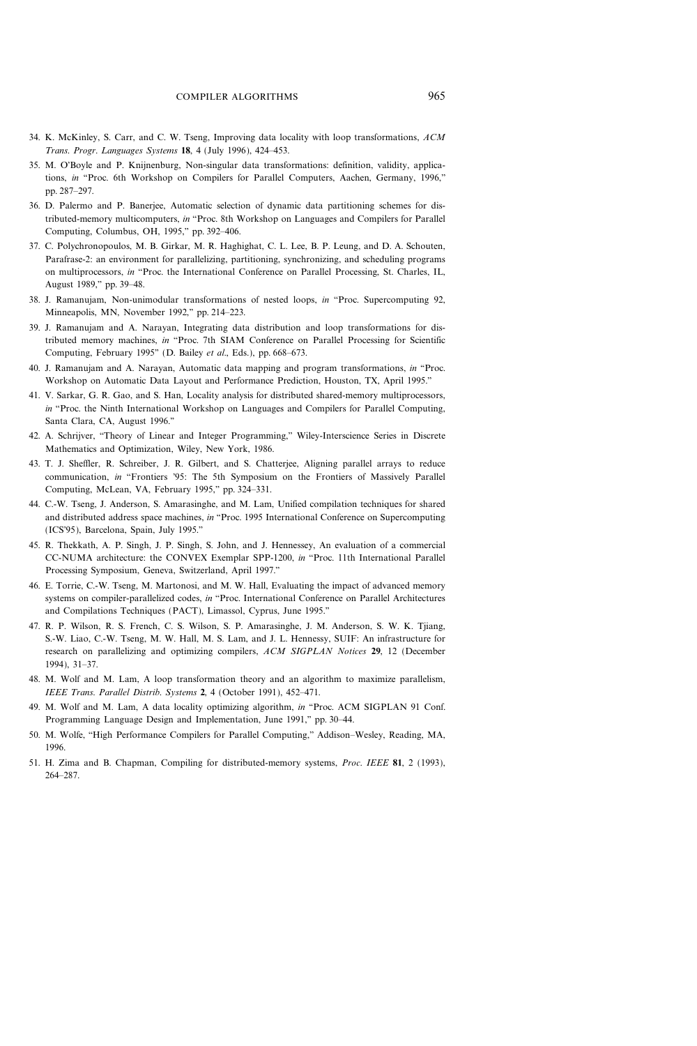34. K. McKinley, S. Carr, and C. W. Tseng, Improving data locality with loop transformations, *ACM Trans. Progr. Languages Systems* **18**, 4 (July 1996), 424–453.
35. M. O'Boyle and P. Knijnenburg, Non-singular data transformations: definition, validity, applications, *in* "Proc. 6th Workshop on Compilers for Parallel Computers, Aachen, Germany, 1996," pp. 287–297.
36. D. Palermo and P. Banerjee, Automatic selection of dynamic data partitioning schemes for distributed-memory multicomputers, *in* "Proc. 8th Workshop on Languages and Compilers for Parallel Computing, Columbus, OH, 1995," pp. 392–406.
37. C. Polychronopoulos, M. B. Girkar, M. R. Haghighat, C. L. Lee, B. P. Leung, and D. A. Schouten, Parafrase-2: an environment for parallelizing, partitioning, synchronizing, and scheduling programs on multiprocessors, *in* "Proc. the International Conference on Parallel Processing, St. Charles, IL, August 1989," pp. 39–48.
38. J. Ramanujam, Non-unimodular transformations of nested loops, *in* "Proc. Supercomputing 92, Minneapolis, MN, November 1992," pp. 214–223.
39. J. Ramanujam and A. Narayan, Integrating data distribution and loop transformations for distributed memory machines, *in* "Proc. 7th SIAM Conference on Parallel Processing for Scientific Computing, February 1995" (D. Bailey *et al.*, Eds.), pp. 668–673.
40. J. Ramanujam and A. Narayan, Automatic data mapping and program transformations, *in* "Proc. Workshop on Automatic Data Layout and Performance Prediction, Houston, TX, April 1995."
41. V. Sarkar, G. R. Gao, and S. Han, Locality analysis for distributed shared-memory multiprocessors, *in* "Proc. the Ninth International Workshop on Languages and Compilers for Parallel Computing, Santa Clara, CA, August 1996."
42. A. Schrijver, "Theory of Linear and Integer Programming," Wiley-Interscience Series in Discrete Mathematics and Optimization, Wiley, New York, 1986.
43. T. J. Sheffler, R. Schreiber, J. R. Gilbert, and S. Chatterjee, Aligning parallel arrays to reduce communication, *in* "Frontiers '95: The 5th Symposium on the Frontiers of Massively Parallel Computing, McLean, VA, February 1995," pp. 324–331.
44. C.-W. Tseng, J. Anderson, S. Amarasinghe, and M. Lam, Unified compilation techniques for shared and distributed address space machines, *in* "Proc. 1995 International Conference on Supercomputing (ICS'95), Barcelona, Spain, July 1995."
45. R. Thekkath, A. P. Singh, J. P. Singh, S. John, and J. Hennessey, An evaluation of a commercial CC-NUMA architecture: the CONVEX Exemplar SPP-1200, *in* "Proc. 11th International Parallel Processing Symposium, Geneva, Switzerland, April 1997."
46. E. Torrie, C.-W. Tseng, M. Martonosi, and M. W. Hall, Evaluating the impact of advanced memory systems on compiler-parallelized codes, *in* "Proc. International Conference on Parallel Architectures and Compilations Techniques (PACT), Limassol, Cyprus, June 1995."
47. R. P. Wilson, R. S. French, C. S. Wilson, S. P. Amarasinghe, J. M. Anderson, S. W. K. Tjiang, S.-W. Liao, C.-W. Tseng, M. W. Hall, M. S. Lam, and J. L. Hennessy, SUIF: An infrastructure for research on parallelizing and optimizing compilers, *ACM SIGPLAN Notices* **29**, 12 (December 1994), 31–37.
48. M. Wolf and M. Lam, A loop transformation theory and an algorithm to maximize parallelism, *IEEE Trans. Parallel Distrib. Systems* **2**, 4 (October 1991), 452–471.
49. M. Wolf and M. Lam, A data locality optimizing algorithm, *in* "Proc. ACM SIGPLAN 91 Conf. Programming Language Design and Implementation, June 1991," pp. 30–44.
50. M. Wolfe, "High Performance Compilers for Parallel Computing," Addison–Wesley, Reading, MA, 1996.
51. H. Zima and B. Chapman, Compiling for distributed-memory systems, *Proc. IEEE* **81**, 2 (1993), 264–287.